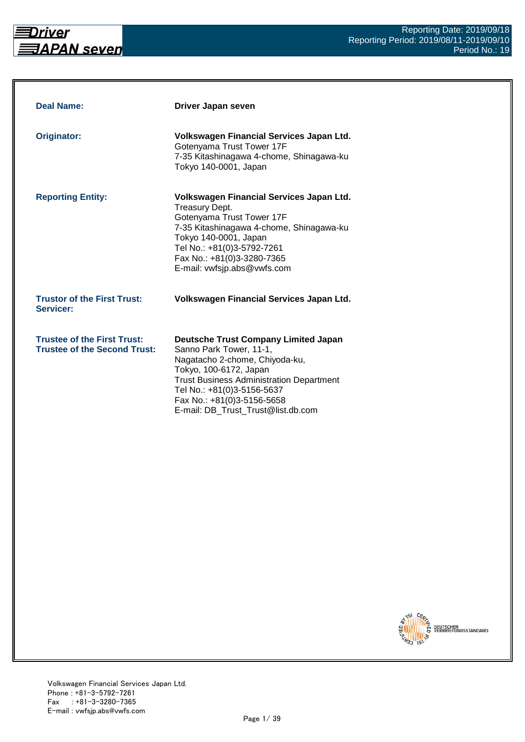Reporting Date: 2019/09/18
Reporting Period: 2019/08/11-2019/09/10
Period No.: 19

| | |
|---|---|
| **Deal Name:** | **Driver Japan seven** |
| **Originator:** | **Volkswagen Financial Services Japan Ltd.**<br>Gotenyama Trust Tower 17F<br>7-35 Kitashinagawa 4-chome, Shinagawa-ku<br>Tokyo 140-0001, Japan |
| **Reporting Entity:** | **Volkswagen Financial Services Japan Ltd.**<br>Treasury Dept.<br>Gotenyama Trust Tower 17F<br>7-35 Kitashinagawa 4-chome, Shinagawa-ku<br>Tokyo 140-0001, Japan<br>Tel No.: +81(0)3-5792-7261<br>Fax No.: +81(0)3-3280-7365<br>E-mail: vwfsjp.abs@vwfs.com |
| **Trustor of the First Trust:**<br>**Servicer:** | **Volkswagen Financial Services Japan Ltd.** |
| **Trustee of the First Trust:**<br>**Trustee of the Second Trust:** | **Deutsche Trust Company Limited Japan**<br>Sanno Park Tower, 11-1,<br>Nagatacho 2-chome, Chiyoda-ku,<br>Tokyo, 100-6172, Japan<br>Trust Business Administration Department<br>Tel No.: +81(0)3-5156-5637<br>Fax No.: +81(0)3-5156-5658<br>E-mail: DB_Trust_Trust@list.db.com |

Volkswagen Financial Services Japan Ltd.
Phone : +81-3-5792-7261
Fax : +81-3-3280-7365
E-mail : vwfsjp.abs@vwfs.com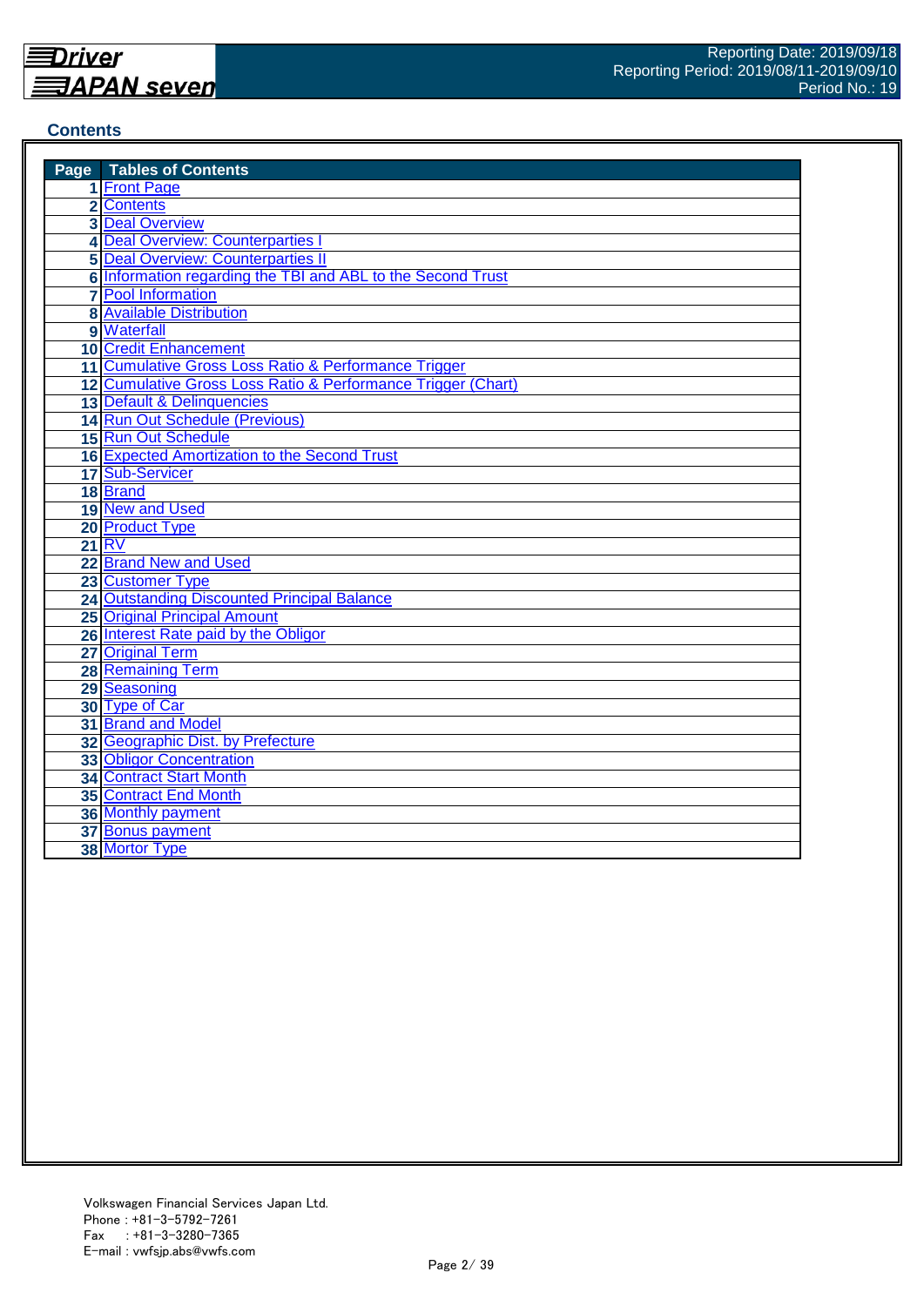## Contents

| Page | Tables of Contents |
|---|---|
| 1 | Front Page |
| 2 | Contents |
| 3 | Deal Overview |
| 4 | Deal Overview: Counterparties I |
| 5 | Deal Overview: Counterparties II |
| 6 | Information regarding the TBI and ABL to the Second Trust |
| 7 | Pool Information |
| 8 | Available Distribution |
| 9 | Waterfall |
| 10 | Credit Enhancement |
| 11 | Cumulative Gross Loss Ratio & Performance Trigger |
| 12 | Cumulative Gross Loss Ratio & Performance Trigger (Chart) |
| 13 | Default & Delinquencies |
| 14 | Run Out Schedule (Previous) |
| 15 | Run Out Schedule |
| 16 | Expected Amortization to the Second Trust |
| 17 | Sub-Servicer |
| 18 | Brand |
| 19 | New and Used |
| 20 | Product Type |
| 21 | RV |
| 22 | Brand New and Used |
| 23 | Customer Type |
| 24 | Outstanding Discounted Principal Balance |
| 25 | Original Principal Amount |
| 26 | Interest Rate paid by the Obligor |
| 27 | Original Term |
| 28 | Remaining Term |
| 29 | Seasoning |
| 30 | Type of Car |
| 31 | Brand and Model |
| 32 | Geographic Dist. by Prefecture |
| 33 | Obligor Concentration |
| 34 | Contract Start Month |
| 35 | Contract End Month |
| 36 | Monthly payment |
| 37 | Bonus payment |
| 38 | Mortor Type |

Volkswagen Financial Services Japan Ltd.
Phone : +81-3-5792-7261
Fax : +81-3-3280-7365
E-mail : vwfsjp.abs@vwfs.com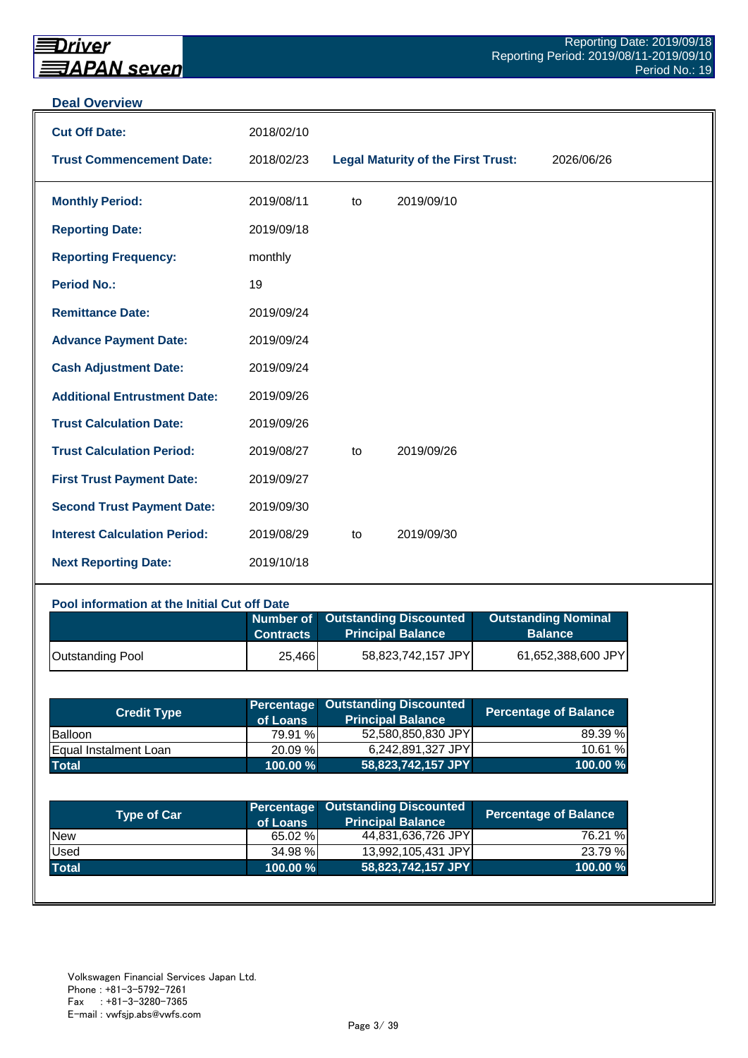## Deal Overview

| | | | |
|---|---|---|---|
| **Cut Off Date:** | 2018/02/10 | | |
| **Trust Commencement Date:** | 2018/02/23 | **Legal Maturity of the First Trust:** | 2026/06/26 |

| | | | |
|---|---|---|---|
| **Monthly Period:** | 2019/08/11 | to | 2019/09/10 |
| **Reporting Date:** | 2019/09/18 | | |
| **Reporting Frequency:** | monthly | | |
| **Period No.:** | 19 | | |
| **Remittance Date:** | 2019/09/24 | | |
| **Advance Payment Date:** | 2019/09/24 | | |
| **Cash Adjustment Date:** | 2019/09/24 | | |
| **Additional Entrustment Date:** | 2019/09/26 | | |
| **Trust Calculation Date:** | 2019/09/26 | | |
| **Trust Calculation Period:** | 2019/08/27 | to | 2019/09/26 |
| **First Trust Payment Date:** | 2019/09/27 | | |
| **Second Trust Payment Date:** | 2019/09/30 | | |
| **Interest Calculation Period:** | 2019/08/29 | to | 2019/09/30 |
| **Next Reporting Date:** | 2019/10/18 | | |

### Pool information at the Initial Cut off Date

| | Number of Contracts | Outstanding Discounted Principal Balance | Outstanding Nominal Balance |
|---|---|---|---|
| Outstanding Pool | 25,466 | 58,823,742,157 JPY | 61,652,388,600 JPY |

| Credit Type | Percentage of Loans | Outstanding Discounted Principal Balance | Percentage of Balance |
|---|---|---|---|
| Balloon | 79.91 % | 52,580,850,830 JPY | 89.39 % |
| Equal Instalment Loan | 20.09 % | 6,242,891,327 JPY | 10.61 % |
| **Total** | **100.00 %** | **58,823,742,157 JPY** | **100.00 %** |

| Type of Car | Percentage of Loans | Outstanding Discounted Principal Balance | Percentage of Balance |
|---|---|---|---|
| New | 65.02 % | 44,831,636,726 JPY | 76.21 % |
| Used | 34.98 % | 13,992,105,431 JPY | 23.79 % |
| **Total** | **100.00 %** | **58,823,742,157 JPY** | **100.00 %** |

Volkswagen Financial Services Japan Ltd.
Phone : +81-3-5792-7261
Fax : +81-3-3280-7365
E-mail : vwfsjp.abs@vwfs.com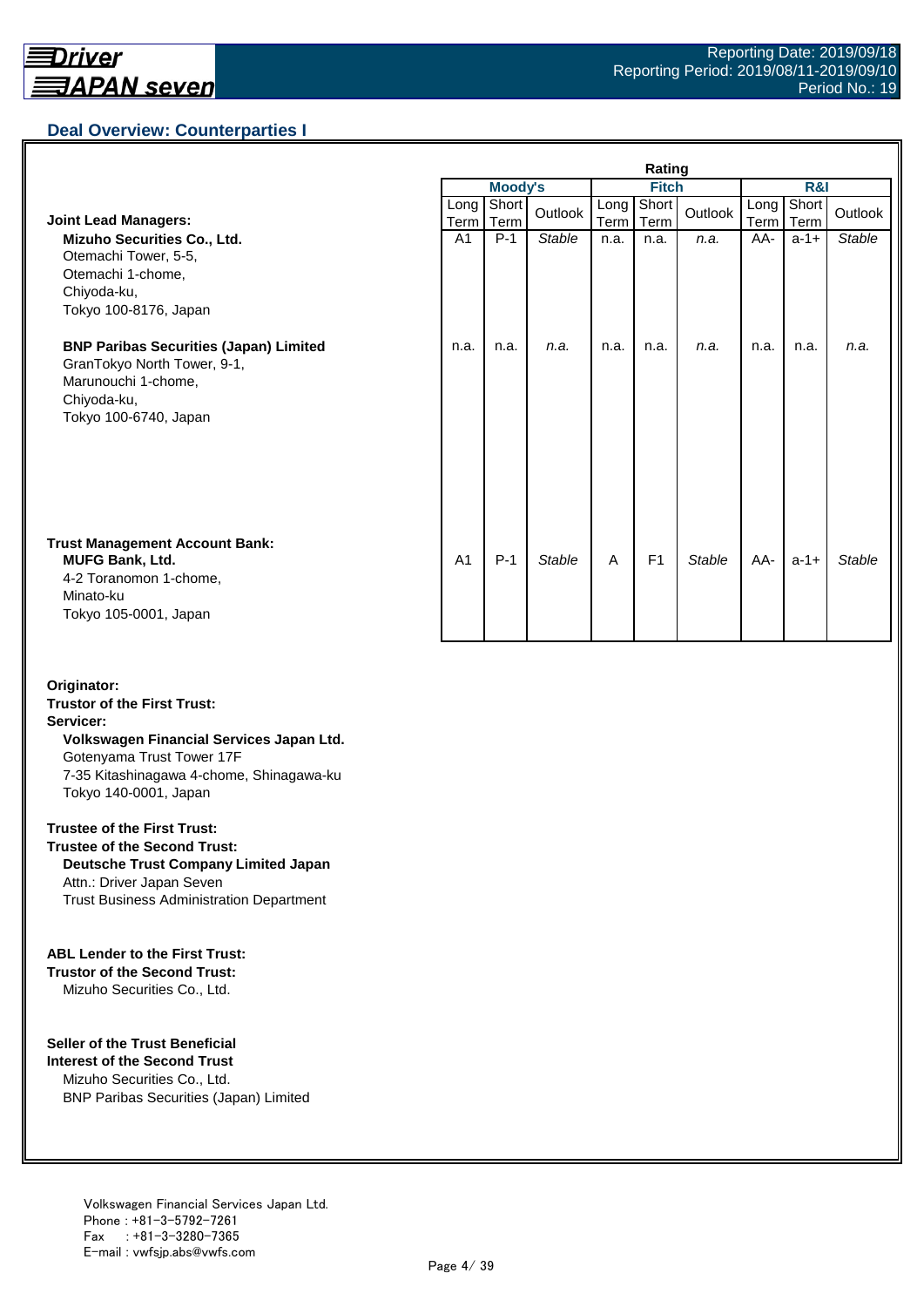## Deal Overview: Counterparties I

| | Moody's Long Term | Moody's Short Term | Moody's Outlook | Fitch Long Term | Fitch Short Term | Fitch Outlook | R&I Long Term | R&I Short Term | R&I Outlook |
|---|---|---|---|---|---|---|---|---|---|
| **Joint Lead Managers:** | | | | | | | | | |
| **Mizuho Securities Co., Ltd.**<br>Otemachi Tower, 5-5,<br>Otemachi 1-chome,<br>Chiyoda-ku,<br>Tokyo 100-8176, Japan | A1 | P-1 | *Stable* | n.a. | n.a. | *n.a.* | AA- | a-1+ | *Stable* |
| **BNP Paribas Securities (Japan) Limited**<br>GranTokyo North Tower, 9-1,<br>Marunouchi 1-chome,<br>Chiyoda-ku,<br>Tokyo 100-6740, Japan | n.a. | n.a. | *n.a.* | n.a. | n.a. | *n.a.* | n.a. | n.a. | *n.a.* |
| **Trust Management Account Bank:** | | | | | | | | | |
| **MUFG Bank, Ltd.**<br>4-2 Toranomon 1-chome,<br>Minato-ku<br>Tokyo 105-0001, Japan | A1 | P-1 | *Stable* | A | F1 | *Stable* | AA- | a-1+ | *Stable* |

**Originator:**
**Trustor of the First Trust:**
**Servicer:**
**Volkswagen Financial Services Japan Ltd.**
Gotenyama Trust Tower 17F
7-35 Kitashinagawa 4-chome, Shinagawa-ku
Tokyo 140-0001, Japan

**Trustee of the First Trust:**
**Trustee of the Second Trust:**
**Deutsche Trust Company Limited Japan**
Attn.: Driver Japan Seven
Trust Business Administration Department

**ABL Lender to the First Trust:**
**Trustor of the Second Trust:**
Mizuho Securities Co., Ltd.

**Seller of the Trust Beneficial Interest of the Second Trust**
Mizuho Securities Co., Ltd.
BNP Paribas Securities (Japan) Limited

Volkswagen Financial Services Japan Ltd.
Phone : +81-3-5792-7261
Fax : +81-3-3280-7365
E-mail : vwfsjp.abs@vwfs.com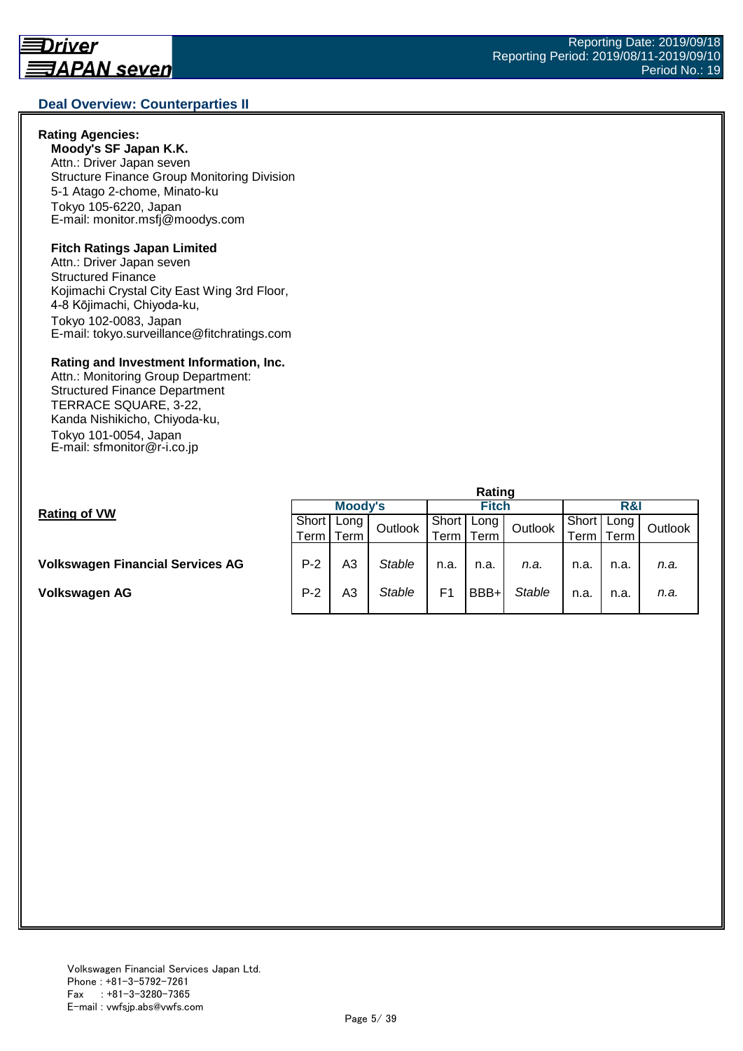## Deal Overview: Counterparties II

**Rating Agencies:**

**Moody's SF Japan K.K.**
Attn.: Driver Japan seven
Structure Finance Group Monitoring Division
5-1 Atago 2-chome, Minato-ku
Tokyo 105-6220, Japan
E-mail: monitor.msfj@moodys.com

**Fitch Ratings Japan Limited**
Attn.: Driver Japan seven
Structured Finance
Kojimachi Crystal City East Wing 3rd Floor,
4-8 Kōjimachi, Chiyoda-ku,
Tokyo 102-0083, Japan
E-mail: tokyo.surveillance@fitchratings.com

**Rating and Investment Information, Inc.**
Attn.: Monitoring Group Department:
Structured Finance Department
TERRACE SQUARE, 3-22,
Kanda Nishikicho, Chiyoda-ku,
Tokyo 101-0054, Japan
E-mail: sfmonitor@r-i.co.jp

**Rating of VW**

| | Rating | | | | | | | | |
|---|---|---|---|---|---|---|---|---|---|
| | Moody's | | | Fitch | | | R&I | | |
| | Short Term | Long Term | Outlook | Short Term | Long Term | Outlook | Short Term | Long Term | Outlook |
| **Volkswagen Financial Services AG** | P-2 | A3 | *Stable* | n.a. | n.a. | *n.a.* | n.a. | n.a. | *n.a.* |
| **Volkswagen AG** | P-2 | A3 | *Stable* | F1 | BBB+ | *Stable* | n.a. | n.a. | *n.a.* |

Volkswagen Financial Services Japan Ltd.
Phone : +81-3-5792-7261
Fax : +81-3-3280-7365
E-mail : vwfsjp.abs@vwfs.com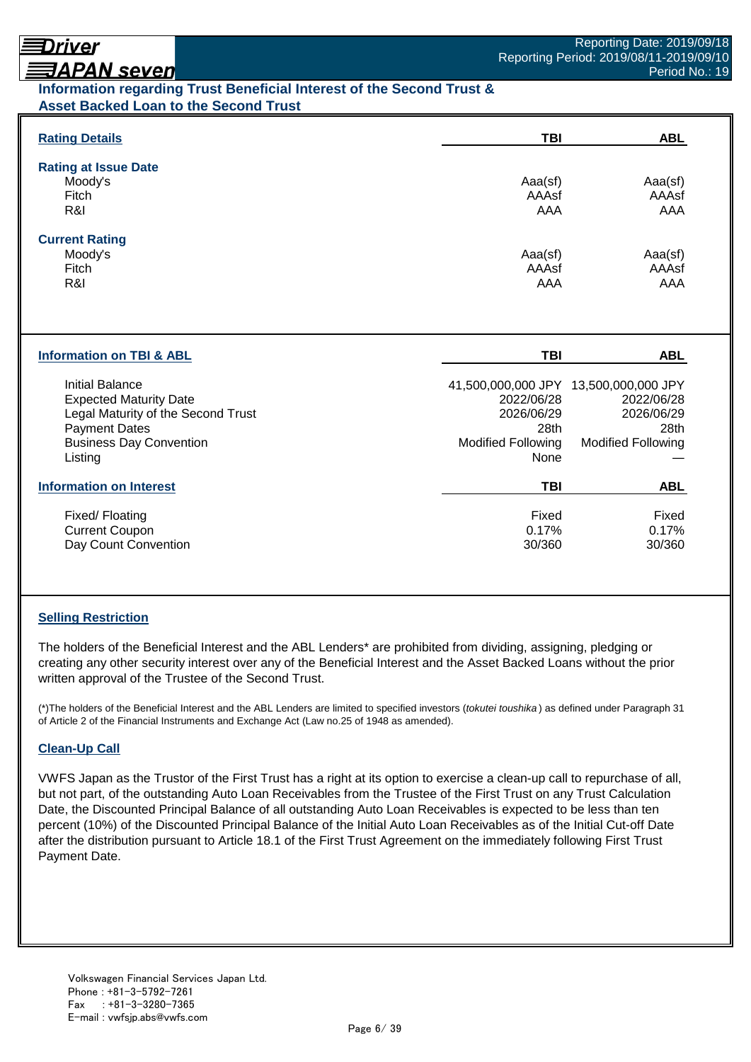## Information regarding Trust Beneficial Interest of the Second Trust & Asset Backed Loan to the Second Trust

### Rating Details

| Rating Details | TBI | ABL |
|---|---|---|
| **Rating at Issue Date** | | |
| Moody's | Aaa(sf) | Aaa(sf) |
| Fitch | AAAsf | AAAsf |
| R&I | AAA | AAA |
| **Current Rating** | | |
| Moody's | Aaa(sf) | Aaa(sf) |
| Fitch | AAAsf | AAAsf |
| R&I | AAA | AAA |

### Information on TBI & ABL

| Information on TBI & ABL | TBI | ABL |
|---|---|---|
| Initial Balance | 41,500,000,000 JPY | 13,500,000,000 JPY |
| Expected Maturity Date | 2022/06/28 | 2022/06/28 |
| Legal Maturity of the Second Trust | 2026/06/29 | 2026/06/29 |
| Payment Dates | 28th | 28th |
| Business Day Convention | Modified Following | Modified Following |
| Listing | None | — |

### Information on Interest

| Information on Interest | TBI | ABL |
|---|---|---|
| Fixed/ Floating | Fixed | Fixed |
| Current Coupon | 0.17% | 0.17% |
| Day Count Convention | 30/360 | 30/360 |

### Selling Restriction

The holders of the Beneficial Interest and the ABL Lenders* are prohibited from dividing, assigning, pledging or creating any other security interest over any of the Beneficial Interest and the Asset Backed Loans without the prior written approval of the Trustee of the Second Trust.

(*)The holders of the Beneficial Interest and the ABL Lenders are limited to specified investors (*tokutei toushika*) as defined under Paragraph 31 of Article 2 of the Financial Instruments and Exchange Act (Law no.25 of 1948 as amended).

### Clean-Up Call

VWFS Japan as the Trustor of the First Trust has a right at its option to exercise a clean-up call to repurchase of all, but not part, of the outstanding Auto Loan Receivables from the Trustee of the First Trust on any Trust Calculation Date, the Discounted Principal Balance of all outstanding Auto Loan Receivables is expected to be less than ten percent (10%) of the Discounted Principal Balance of the Initial Auto Loan Receivables as of the Initial Cut-off Date after the distribution pursuant to Article 18.1 of the First Trust Agreement on the immediately following First Trust Payment Date.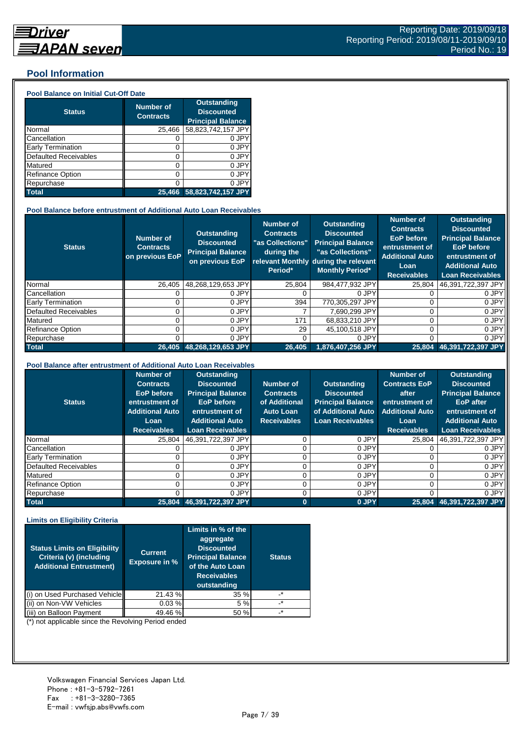## Pool Information

### Pool Balance on Initial Cut-Off Date

| Status | Number of Contracts | Outstanding Discounted Principal Balance |
|---|---|---|
| Normal | 25,466 | 58,823,742,157 JPY |
| Cancellation | 0 | 0 JPY |
| Early Termination | 0 | 0 JPY |
| Defaulted Receivables | 0 | 0 JPY |
| Matured | 0 | 0 JPY |
| Refinance Option | 0 | 0 JPY |
| Repurchase | 0 | 0 JPY |
| **Total** | **25,466** | **58,823,742,157 JPY** |

### Pool Balance before entrustment of Additional Auto Loan Receivables

| Status | Number of Contracts on previous EoP | Outstanding Discounted Principal Balance on previous EoP | Number of Contracts "as Collections" during the relevant Monthly Period* | Outstanding Discounted Principal Balance "as Collections" during the relevant Monthly Period* | Number of Contracts EoP before entrustment of Additional Auto Loan Receivables | Outstanding Discounted Principal Balance EoP before entrustment of Additional Auto Loan Receivables |
|---|---|---|---|---|---|---|
| Normal | 26,405 | 48,268,129,653 JPY | 25,804 | 984,477,932 JPY | 25,804 | 46,391,722,397 JPY |
| Cancellation | 0 | 0 JPY | 0 | 0 JPY | 0 | 0 JPY |
| Early Termination | 0 | 0 JPY | 394 | 770,305,297 JPY | 0 | 0 JPY |
| Defaulted Receivables | 0 | 0 JPY | 7 | 7,690,299 JPY | 0 | 0 JPY |
| Matured | 0 | 0 JPY | 171 | 68,833,210 JPY | 0 | 0 JPY |
| Refinance Option | 0 | 0 JPY | 29 | 45,100,518 JPY | 0 | 0 JPY |
| Repurchase | 0 | 0 JPY | 0 | 0 JPY | 0 | 0 JPY |
| **Total** | **26,405** | **48,268,129,653 JPY** | **26,405** | **1,876,407,256 JPY** | **25,804** | **46,391,722,397 JPY** |

### Pool Balance after entrustment of Additional Auto Loan Receivables

| Status | Number of Contracts EoP before entrustment of Additional Auto Loan Receivables | Outstanding Discounted Principal Balance EoP before entrustment of Additional Auto Loan Receivables | Number of Contracts of Additional Auto Loan Receivables | Outstanding Discounted Principal Balance of Additional Auto Loan Receivables | Number of Contracts EoP after entrustment of Additional Auto Loan Receivables | Outstanding Discounted Principal Balance EoP after entrustment of Additional Auto Loan Receivables |
|---|---|---|---|---|---|---|
| Normal | 25,804 | 46,391,722,397 JPY | 0 | 0 JPY | 25,804 | 46,391,722,397 JPY |
| Cancellation | 0 | 0 JPY | 0 | 0 JPY | 0 | 0 JPY |
| Early Termination | 0 | 0 JPY | 0 | 0 JPY | 0 | 0 JPY |
| Defaulted Receivables | 0 | 0 JPY | 0 | 0 JPY | 0 | 0 JPY |
| Matured | 0 | 0 JPY | 0 | 0 JPY | 0 | 0 JPY |
| Refinance Option | 0 | 0 JPY | 0 | 0 JPY | 0 | 0 JPY |
| Repurchase | 0 | 0 JPY | 0 | 0 JPY | 0 | 0 JPY |
| **Total** | **25,804** | **46,391,722,397 JPY** | **0** | **0 JPY** | **25,804** | **46,391,722,397 JPY** |

### Limits on Eligibility Criteria

| Status Limits on Eligibility Criteria (v) (including Additional Entrustment) | Current Exposure in % | Limits in % of the aggregate Discounted Principal Balance of the Auto Loan Receivables outstanding | Status |
|---|---|---|---|
| (i) on Used Purchased Vehicle | 21.43 % | 35 % | -* |
| (ii) on Non-VW Vehicles | 0.03 % | 5 % | -* |
| (iii) on Balloon Payment | 49.46 % | 50 % | -* |

(*) not applicable since the Revolving Period ended

Volkswagen Financial Services Japan Ltd.
Phone : +81-3-5792-7261
Fax : +81-3-3280-7365
E-mail : vwfsjp.abs@vwfs.com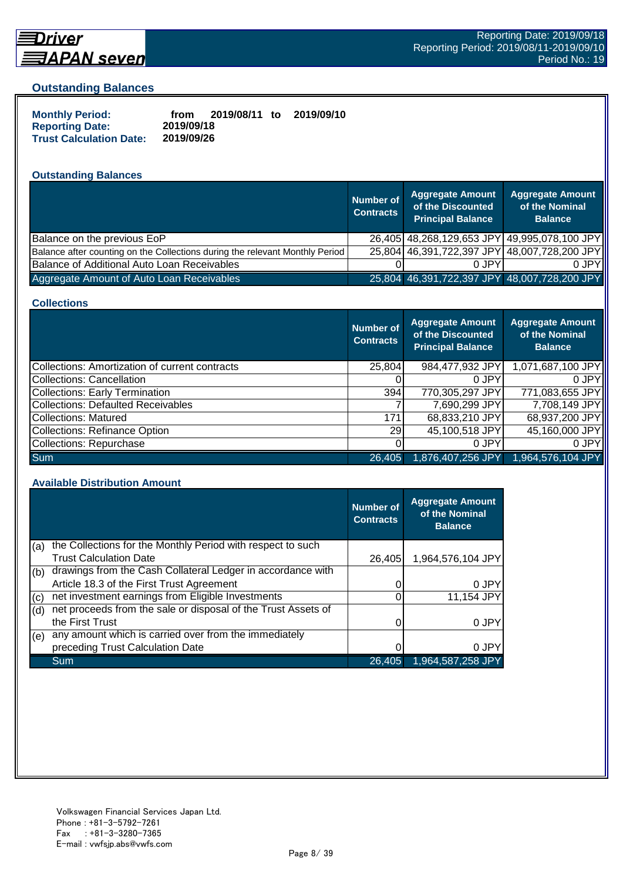## Outstanding Balances

**Monthly Period:** from 2019/08/11 to 2019/09/10
**Reporting Date:** 2019/09/18
**Trust Calculation Date:** 2019/09/26

### Outstanding Balances

| | Number of Contracts | Aggregate Amount of the Discounted Principal Balance | Aggregate Amount of the Nominal Balance |
|---|---|---|---|
| Balance on the previous EoP | 26,405 | 48,268,129,653 JPY | 49,995,078,100 JPY |
| Balance after counting on the Collections during the relevant Monthly Period | 25,804 | 46,391,722,397 JPY | 48,007,728,200 JPY |
| Balance of Additional Auto Loan Receivables | 0 | 0 JPY | 0 JPY |
| Aggregate Amount of Auto Loan Receivables | 25,804 | 46,391,722,397 JPY | 48,007,728,200 JPY |

### Collections

| | Number of Contracts | Aggregate Amount of the Discounted Principal Balance | Aggregate Amount of the Nominal Balance |
|---|---|---|---|
| Collections: Amortization of current contracts | 25,804 | 984,477,932 JPY | 1,071,687,100 JPY |
| Collections: Cancellation | 0 | 0 JPY | 0 JPY |
| Collections: Early Termination | 394 | 770,305,297 JPY | 771,083,655 JPY |
| Collections: Defaulted Receivables | 7 | 7,690,299 JPY | 7,708,149 JPY |
| Collections: Matured | 171 | 68,833,210 JPY | 68,937,200 JPY |
| Collections: Refinance Option | 29 | 45,100,518 JPY | 45,160,000 JPY |
| Collections: Repurchase | 0 | 0 JPY | 0 JPY |
| Sum | 26,405 | 1,876,407,256 JPY | 1,964,576,104 JPY |

### Available Distribution Amount

| | | Number of Contracts | Aggregate Amount of the Nominal Balance |
|---|---|---|---|
| (a) | the Collections for the Monthly Period with respect to such Trust Calculation Date | 26,405 | 1,964,576,104 JPY |
| (b) | drawings from the Cash Collateral Ledger in accordance with Article 18.3 of the First Trust Agreement | 0 | 0 JPY |
| (c) | net investment earnings from Eligible Investments | 0 | 11,154 JPY |
| (d) | net proceeds from the sale or disposal of the Trust Assets of the First Trust | 0 | 0 JPY |
| (e) | any amount which is carried over from the immediately preceding Trust Calculation Date | 0 | 0 JPY |
| | Sum | 26,405 | 1,964,587,258 JPY |

Volkswagen Financial Services Japan Ltd.
Phone : +81-3-5792-7261
Fax : +81-3-3280-7365
E-mail : vwfsjp.abs@vwfs.com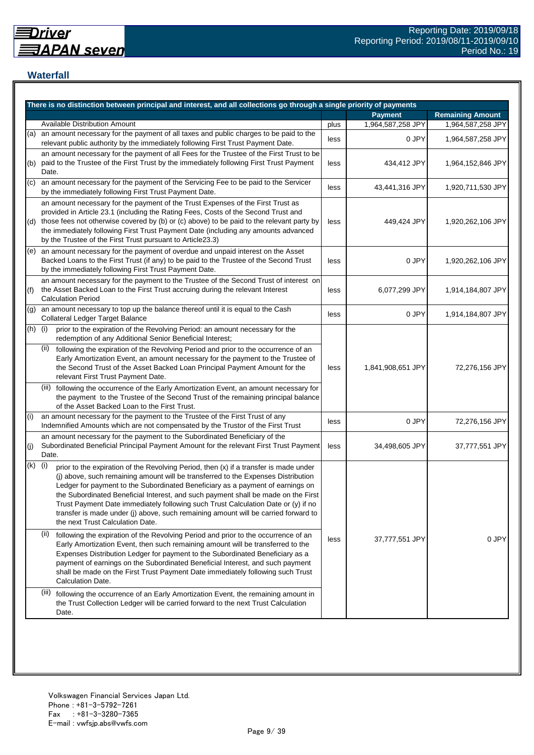## Waterfall

| There is no distinction between principal and interest, and all collections go through a single priority of payments | | | Payment | Remaining Amount |
|---|---|---|---|---|
| | Available Distribution Amount | plus | 1,964,587,258 JPY | 1,964,587,258 JPY |
| (a) | an amount necessary for the payment of all taxes and public charges to be paid to the relevant public authority by the immediately following First Trust Payment Date. | less | 0 JPY | 1,964,587,258 JPY |
| (b) | an amount necessary for the payment of all Fees for the Trustee of the First Trust to be paid to the Trustee of the First Trust by the immediately following First Trust Payment Date. | less | 434,412 JPY | 1,964,152,846 JPY |
| (c) | an amount necessary for the payment of the Servicing Fee to be paid to the Servicer by the immediately following First Trust Payment Date. | less | 43,441,316 JPY | 1,920,711,530 JPY |
| (d) | an amount necessary for the payment of the Trust Expenses of the First Trust as provided in Article 23.1 (including the Rating Fees, Costs of the Second Trust and those fees not otherwise covered by (b) or (c) above) to be paid to the relevant party by the immediately following First Trust Payment Date (including any amounts advanced by the Trustee of the First Trust pursuant to Article23.3) | less | 449,424 JPY | 1,920,262,106 JPY |
| (e) | an amount necessary for the payment of overdue and unpaid interest on the Asset Backed Loans to the First Trust (if any) to be paid to the Trustee of the Second Trust by the immediately following First Trust Payment Date. | less | 0 JPY | 1,920,262,106 JPY |
| (f) | an amount necessary for the payment to the Trustee of the Second Trust of interest on the Asset Backed Loan to the First Trust accruing during the relevant Interest Calculation Period | less | 6,077,299 JPY | 1,914,184,807 JPY |
| (g) | an amount necessary to top up the balance thereof until it is equal to the Cash Collateral Ledger Target Balance | less | 0 JPY | 1,914,184,807 JPY |
| (h) | (i) prior to the expiration of the Revolving Period: an amount necessary for the redemption of any Additional Senior Beneficial Interest;<br>(ii) following the expiration of the Revolving Period and prior to the occurrence of an Early Amortization Event, an amount necessary for the payment to the Trustee of the Second Trust of the Asset Backed Loan Principal Payment Amount for the relevant First Trust Payment Date.<br>(iii) following the occurrence of the Early Amortization Event, an amount necessary for the payment to the Trustee of the Second Trust of the remaining principal balance of the Asset Backed Loan to the First Trust. | less | 1,841,908,651 JPY | 72,276,156 JPY |
| (i) | an amount necessary for the payment to the Trustee of the First Trust of any Indemnified Amounts which are not compensated by the Trustor of the First Trust | less | 0 JPY | 72,276,156 JPY |
| (j) | an amount necessary for the payment to the Subordinated Beneficiary of the Subordinated Beneficial Principal Payment Amount for the relevant First Trust Payment Date. | less | 34,498,605 JPY | 37,777,551 JPY |
| (k) | (i) prior to the expiration of the Revolving Period, then (x) if a transfer is made under (j) above, such remaining amount will be transferred to the Expenses Distribution Ledger for payment to the Subordinated Beneficiary as a payment of earnings on the Subordinated Beneficial Interest, and such payment shall be made on the First Trust Payment Date immediately following such Trust Calculation Date or (y) if no transfer is made under (j) above, such remaining amount will be carried forward to the next Trust Calculation Date.<br>(ii) following the expiration of the Revolving Period and prior to the occurrence of an Early Amortization Event, then such remaining amount will be transferred to the Expenses Distribution Ledger for payment to the Subordinated Beneficiary as a payment of earnings on the Subordinated Beneficial Interest, and such payment shall be made on the First Trust Payment Date immediately following such Trust Calculation Date.<br>(iii) following the occurrence of an Early Amortization Event, the remaining amount in the Trust Collection Ledger will be carried forward to the next Trust Calculation Date. | less | 37,777,551 JPY | 0 JPY |

Volkswagen Financial Services Japan Ltd.
Phone : +81-3-5792-7261
Fax : +81-3-3280-7365
E-mail : vwfsjp.abs@vwfs.com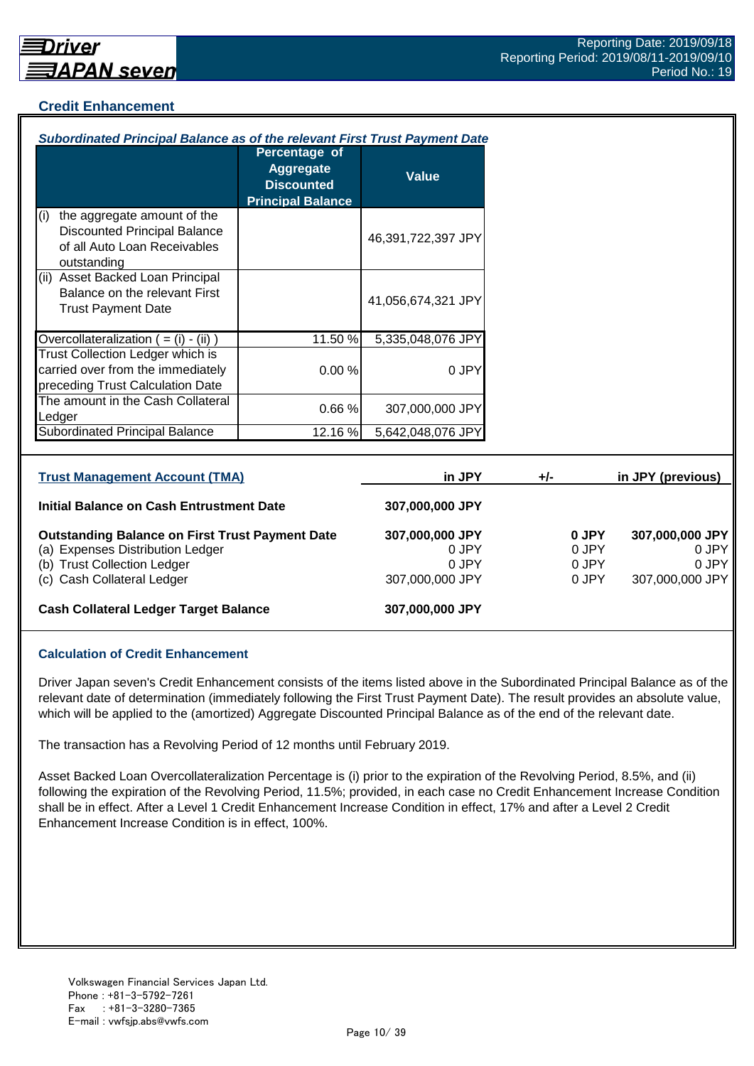## Credit Enhancement

***Subordinated Principal Balance as of the relevant First Trust Payment Date***

| | Percentage of Aggregate Discounted Principal Balance | Value |
|---|---|---|
| (i) the aggregate amount of the Discounted Principal Balance of all Auto Loan Receivables outstanding | | 46,391,722,397 JPY |
| (ii) Asset Backed Loan Principal Balance on the relevant First Trust Payment Date | | 41,056,674,321 JPY |
| Overcollateralization ( = (i) - (ii) ) | 11.50 % | 5,335,048,076 JPY |
| Trust Collection Ledger which is carried over from the immediately preceding Trust Calculation Date | 0.00 % | 0 JPY |
| The amount in the Cash Collateral Ledger | 0.66 % | 307,000,000 JPY |
| Subordinated Principal Balance | 12.16 % | 5,642,048,076 JPY |

| Trust Management Account (TMA) | in JPY | +/- | in JPY (previous) |
|---|---|---|---|
| **Initial Balance on Cash Entrustment Date** | **307,000,000 JPY** | | |
| **Outstanding Balance on First Trust Payment Date** | **307,000,000 JPY** | **0 JPY** | **307,000,000 JPY** |
| (a) Expenses Distribution Ledger | 0 JPY | 0 JPY | 0 JPY |
| (b) Trust Collection Ledger | 0 JPY | 0 JPY | 0 JPY |
| (c) Cash Collateral Ledger | 307,000,000 JPY | 0 JPY | 307,000,000 JPY |
| **Cash Collateral Ledger Target Balance** | **307,000,000 JPY** | | |

### Calculation of Credit Enhancement

Driver Japan seven's Credit Enhancement consists of the items listed above in the Subordinated Principal Balance as of the relevant date of determination (immediately following the First Trust Payment Date). The result provides an absolute value, which will be applied to the (amortized) Aggregate Discounted Principal Balance as of the end of the relevant date.

The transaction has a Revolving Period of 12 months until February 2019.

Asset Backed Loan Overcollateralization Percentage is (i) prior to the expiration of the Revolving Period, 8.5%, and (ii) following the expiration of the Revolving Period, 11.5%; provided, in each case no Credit Enhancement Increase Condition shall be in effect. After a Level 1 Credit Enhancement Increase Condition in effect, 17% and after a Level 2 Credit Enhancement Increase Condition is in effect, 100%.

Volkswagen Financial Services Japan Ltd.
Phone : +81-3-5792-7261
Fax : +81-3-3280-7365
E-mail : vwfsjp.abs@vwfs.com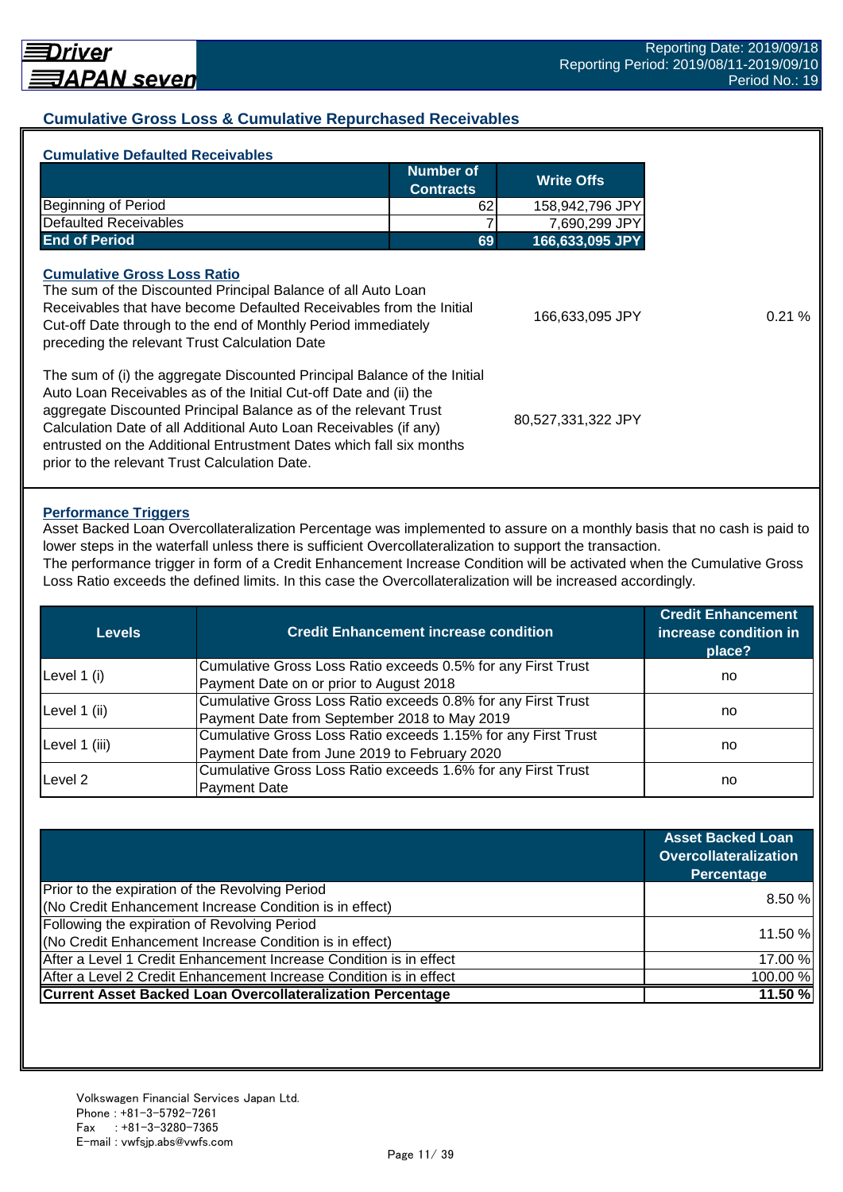## Cumulative Gross Loss & Cumulative Repurchased Receivables

### Cumulative Defaulted Receivables

| | Number of Contracts | Write Offs |
|---|---|---|
| Beginning of Period | 62 | 158,942,796 JPY |
| Defaulted Receivables | 7 | 7,690,299 JPY |
| **End of Period** | **69** | **166,633,095 JPY** |

### Cumulative Gross Loss Ratio

| | | |
|---|---|---|
| The sum of the Discounted Principal Balance of all Auto Loan Receivables that have become Defaulted Receivables from the Initial Cut-off Date through to the end of Monthly Period immediately preceding the relevant Trust Calculation Date | 166,633,095 JPY | 0.21 % |
| The sum of (i) the aggregate Discounted Principal Balance of the Initial Auto Loan Receivables as of the Initial Cut-off Date and (ii) the aggregate Discounted Principal Balance as of the relevant Trust Calculation Date of all Additional Auto Loan Receivables (if any) entrusted on the Additional Entrustment Dates which fall six months prior to the relevant Trust Calculation Date. | 80,527,331,322 JPY | |

### Performance Triggers

Asset Backed Loan Overcollateralization Percentage was implemented to assure on a monthly basis that no cash is paid to lower steps in the waterfall unless there is sufficient Overcollateralization to support the transaction.
The performance trigger in form of a Credit Enhancement Increase Condition will be activated when the Cumulative Gross Loss Ratio exceeds the defined limits. In this case the Overcollateralization will be increased accordingly.

| Levels | Credit Enhancement increase condition | Credit Enhancement increase condition in place? |
|---|---|---|
| Level 1 (i) | Cumulative Gross Loss Ratio exceeds 0.5% for any First Trust Payment Date on or prior to August 2018 | no |
| Level 1 (ii) | Cumulative Gross Loss Ratio exceeds 0.8% for any First Trust Payment Date from September 2018 to May 2019 | no |
| Level 1 (iii) | Cumulative Gross Loss Ratio exceeds 1.15% for any First Trust Payment Date from June 2019 to February 2020 | no |
| Level 2 | Cumulative Gross Loss Ratio exceeds 1.6% for any First Trust Payment Date | no |

| | Asset Backed Loan Overcollateralization Percentage |
|---|---|
| Prior to the expiration of the Revolving Period (No Credit Enhancement Increase Condition is in effect) | 8.50 % |
| Following the expiration of Revolving Period (No Credit Enhancement Increase Condition is in effect) | 11.50 % |
| After a Level 1 Credit Enhancement Increase Condition is in effect | 17.00 % |
| After a Level 2 Credit Enhancement Increase Condition is in effect | 100.00 % |
| **Current Asset Backed Loan Overcollateralization Percentage** | **11.50 %** |

Volkswagen Financial Services Japan Ltd.
Phone : +81-3-5792-7261
Fax : +81-3-3280-7365
E-mail : vwfsjp.abs@vwfs.com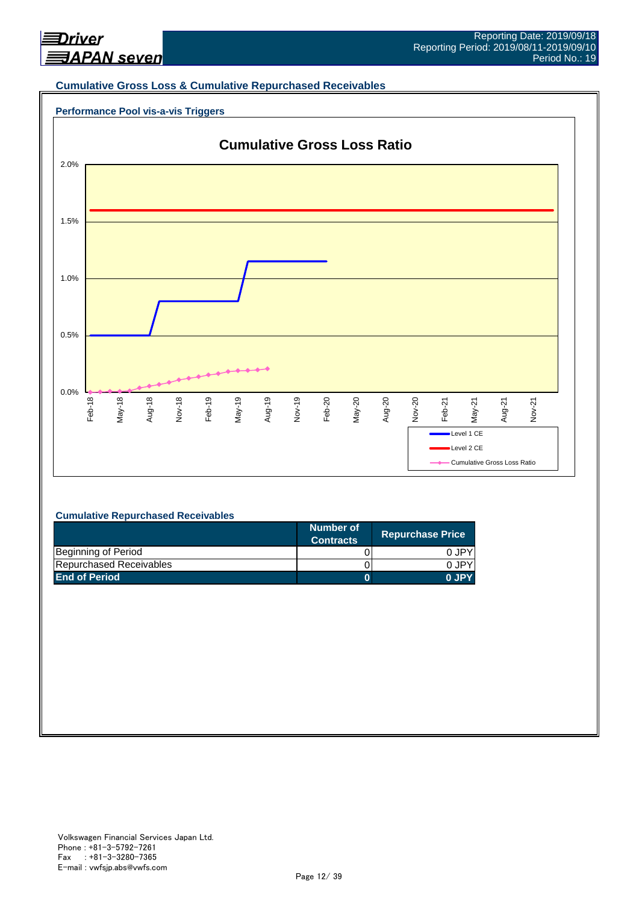## Cumulative Gross Loss & Cumulative Repurchased Receivables

### Performance Pool vis-a-vis Triggers

**Cumulative Gross Loss Ratio**

2.0%
1.5%
1.0%
0.5%
0.0%

Feb-18 May-18 Aug-18 Nov-18 Feb-19 May-19 Aug-19 Nov-19 Feb-20 May-20 Aug-20 Nov-20 Feb-21 May-21 Aug-21 Nov-21

Level 1 CE
Level 2 CE
Cumulative Gross Loss Ratio

### Cumulative Repurchased Receivables

| | Number of Contracts | Repurchase Price |
|---|---|---|
| Beginning of Period | 0 | 0 JPY |
| Repurchased Receivables | 0 | 0 JPY |
| **End of Period** | **0** | **0 JPY** |

Volkswagen Financial Services Japan Ltd.
Phone : +81-3-5792-7261
Fax : +81-3-3280-7365
E-mail : vwfsjp.abs@vwfs.com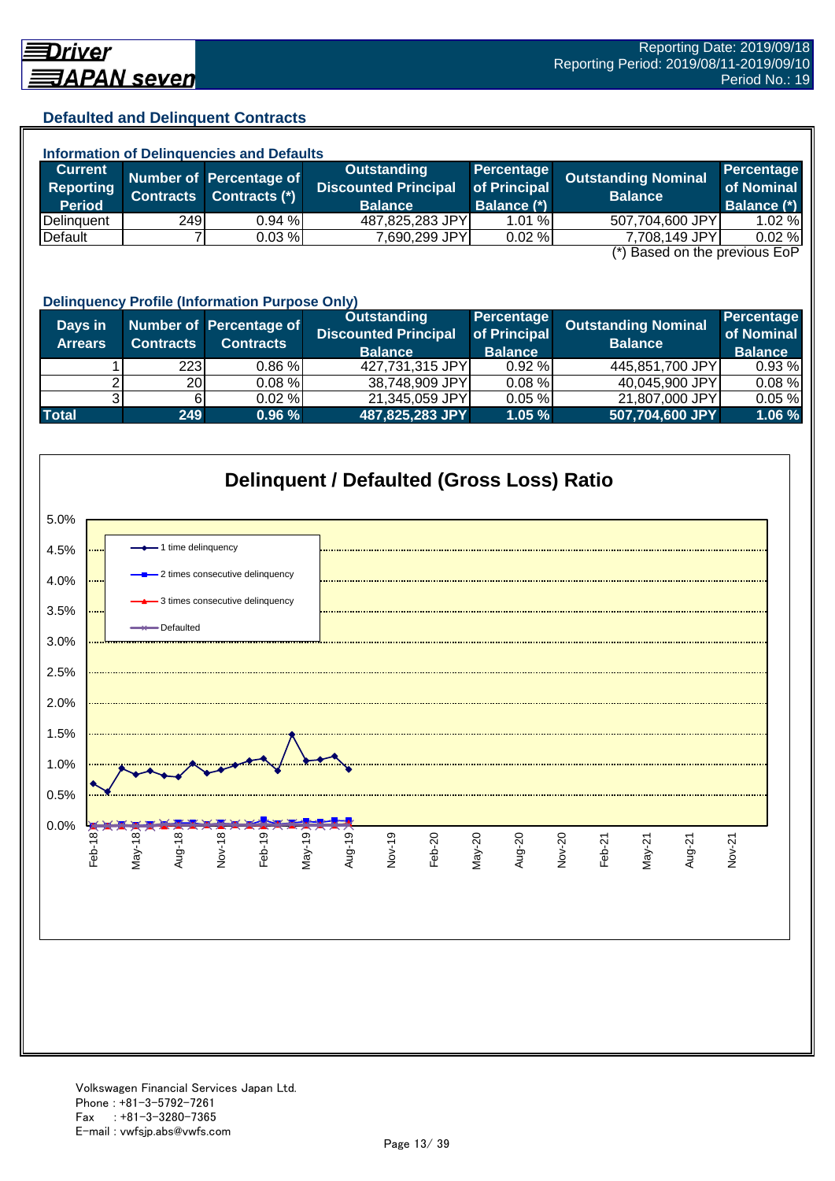Driver JAPAN seven

Reporting Date: 2019/09/18
Reporting Period: 2019/08/11-2019/09/10
Period No.: 19

## Defaulted and Delinquent Contracts

### Information of Delinquencies and Defaults

| Current Reporting Period | Number of Contracts | Percentage of Contracts (*) | Outstanding Discounted Principal Balance | Percentage of Principal Balance (*) | Outstanding Nominal Balance | Percentage of Nominal Balance (*) |
|---|---|---|---|---|---|---|
| Delinquent | 249 | 0.94 % | 487,825,283 JPY | 1.01 % | 507,704,600 JPY | 1.02 % |
| Default | 7 | 0.03 % | 7,690,299 JPY | 0.02 % | 7,708,149 JPY | 0.02 % |

(*) Based on the previous EoP

### Delinquency Profile (Information Purpose Only)

| Days in Arrears | Number of Contracts | Percentage of Contracts | Outstanding Discounted Principal Balance | Percentage of Principal Balance | Outstanding Nominal Balance | Percentage of Nominal Balance |
|---|---|---|---|---|---|---|
| 1 | 223 | 0.86 % | 427,731,315 JPY | 0.92 % | 445,851,700 JPY | 0.93 % |
| 2 | 20 | 0.08 % | 38,748,909 JPY | 0.08 % | 40,045,900 JPY | 0.08 % |
| 3 | 6 | 0.02 % | 21,345,059 JPY | 0.05 % | 21,807,000 JPY | 0.05 % |
| **Total** | **249** | **0.96 %** | **487,825,283 JPY** | **1.05 %** | **507,704,600 JPY** | **1.06 %** |

### Delinquent / Defaulted (Gross Loss) Ratio

Legend: 1 time delinquency; 2 times consecutive delinquency; 3 times consecutive delinquency; Defaulted

Y-axis: 0.0% – 5.0%; X-axis: Feb-18 – Nov-21

Volkswagen Financial Services Japan Ltd.
Phone : +81-3-5792-7261
Fax : +81-3-3280-7365
E-mail : vwfsjp.abs@vwfs.com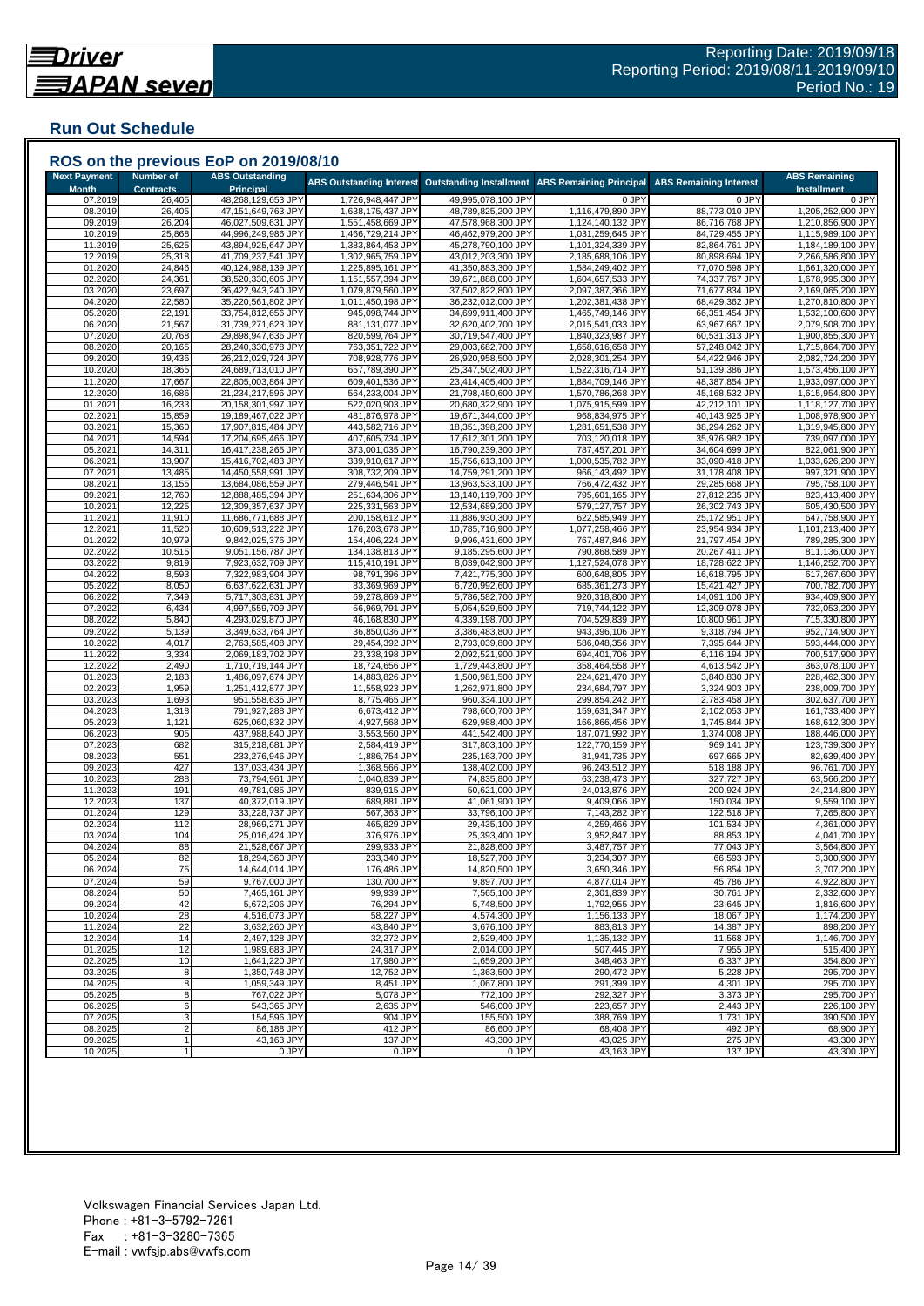# Driver JAPAN seven

Reporting Date: 2019/09/18
Reporting Period: 2019/08/11-2019/09/10
Period No.: 19

## Run Out Schedule

### ROS on the previous EoP on 2019/08/10

| Next Payment Month | Number of Contracts | ABS Outstanding Principal | ABS Outstanding Interest | Outstanding Installment | ABS Remaining Principal | ABS Remaining Interest | ABS Remaining Installment |
|---|---|---|---|---|---|---|---|
| 07.2019 | 26,405 | 48,268,129,653 JPY | 1,726,948,447 JPY | 49,995,078,100 JPY | 0 JPY | 0 JPY | 0 JPY |
| 08.2019 | 26,405 | 47,151,649,763 JPY | 1,638,175,437 JPY | 48,789,825,200 JPY | 1,116,479,890 JPY | 88,773,010 JPY | 1,205,252,900 JPY |
| 09.2019 | 26,204 | 46,027,509,631 JPY | 1,551,458,669 JPY | 47,578,968,300 JPY | 1,124,140,132 JPY | 86,716,768 JPY | 1,210,856,900 JPY |
| 10.2019 | 25,868 | 44,996,249,986 JPY | 1,466,729,214 JPY | 46,462,979,200 JPY | 1,031,259,645 JPY | 84,729,455 JPY | 1,115,989,100 JPY |
| 11.2019 | 25,625 | 43,894,925,647 JPY | 1,383,864,453 JPY | 45,278,790,100 JPY | 1,101,324,339 JPY | 82,864,761 JPY | 1,184,189,100 JPY |
| 12.2019 | 25,318 | 41,709,237,541 JPY | 1,302,965,759 JPY | 43,012,203,300 JPY | 2,185,688,106 JPY | 80,898,694 JPY | 2,266,586,800 JPY |
| 01.2020 | 24,846 | 40,124,988,139 JPY | 1,225,895,161 JPY | 41,350,883,300 JPY | 1,584,249,402 JPY | 77,070,598 JPY | 1,661,320,000 JPY |
| 02.2020 | 24,361 | 38,520,330,606 JPY | 1,151,557,394 JPY | 39,671,888,000 JPY | 1,604,657,533 JPY | 74,337,767 JPY | 1,678,995,300 JPY |
| 03.2020 | 23,697 | 36,422,943,240 JPY | 1,079,879,560 JPY | 37,502,822,800 JPY | 2,097,387,366 JPY | 71,677,834 JPY | 2,169,065,200 JPY |
| 04.2020 | 22,580 | 35,220,561,802 JPY | 1,011,450,198 JPY | 36,232,012,000 JPY | 1,202,381,438 JPY | 68,429,362 JPY | 1,270,810,800 JPY |
| 05.2020 | 22,191 | 33,754,812,656 JPY | 945,098,744 JPY | 34,699,911,400 JPY | 1,465,749,146 JPY | 66,351,454 JPY | 1,532,100,600 JPY |
| 06.2020 | 21,567 | 31,739,271,623 JPY | 881,131,077 JPY | 32,620,402,700 JPY | 2,015,541,033 JPY | 63,967,667 JPY | 2,079,508,700 JPY |
| 07.2020 | 20,768 | 29,898,947,636 JPY | 820,599,764 JPY | 30,719,547,400 JPY | 1,840,323,987 JPY | 60,531,313 JPY | 1,900,855,300 JPY |
| 08.2020 | 20,165 | 28,240,330,978 JPY | 763,351,722 JPY | 29,003,682,700 JPY | 1,658,616,658 JPY | 57,248,042 JPY | 1,715,864,700 JPY |
| 09.2020 | 19,436 | 26,212,029,724 JPY | 708,928,776 JPY | 26,920,958,500 JPY | 2,028,301,254 JPY | 54,422,946 JPY | 2,082,724,200 JPY |
| 10.2020 | 18,365 | 24,689,713,010 JPY | 657,789,390 JPY | 25,347,502,400 JPY | 1,522,316,714 JPY | 51,139,386 JPY | 1,573,456,100 JPY |
| 11.2020 | 17,667 | 22,805,003,864 JPY | 609,401,536 JPY | 23,414,405,400 JPY | 1,884,709,146 JPY | 48,387,854 JPY | 1,933,097,000 JPY |
| 12.2020 | 16,686 | 21,234,217,596 JPY | 564,233,004 JPY | 21,798,450,600 JPY | 1,570,786,268 JPY | 45,168,532 JPY | 1,615,954,800 JPY |
| 01.2021 | 16,233 | 20,158,301,997 JPY | 522,020,903 JPY | 20,680,322,900 JPY | 1,075,915,599 JPY | 42,212,101 JPY | 1,118,127,700 JPY |
| 02.2021 | 15,859 | 19,189,467,022 JPY | 481,876,978 JPY | 19,671,344,000 JPY | 968,834,975 JPY | 40,143,925 JPY | 1,008,978,900 JPY |
| 03.2021 | 15,360 | 17,907,815,484 JPY | 443,582,716 JPY | 18,351,398,200 JPY | 1,281,651,538 JPY | 38,294,262 JPY | 1,319,945,800 JPY |
| 04.2021 | 14,594 | 17,204,695,466 JPY | 407,605,734 JPY | 17,612,301,200 JPY | 703,120,018 JPY | 35,976,982 JPY | 739,097,000 JPY |
| 05.2021 | 14,311 | 16,417,238,265 JPY | 373,001,035 JPY | 16,790,239,300 JPY | 787,457,201 JPY | 34,604,699 JPY | 822,061,900 JPY |
| 06.2021 | 13,907 | 15,416,702,483 JPY | 339,910,617 JPY | 15,756,613,100 JPY | 1,000,535,782 JPY | 33,090,418 JPY | 1,033,626,200 JPY |
| 07.2021 | 13,485 | 14,450,558,991 JPY | 308,732,209 JPY | 14,759,291,200 JPY | 966,143,492 JPY | 31,178,408 JPY | 997,321,900 JPY |
| 08.2021 | 13,155 | 13,684,086,559 JPY | 279,446,541 JPY | 13,963,533,100 JPY | 766,472,432 JPY | 29,285,668 JPY | 795,758,100 JPY |
| 09.2021 | 12,760 | 12,888,485,394 JPY | 251,634,306 JPY | 13,140,119,700 JPY | 795,601,165 JPY | 27,812,235 JPY | 823,413,400 JPY |
| 10.2021 | 12,225 | 12,309,357,637 JPY | 225,331,563 JPY | 12,534,689,200 JPY | 579,127,757 JPY | 26,302,743 JPY | 605,430,500 JPY |
| 11.2021 | 11,910 | 11,686,771,688 JPY | 200,158,612 JPY | 11,886,930,300 JPY | 622,585,949 JPY | 25,172,951 JPY | 647,758,900 JPY |
| 12.2021 | 11,520 | 10,609,513,222 JPY | 176,203,678 JPY | 10,785,716,900 JPY | 1,077,258,466 JPY | 23,954,934 JPY | 1,101,213,400 JPY |
| 01.2022 | 10,979 | 9,842,025,376 JPY | 154,406,224 JPY | 9,996,431,600 JPY | 767,487,846 JPY | 21,797,454 JPY | 789,285,300 JPY |
| 02.2022 | 10,515 | 9,051,156,787 JPY | 134,138,813 JPY | 9,185,295,600 JPY | 790,868,589 JPY | 20,267,411 JPY | 811,136,000 JPY |
| 03.2022 | 9,819 | 7,923,632,709 JPY | 115,410,191 JPY | 8,039,042,900 JPY | 1,127,524,078 JPY | 18,728,622 JPY | 1,146,252,700 JPY |
| 04.2022 | 8,593 | 7,322,983,904 JPY | 98,791,396 JPY | 7,421,775,300 JPY | 600,648,805 JPY | 16,618,795 JPY | 617,267,600 JPY |
| 05.2022 | 8,050 | 6,637,622,631 JPY | 83,369,969 JPY | 6,720,992,600 JPY | 685,361,273 JPY | 15,421,427 JPY | 700,782,700 JPY |
| 06.2022 | 7,349 | 5,717,303,831 JPY | 69,278,869 JPY | 5,786,582,700 JPY | 920,318,800 JPY | 14,091,100 JPY | 934,409,900 JPY |
| 07.2022 | 6,434 | 4,997,559,709 JPY | 56,969,791 JPY | 5,054,529,500 JPY | 719,744,122 JPY | 12,309,078 JPY | 732,053,200 JPY |
| 08.2022 | 5,840 | 4,293,029,870 JPY | 46,168,830 JPY | 4,339,198,700 JPY | 704,529,839 JPY | 10,800,961 JPY | 715,330,800 JPY |
| 09.2022 | 5,139 | 3,349,633,764 JPY | 36,850,036 JPY | 3,386,483,800 JPY | 943,396,106 JPY | 9,318,794 JPY | 952,714,900 JPY |
| 10.2022 | 4,017 | 2,763,585,408 JPY | 29,454,392 JPY | 2,793,039,800 JPY | 586,048,356 JPY | 7,395,644 JPY | 593,444,000 JPY |
| 11.2022 | 3,334 | 2,069,183,702 JPY | 23,338,198 JPY | 2,092,521,900 JPY | 694,401,706 JPY | 6,116,194 JPY | 700,517,900 JPY |
| 12.2022 | 2,490 | 1,710,719,144 JPY | 18,724,656 JPY | 1,729,443,800 JPY | 358,464,558 JPY | 4,613,542 JPY | 363,078,100 JPY |
| 01.2023 | 2,183 | 1,486,097,674 JPY | 14,883,826 JPY | 1,500,981,500 JPY | 224,621,470 JPY | 3,840,830 JPY | 228,462,300 JPY |
| 02.2023 | 1,959 | 1,251,412,877 JPY | 11,558,923 JPY | 1,262,971,800 JPY | 234,684,797 JPY | 3,324,903 JPY | 238,009,700 JPY |
| 03.2023 | 1,693 | 951,558,635 JPY | 8,775,465 JPY | 960,334,100 JPY | 299,854,242 JPY | 2,783,458 JPY | 302,637,700 JPY |
| 04.2023 | 1,318 | 791,927,288 JPY | 6,673,412 JPY | 798,600,700 JPY | 159,631,347 JPY | 2,102,053 JPY | 161,733,400 JPY |
| 05.2023 | 1,121 | 625,060,832 JPY | 4,927,568 JPY | 629,988,400 JPY | 166,866,456 JPY | 1,745,844 JPY | 168,612,300 JPY |
| 06.2023 | 905 | 437,988,840 JPY | 3,553,560 JPY | 441,542,400 JPY | 187,071,992 JPY | 1,374,008 JPY | 188,446,000 JPY |
| 07.2023 | 682 | 315,218,681 JPY | 2,584,419 JPY | 317,803,100 JPY | 122,770,159 JPY | 969,141 JPY | 123,739,300 JPY |
| 08.2023 | 551 | 233,276,946 JPY | 1,886,754 JPY | 235,163,700 JPY | 81,941,735 JPY | 697,665 JPY | 82,639,400 JPY |
| 09.2023 | 427 | 137,033,434 JPY | 1,368,566 JPY | 138,402,000 JPY | 96,243,512 JPY | 518,188 JPY | 96,761,700 JPY |
| 10.2023 | 288 | 73,794,961 JPY | 1,040,839 JPY | 74,835,800 JPY | 63,238,473 JPY | 327,727 JPY | 63,566,200 JPY |
| 11.2023 | 191 | 49,781,085 JPY | 839,915 JPY | 50,621,000 JPY | 24,013,876 JPY | 200,924 JPY | 24,214,800 JPY |
| 12.2023 | 137 | 40,372,019 JPY | 689,881 JPY | 41,061,900 JPY | 9,409,066 JPY | 150,034 JPY | 9,559,100 JPY |
| 01.2024 | 129 | 33,228,737 JPY | 567,363 JPY | 33,796,100 JPY | 7,143,282 JPY | 122,518 JPY | 7,265,800 JPY |
| 02.2024 | 112 | 28,969,271 JPY | 465,829 JPY | 29,435,100 JPY | 4,259,466 JPY | 101,534 JPY | 4,361,000 JPY |
| 03.2024 | 104 | 25,016,424 JPY | 376,976 JPY | 25,393,400 JPY | 3,952,847 JPY | 88,853 JPY | 4,041,700 JPY |
| 04.2024 | 88 | 21,528,667 JPY | 299,933 JPY | 21,828,600 JPY | 3,487,757 JPY | 77,043 JPY | 3,564,800 JPY |
| 05.2024 | 82 | 18,294,360 JPY | 233,340 JPY | 18,527,700 JPY | 3,234,307 JPY | 66,593 JPY | 3,300,900 JPY |
| 06.2024 | 75 | 14,644,014 JPY | 176,486 JPY | 14,820,500 JPY | 3,650,346 JPY | 56,854 JPY | 3,707,200 JPY |
| 07.2024 | 59 | 9,767,000 JPY | 130,700 JPY | 9,897,700 JPY | 4,877,014 JPY | 45,786 JPY | 4,922,800 JPY |
| 08.2024 | 50 | 7,465,161 JPY | 99,939 JPY | 7,565,100 JPY | 2,301,839 JPY | 30,761 JPY | 2,332,600 JPY |
| 09.2024 | 42 | 5,672,206 JPY | 76,294 JPY | 5,748,500 JPY | 1,792,955 JPY | 23,645 JPY | 1,816,600 JPY |
| 10.2024 | 28 | 4,516,073 JPY | 58,227 JPY | 4,574,300 JPY | 1,156,133 JPY | 18,067 JPY | 1,174,200 JPY |
| 11.2024 | 22 | 3,632,260 JPY | 43,840 JPY | 3,676,100 JPY | 883,813 JPY | 14,387 JPY | 898,200 JPY |
| 12.2024 | 14 | 2,497,128 JPY | 32,272 JPY | 2,529,400 JPY | 1,135,132 JPY | 11,568 JPY | 1,146,700 JPY |
| 01.2025 | 12 | 1,989,683 JPY | 24,317 JPY | 2,014,000 JPY | 507,445 JPY | 7,955 JPY | 515,400 JPY |
| 02.2025 | 10 | 1,641,220 JPY | 17,980 JPY | 1,659,200 JPY | 348,463 JPY | 6,337 JPY | 354,800 JPY |
| 03.2025 | 8 | 1,350,748 JPY | 12,752 JPY | 1,363,500 JPY | 290,472 JPY | 5,228 JPY | 295,700 JPY |
| 04.2025 | 8 | 1,059,349 JPY | 8,451 JPY | 1,067,800 JPY | 291,399 JPY | 4,301 JPY | 295,700 JPY |
| 05.2025 | 8 | 767,022 JPY | 5,078 JPY | 772,100 JPY | 292,327 JPY | 3,373 JPY | 295,700 JPY |
| 06.2025 | 6 | 543,365 JPY | 2,635 JPY | 546,000 JPY | 223,657 JPY | 2,443 JPY | 226,100 JPY |
| 07.2025 | 3 | 154,596 JPY | 904 JPY | 155,500 JPY | 388,769 JPY | 1,731 JPY | 390,500 JPY |
| 08.2025 | 2 | 86,188 JPY | 412 JPY | 86,600 JPY | 68,408 JPY | 492 JPY | 68,900 JPY |
| 09.2025 | 1 | 43,163 JPY | 137 JPY | 43,300 JPY | 43,025 JPY | 275 JPY | 43,300 JPY |
| 10.2025 | 1 | 0 JPY | 0 JPY | 0 JPY | 43,163 JPY | 137 JPY | 43,300 JPY |

Volkswagen Financial Services Japan Ltd.
Phone : +81-3-5792-7261
Fax : +81-3-3280-7365
E-mail : vwfsjp.abs@vwfs.com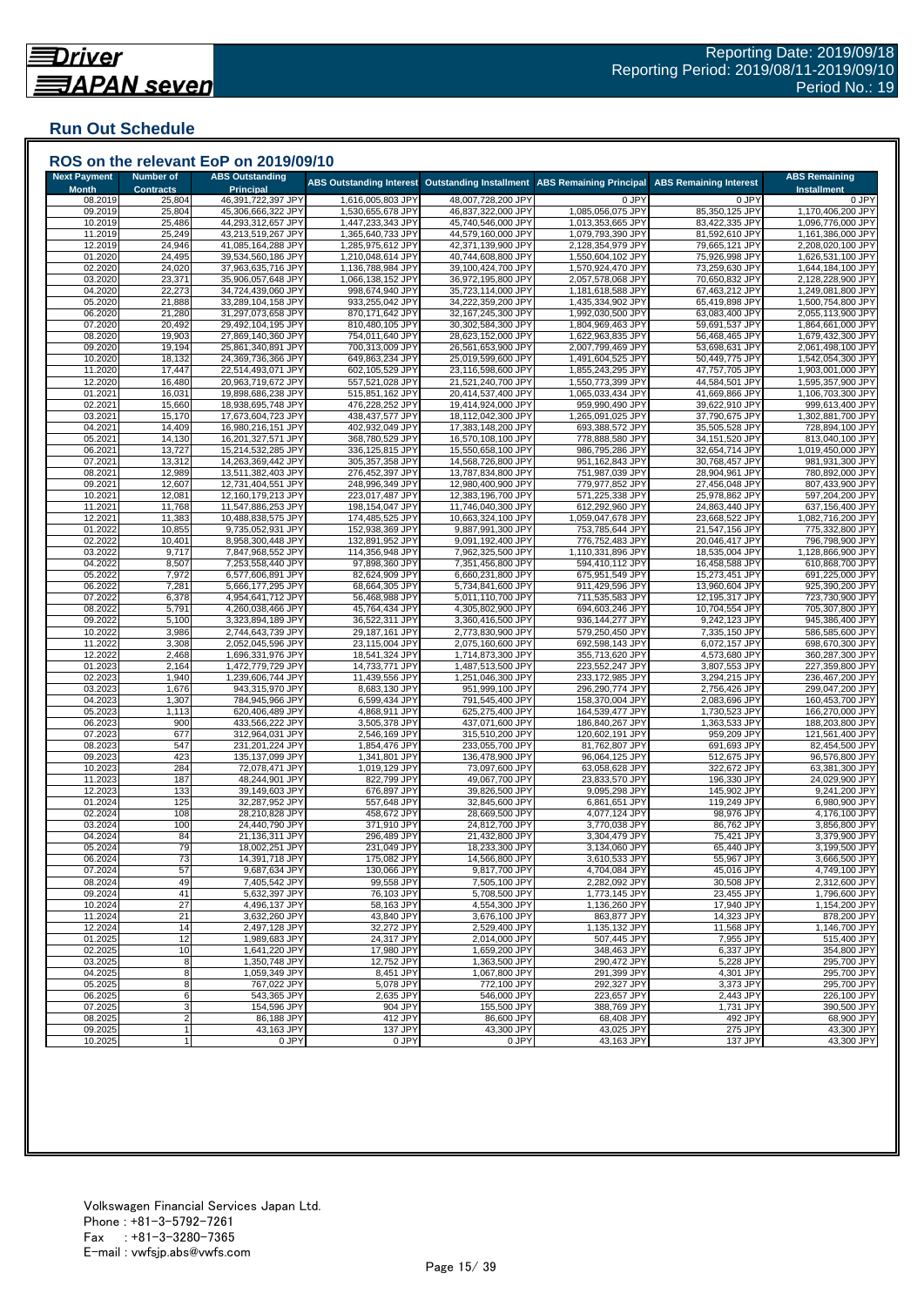## Run Out Schedule

### ROS on the relevant EoP on 2019/09/10

| Next Payment Month | Number of Contracts | ABS Outstanding Principal | ABS Outstanding Interest | Outstanding Installment | ABS Remaining Principal | ABS Remaining Interest | ABS Remaining Installment |
|---|---|---|---|---|---|---|---|
| 08.2019 | 25,804 | 46,391,722,397 JPY | 1,616,005,803 JPY | 48,007,728,200 JPY | 0 JPY | 0 JPY | 0 JPY |
| 09.2019 | 25,804 | 45,306,666,322 JPY | 1,530,655,678 JPY | 46,837,322,000 JPY | 1,085,056,075 JPY | 85,350,125 JPY | 1,170,406,200 JPY |
| 10.2019 | 25,486 | 44,293,312,657 JPY | 1,447,233,343 JPY | 45,740,546,000 JPY | 1,013,353,665 JPY | 83,422,335 JPY | 1,096,776,000 JPY |
| 11.2019 | 25,249 | 43,213,519,267 JPY | 1,365,640,733 JPY | 44,579,160,000 JPY | 1,079,793,390 JPY | 81,592,610 JPY | 1,161,386,000 JPY |
| 12.2019 | 24,946 | 41,085,164,288 JPY | 1,285,975,612 JPY | 42,371,139,900 JPY | 2,128,354,979 JPY | 79,665,121 JPY | 2,208,020,100 JPY |
| 01.2020 | 24,495 | 39,534,560,186 JPY | 1,210,048,614 JPY | 40,744,608,800 JPY | 1,550,604,102 JPY | 75,926,998 JPY | 1,626,531,100 JPY |
| 02.2020 | 24,020 | 37,963,635,716 JPY | 1,136,788,984 JPY | 39,100,424,700 JPY | 1,570,924,470 JPY | 73,259,630 JPY | 1,644,184,100 JPY |
| 03.2020 | 23,371 | 35,906,057,648 JPY | 1,066,138,152 JPY | 36,972,195,800 JPY | 2,057,578,068 JPY | 70,650,832 JPY | 2,128,228,900 JPY |
| 04.2020 | 22,273 | 34,724,439,060 JPY | 998,674,940 JPY | 35,723,114,000 JPY | 1,181,618,588 JPY | 67,463,212 JPY | 1,249,081,800 JPY |
| 05.2020 | 21,888 | 33,289,104,158 JPY | 933,255,042 JPY | 34,222,359,200 JPY | 1,435,334,902 JPY | 65,419,898 JPY | 1,500,754,800 JPY |
| 06.2020 | 21,280 | 31,297,073,658 JPY | 870,171,642 JPY | 32,167,245,300 JPY | 1,992,030,500 JPY | 63,083,400 JPY | 2,055,113,900 JPY |
| 07.2020 | 20,492 | 29,492,104,195 JPY | 810,480,105 JPY | 30,302,584,300 JPY | 1,804,969,463 JPY | 59,691,537 JPY | 1,864,661,000 JPY |
| 08.2020 | 19,903 | 27,869,140,360 JPY | 754,011,640 JPY | 28,623,152,000 JPY | 1,622,963,835 JPY | 56,468,465 JPY | 1,679,432,300 JPY |
| 09.2020 | 19,194 | 25,861,340,891 JPY | 700,313,009 JPY | 26,561,653,900 JPY | 2,007,799,469 JPY | 53,698,631 JPY | 2,061,498,100 JPY |
| 10.2020 | 18,132 | 24,369,736,366 JPY | 649,863,234 JPY | 25,019,599,600 JPY | 1,491,604,525 JPY | 50,449,775 JPY | 1,542,054,300 JPY |
| 11.2020 | 17,447 | 22,514,493,071 JPY | 602,105,529 JPY | 23,116,598,600 JPY | 1,855,243,295 JPY | 47,757,705 JPY | 1,903,001,000 JPY |
| 12.2020 | 16,480 | 20,963,719,672 JPY | 557,521,028 JPY | 21,521,240,700 JPY | 1,550,773,399 JPY | 44,584,501 JPY | 1,595,357,900 JPY |
| 01.2021 | 16,031 | 19,898,686,238 JPY | 515,851,162 JPY | 20,414,537,400 JPY | 1,065,033,434 JPY | 41,669,866 JPY | 1,106,703,300 JPY |
| 02.2021 | 15,660 | 18,938,695,748 JPY | 476,228,252 JPY | 19,414,924,000 JPY | 959,990,490 JPY | 39,622,910 JPY | 999,613,400 JPY |
| 03.2021 | 15,170 | 17,673,604,723 JPY | 438,437,577 JPY | 18,112,042,300 JPY | 1,265,091,025 JPY | 37,790,675 JPY | 1,302,881,700 JPY |
| 04.2021 | 14,409 | 16,980,216,151 JPY | 402,932,049 JPY | 17,383,148,200 JPY | 693,388,572 JPY | 35,505,528 JPY | 728,894,100 JPY |
| 05.2021 | 14,130 | 16,201,327,571 JPY | 368,780,529 JPY | 16,570,108,100 JPY | 778,888,580 JPY | 34,151,520 JPY | 813,040,100 JPY |
| 06.2021 | 13,727 | 15,214,532,285 JPY | 336,125,815 JPY | 15,550,658,100 JPY | 986,795,286 JPY | 32,654,714 JPY | 1,019,450,000 JPY |
| 07.2021 | 13,312 | 14,263,369,442 JPY | 305,357,358 JPY | 14,568,726,800 JPY | 951,162,843 JPY | 30,768,457 JPY | 981,931,300 JPY |
| 08.2021 | 12,989 | 13,511,382,403 JPY | 276,452,397 JPY | 13,787,834,800 JPY | 751,987,039 JPY | 28,904,961 JPY | 780,892,000 JPY |
| 09.2021 | 12,607 | 12,731,404,551 JPY | 248,996,349 JPY | 12,980,400,900 JPY | 779,977,852 JPY | 27,456,048 JPY | 807,433,900 JPY |
| 10.2021 | 12,081 | 12,160,179,213 JPY | 223,017,487 JPY | 12,383,196,700 JPY | 571,225,338 JPY | 25,978,862 JPY | 597,204,200 JPY |
| 11.2021 | 11,768 | 11,547,886,253 JPY | 198,154,047 JPY | 11,746,040,300 JPY | 612,292,960 JPY | 24,863,440 JPY | 637,156,400 JPY |
| 12.2021 | 11,383 | 10,488,838,575 JPY | 174,485,525 JPY | 10,663,324,100 JPY | 1,059,047,678 JPY | 23,668,522 JPY | 1,082,716,200 JPY |
| 01.2022 | 10,855 | 9,735,052,931 JPY | 152,938,369 JPY | 9,887,991,300 JPY | 753,785,644 JPY | 21,547,156 JPY | 775,332,800 JPY |
| 02.2022 | 10,401 | 8,958,300,448 JPY | 132,891,952 JPY | 9,091,192,400 JPY | 776,752,483 JPY | 20,046,417 JPY | 796,798,900 JPY |
| 03.2022 | 9,717 | 7,847,968,552 JPY | 114,356,948 JPY | 7,962,325,500 JPY | 1,110,331,896 JPY | 18,535,004 JPY | 1,128,866,900 JPY |
| 04.2022 | 8,507 | 7,253,558,440 JPY | 97,898,360 JPY | 7,351,456,800 JPY | 594,410,112 JPY | 16,458,588 JPY | 610,868,700 JPY |
| 05.2022 | 7,972 | 6,577,606,891 JPY | 82,624,909 JPY | 6,660,231,800 JPY | 675,951,549 JPY | 15,273,451 JPY | 691,225,000 JPY |
| 06.2022 | 7,281 | 5,666,177,295 JPY | 68,664,305 JPY | 5,734,841,600 JPY | 911,429,596 JPY | 13,960,604 JPY | 925,390,200 JPY |
| 07.2022 | 6,378 | 4,954,641,712 JPY | 56,468,988 JPY | 5,011,110,700 JPY | 711,535,583 JPY | 12,195,317 JPY | 723,730,900 JPY |
| 08.2022 | 5,791 | 4,260,038,466 JPY | 45,764,434 JPY | 4,305,802,900 JPY | 694,603,246 JPY | 10,704,554 JPY | 705,307,800 JPY |
| 09.2022 | 5,100 | 3,323,894,189 JPY | 36,522,311 JPY | 3,360,416,500 JPY | 936,144,277 JPY | 9,242,123 JPY | 945,386,400 JPY |
| 10.2022 | 3,986 | 2,744,643,739 JPY | 29,187,161 JPY | 2,773,830,900 JPY | 579,250,450 JPY | 7,335,150 JPY | 586,585,600 JPY |
| 11.2022 | 3,308 | 2,052,045,596 JPY | 23,115,004 JPY | 2,075,160,600 JPY | 692,598,143 JPY | 6,072,157 JPY | 698,670,300 JPY |
| 12.2022 | 2,468 | 1,696,331,976 JPY | 18,541,324 JPY | 1,714,873,300 JPY | 355,713,620 JPY | 4,573,680 JPY | 360,287,300 JPY |
| 01.2023 | 2,164 | 1,472,779,729 JPY | 14,733,771 JPY | 1,487,513,500 JPY | 223,552,247 JPY | 3,807,553 JPY | 227,359,800 JPY |
| 02.2023 | 1,940 | 1,239,606,744 JPY | 11,439,556 JPY | 1,251,046,300 JPY | 233,172,985 JPY | 3,294,215 JPY | 236,467,200 JPY |
| 03.2023 | 1,676 | 943,315,970 JPY | 8,683,130 JPY | 951,999,100 JPY | 296,290,774 JPY | 2,756,426 JPY | 299,047,200 JPY |
| 04.2023 | 1,307 | 784,945,966 JPY | 6,599,434 JPY | 791,545,400 JPY | 158,370,004 JPY | 2,083,696 JPY | 160,453,700 JPY |
| 05.2023 | 1,113 | 620,406,489 JPY | 4,868,911 JPY | 625,275,400 JPY | 164,539,477 JPY | 1,730,523 JPY | 166,270,000 JPY |
| 06.2023 | 900 | 433,566,222 JPY | 3,505,378 JPY | 437,071,600 JPY | 186,840,267 JPY | 1,363,533 JPY | 188,203,800 JPY |
| 07.2023 | 677 | 312,964,031 JPY | 2,546,169 JPY | 315,510,200 JPY | 120,602,191 JPY | 959,209 JPY | 121,561,400 JPY |
| 08.2023 | 547 | 231,201,224 JPY | 1,854,476 JPY | 233,055,700 JPY | 81,762,807 JPY | 691,693 JPY | 82,454,500 JPY |
| 09.2023 | 423 | 135,137,099 JPY | 1,341,801 JPY | 136,478,900 JPY | 96,064,125 JPY | 512,675 JPY | 96,576,800 JPY |
| 10.2023 | 284 | 72,078,471 JPY | 1,019,129 JPY | 73,097,600 JPY | 63,058,628 JPY | 322,672 JPY | 63,381,300 JPY |
| 11.2023 | 187 | 48,244,901 JPY | 822,799 JPY | 49,067,700 JPY | 23,833,570 JPY | 196,330 JPY | 24,029,900 JPY |
| 12.2023 | 133 | 39,149,603 JPY | 676,897 JPY | 39,826,500 JPY | 9,095,298 JPY | 145,902 JPY | 9,241,200 JPY |
| 01.2024 | 125 | 32,287,952 JPY | 557,648 JPY | 32,845,600 JPY | 6,861,651 JPY | 119,249 JPY | 6,980,900 JPY |
| 02.2024 | 108 | 28,210,828 JPY | 458,672 JPY | 28,669,500 JPY | 4,077,124 JPY | 98,976 JPY | 4,176,100 JPY |
| 03.2024 | 100 | 24,440,790 JPY | 371,910 JPY | 24,812,700 JPY | 3,770,038 JPY | 86,762 JPY | 3,856,800 JPY |
| 04.2024 | 84 | 21,136,311 JPY | 296,489 JPY | 21,432,800 JPY | 3,304,479 JPY | 75,421 JPY | 3,379,900 JPY |
| 05.2024 | 79 | 18,002,251 JPY | 231,049 JPY | 18,233,300 JPY | 3,134,060 JPY | 65,440 JPY | 3,199,500 JPY |
| 06.2024 | 73 | 14,391,718 JPY | 175,082 JPY | 14,566,800 JPY | 3,610,533 JPY | 55,967 JPY | 3,666,500 JPY |
| 07.2024 | 57 | 9,687,634 JPY | 130,066 JPY | 9,817,700 JPY | 4,704,084 JPY | 45,016 JPY | 4,749,100 JPY |
| 08.2024 | 49 | 7,405,542 JPY | 99,558 JPY | 7,505,100 JPY | 2,282,092 JPY | 30,508 JPY | 2,312,600 JPY |
| 09.2024 | 41 | 5,632,397 JPY | 76,103 JPY | 5,708,500 JPY | 1,773,145 JPY | 23,455 JPY | 1,796,600 JPY |
| 10.2024 | 27 | 4,496,137 JPY | 58,163 JPY | 4,554,300 JPY | 1,136,260 JPY | 17,940 JPY | 1,154,200 JPY |
| 11.2024 | 21 | 3,632,260 JPY | 43,840 JPY | 3,676,100 JPY | 863,877 JPY | 14,323 JPY | 878,200 JPY |
| 12.2024 | 14 | 2,497,128 JPY | 32,272 JPY | 2,529,400 JPY | 1,135,132 JPY | 11,568 JPY | 1,146,700 JPY |
| 01.2025 | 12 | 1,989,683 JPY | 24,317 JPY | 2,014,000 JPY | 507,445 JPY | 7,955 JPY | 515,400 JPY |
| 02.2025 | 10 | 1,641,220 JPY | 17,980 JPY | 1,659,200 JPY | 348,463 JPY | 6,337 JPY | 354,800 JPY |
| 03.2025 | 8 | 1,350,748 JPY | 12,752 JPY | 1,363,500 JPY | 290,472 JPY | 5,228 JPY | 295,700 JPY |
| 04.2025 | 8 | 1,059,349 JPY | 8,451 JPY | 1,067,800 JPY | 291,399 JPY | 4,301 JPY | 295,700 JPY |
| 05.2025 | 8 | 767,022 JPY | 5,078 JPY | 772,100 JPY | 292,327 JPY | 3,373 JPY | 295,700 JPY |
| 06.2025 | 6 | 543,365 JPY | 2,635 JPY | 546,000 JPY | 223,657 JPY | 2,443 JPY | 226,100 JPY |
| 07.2025 | 3 | 154,596 JPY | 904 JPY | 155,500 JPY | 388,769 JPY | 1,731 JPY | 390,500 JPY |
| 08.2025 | 2 | 86,188 JPY | 412 JPY | 86,600 JPY | 68,408 JPY | 492 JPY | 68,900 JPY |
| 09.2025 | 1 | 43,163 JPY | 137 JPY | 43,300 JPY | 43,025 JPY | 275 JPY | 43,300 JPY |
| 10.2025 | 1 | 0 JPY | 0 JPY | 0 JPY | 43,163 JPY | 137 JPY | 43,300 JPY |

Volkswagen Financial Services Japan Ltd.
Phone : +81-3-5792-7261
Fax : +81-3-3280-7365
E-mail : vwfsjp.abs@vwfs.com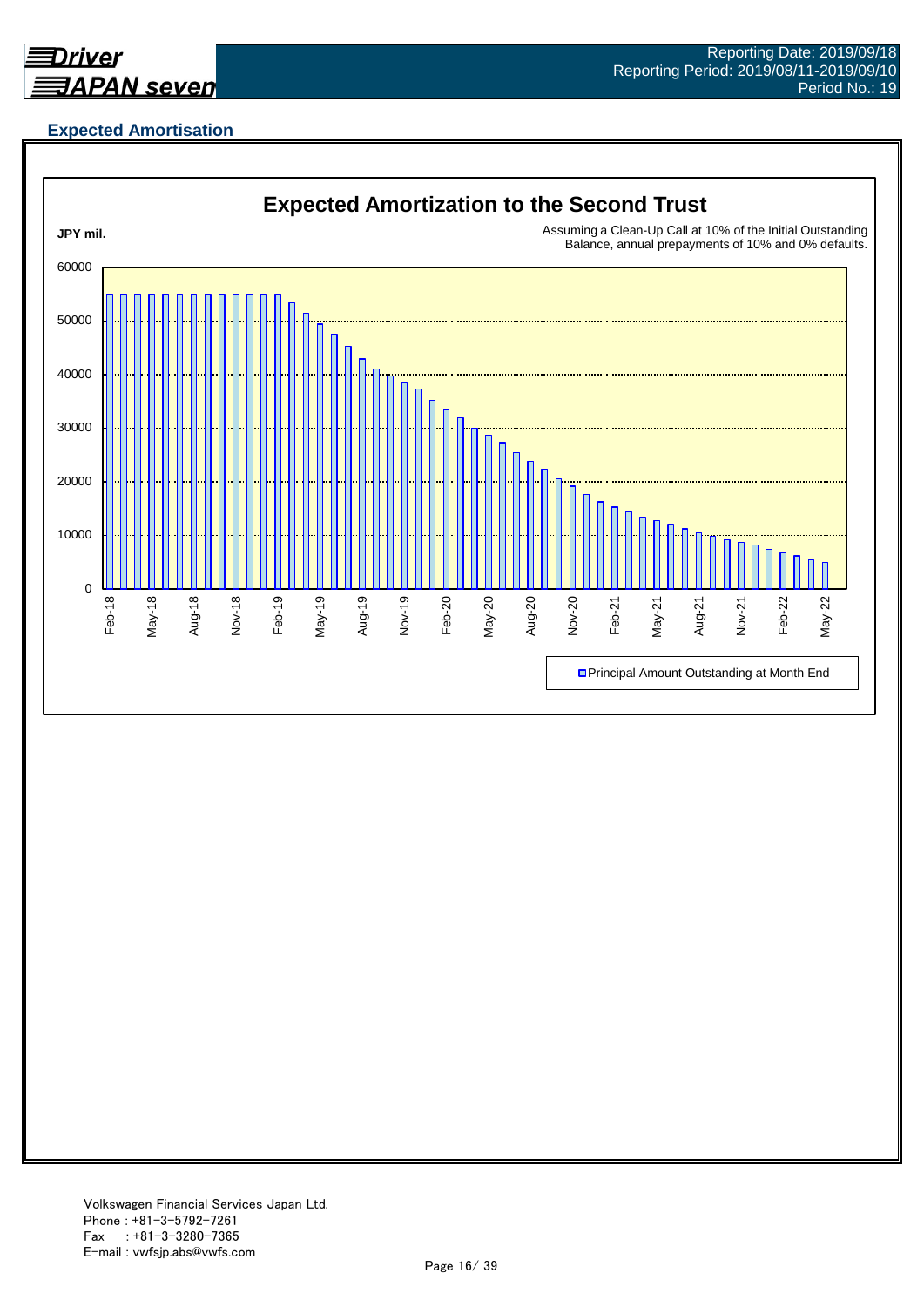## Expected Amortisation

**Expected Amortization to the Second Trust**

JPY mil.

Assuming a Clean-Up Call at 10% of the Initial Outstanding Balance, annual prepayments of 10% and 0% defaults.

60000
50000
40000
30000
20000
10000
0

Feb-18, May-18, Aug-18, Nov-18, Feb-19, May-19, Aug-19, Nov-19, Feb-20, May-20, Aug-20, Nov-20, Feb-21, May-21, Aug-21, Nov-21, Feb-22, May-22

Principal Amount Outstanding at Month End

Volkswagen Financial Services Japan Ltd.
Phone : +81-3-5792-7261
Fax : +81-3-3280-7365
E-mail : vwfsjp.abs@vwfs.com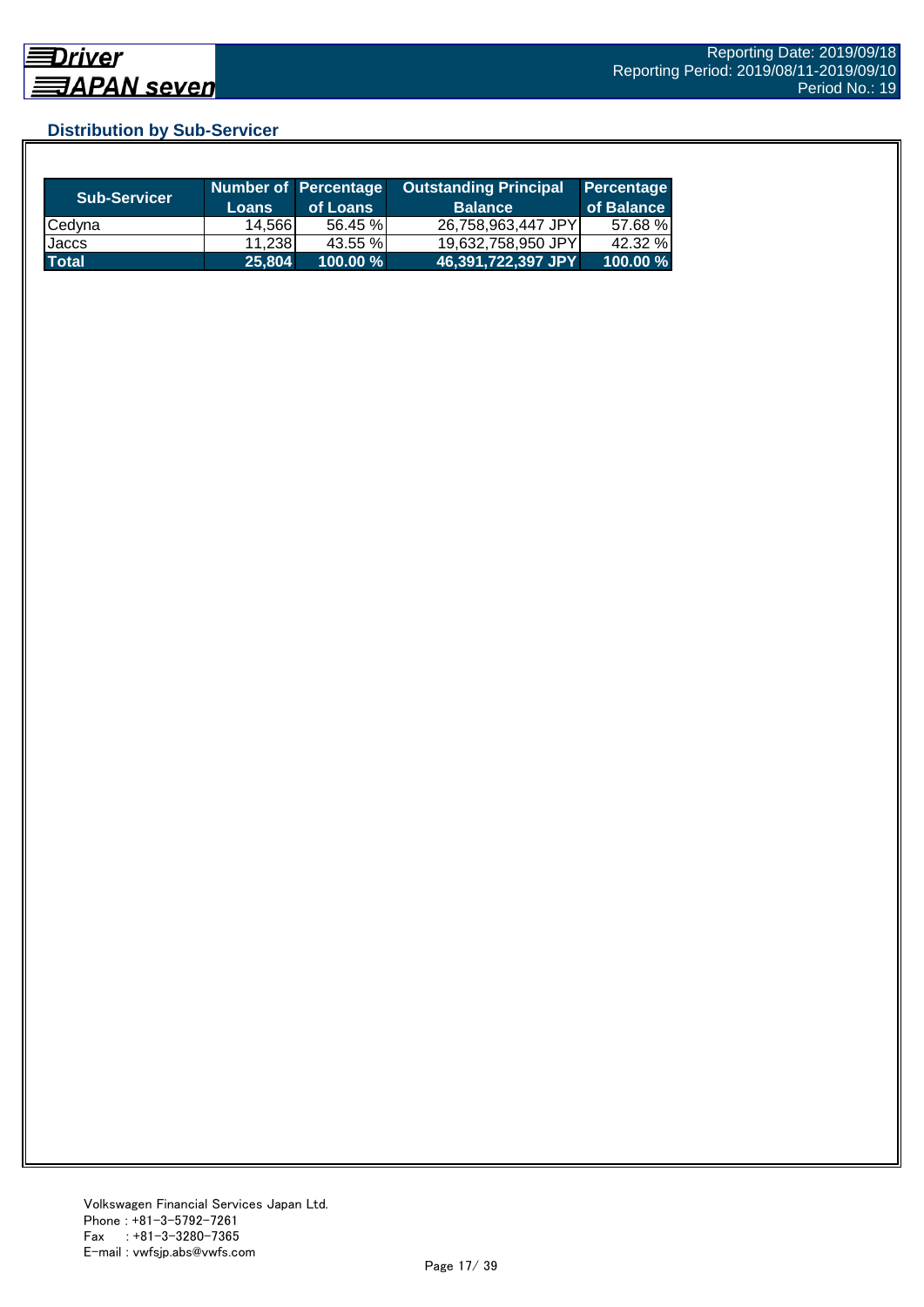## Distribution by Sub-Servicer

| Sub-Servicer | Number of Loans | Percentage of Loans | Outstanding Principal Balance | Percentage of Balance |
|---|---|---|---|---|
| Cedyna | 14,566 | 56.45 % | 26,758,963,447 JPY | 57.68 % |
| Jaccs | 11,238 | 43.55 % | 19,632,758,950 JPY | 42.32 % |
| **Total** | **25,804** | **100.00 %** | **46,391,722,397 JPY** | **100.00 %** |

Volkswagen Financial Services Japan Ltd.
Phone : +81-3-5792-7261
Fax : +81-3-3280-7365
E-mail : vwfsjp.abs@vwfs.com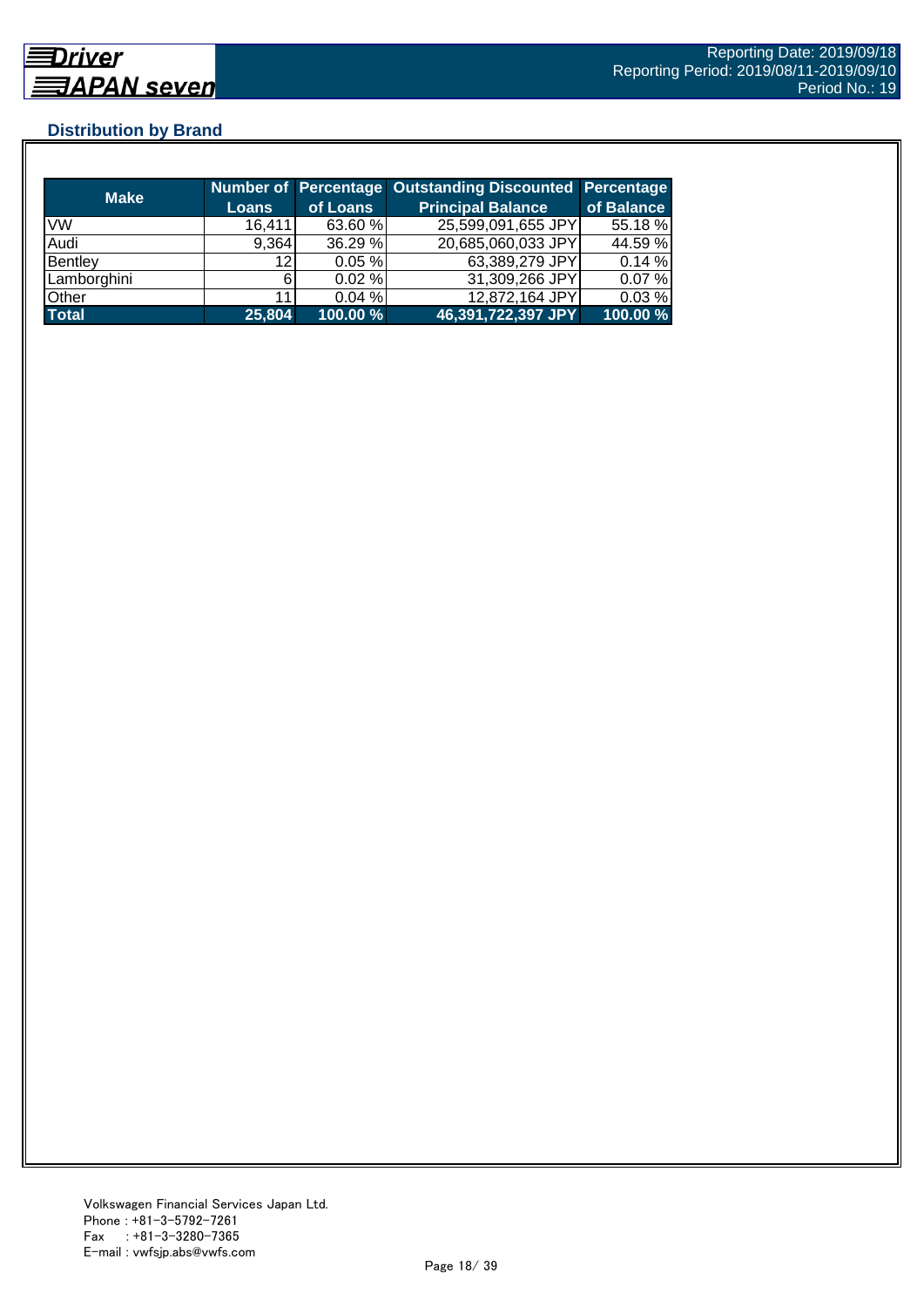## Distribution by Brand

| Make | Number of Loans | Percentage of Loans | Outstanding Discounted Principal Balance | Percentage of Balance |
|---|---|---|---|---|
| VW | 16,411 | 63.60 % | 25,599,091,655 JPY | 55.18 % |
| Audi | 9,364 | 36.29 % | 20,685,060,033 JPY | 44.59 % |
| Bentley | 12 | 0.05 % | 63,389,279 JPY | 0.14 % |
| Lamborghini | 6 | 0.02 % | 31,309,266 JPY | 0.07 % |
| Other | 11 | 0.04 % | 12,872,164 JPY | 0.03 % |
| **Total** | **25,804** | **100.00 %** | **46,391,722,397 JPY** | **100.00 %** |

Volkswagen Financial Services Japan Ltd.
Phone : +81-3-5792-7261
Fax : +81-3-3280-7365
E-mail : vwfsjp.abs@vwfs.com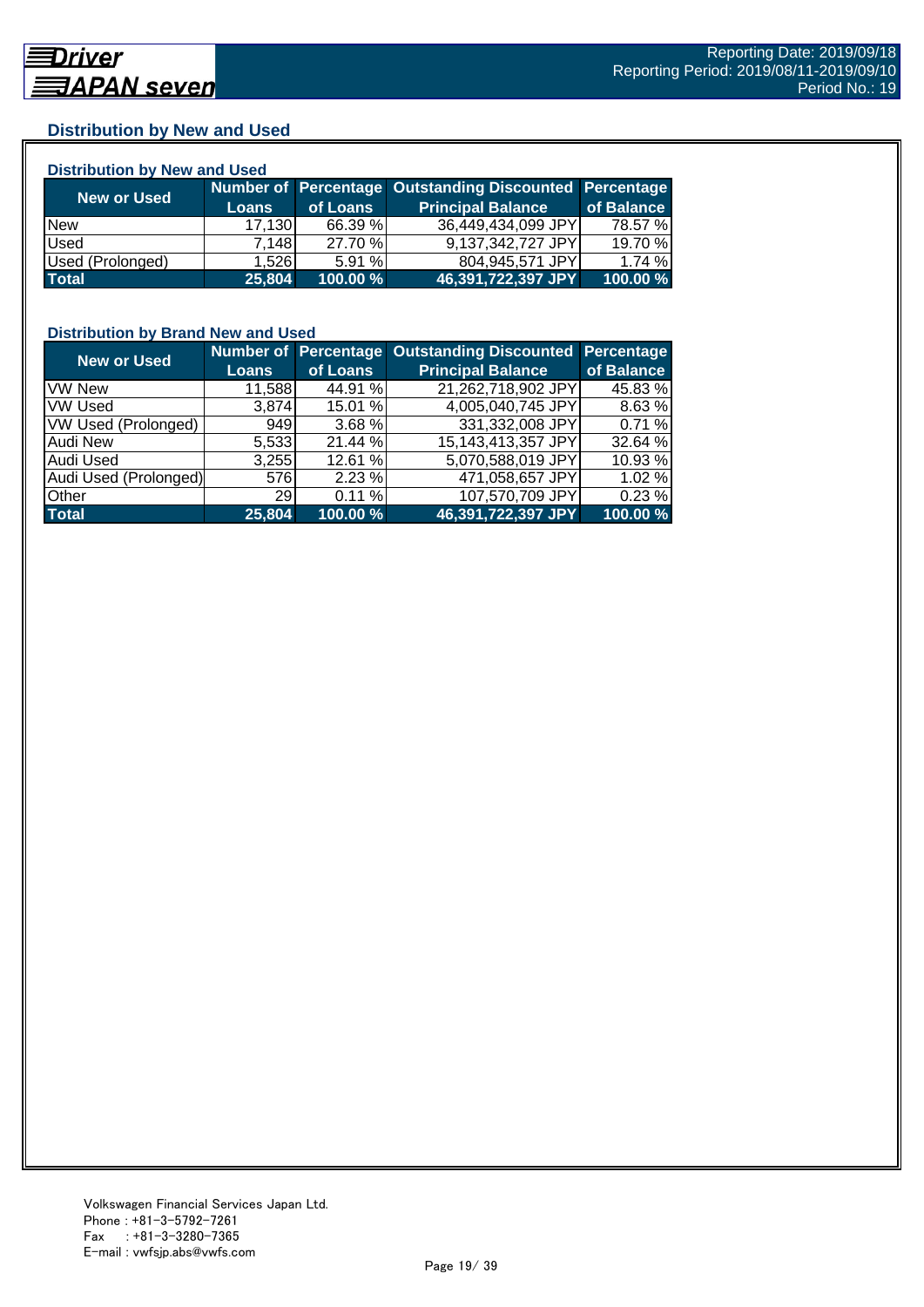## Distribution by New and Used

### Distribution by New and Used

| New or Used | Number of Loans | Percentage of Loans | Outstanding Discounted Principal Balance | Percentage of Balance |
|---|---|---|---|---|
| New | 17,130 | 66.39 % | 36,449,434,099 JPY | 78.57 % |
| Used | 7,148 | 27.70 % | 9,137,342,727 JPY | 19.70 % |
| Used (Prolonged) | 1,526 | 5.91 % | 804,945,571 JPY | 1.74 % |
| **Total** | **25,804** | **100.00 %** | **46,391,722,397 JPY** | **100.00 %** |

### Distribution by Brand New and Used

| New or Used | Number of Loans | Percentage of Loans | Outstanding Discounted Principal Balance | Percentage of Balance |
|---|---|---|---|---|
| VW New | 11,588 | 44.91 % | 21,262,718,902 JPY | 45.83 % |
| VW Used | 3,874 | 15.01 % | 4,005,040,745 JPY | 8.63 % |
| VW Used (Prolonged) | 949 | 3.68 % | 331,332,008 JPY | 0.71 % |
| Audi New | 5,533 | 21.44 % | 15,143,413,357 JPY | 32.64 % |
| Audi Used | 3,255 | 12.61 % | 5,070,588,019 JPY | 10.93 % |
| Audi Used (Prolonged) | 576 | 2.23 % | 471,058,657 JPY | 1.02 % |
| Other | 29 | 0.11 % | 107,570,709 JPY | 0.23 % |
| **Total** | **25,804** | **100.00 %** | **46,391,722,397 JPY** | **100.00 %** |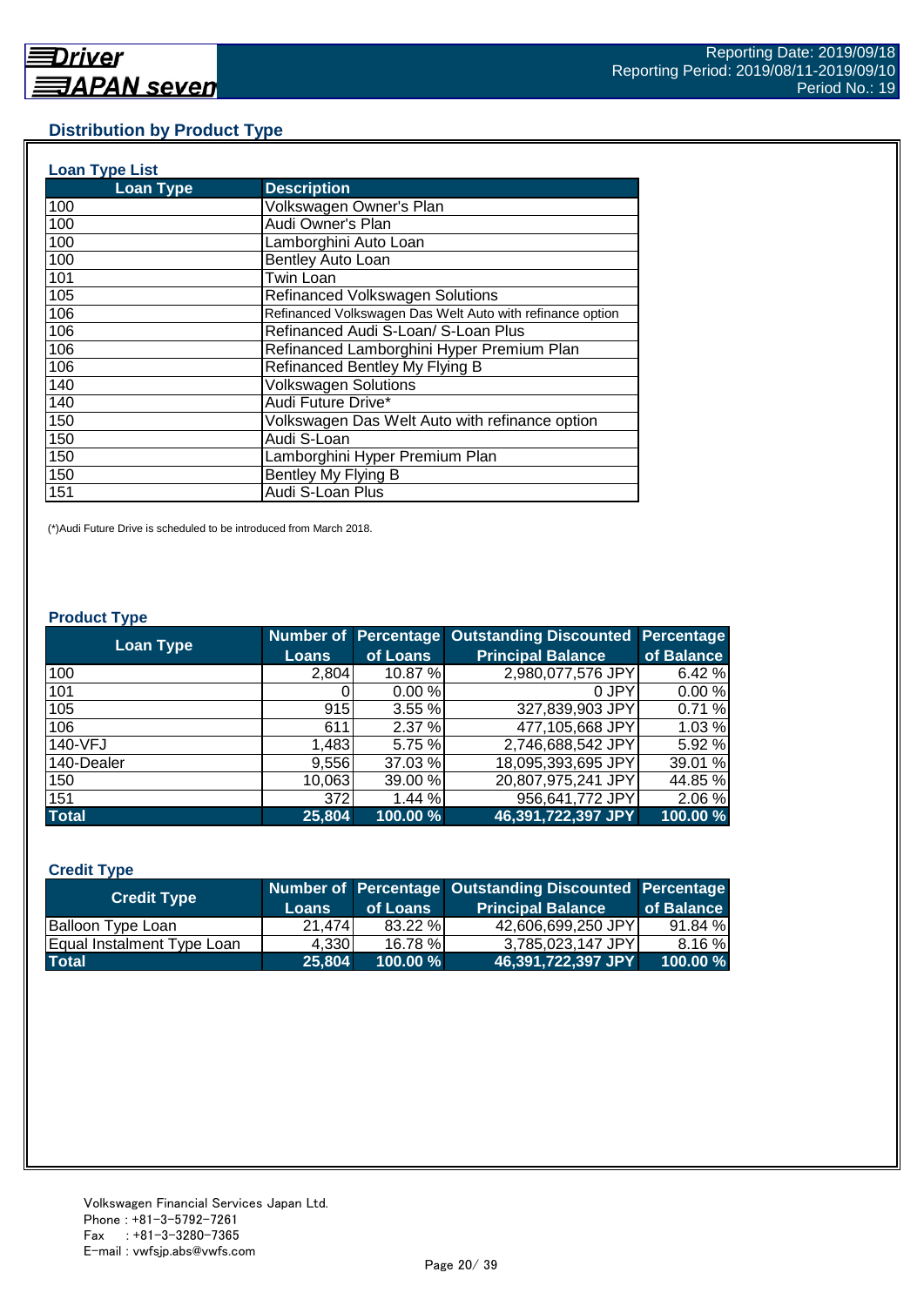## Distribution by Product Type

### Loan Type List

| Loan Type | Description |
|---|---|
| 100 | Volkswagen Owner's Plan |
| 100 | Audi Owner's Plan |
| 100 | Lamborghini Auto Loan |
| 100 | Bentley Auto Loan |
| 101 | Twin Loan |
| 105 | Refinanced Volkswagen Solutions |
| 106 | Refinanced Volkswagen Das Welt Auto with refinance option |
| 106 | Refinanced Audi S-Loan/ S-Loan Plus |
| 106 | Refinanced Lamborghini Hyper Premium Plan |
| 106 | Refinanced Bentley My Flying B |
| 140 | Volkswagen Solutions |
| 140 | Audi Future Drive* |
| 150 | Volkswagen Das Welt Auto with refinance option |
| 150 | Audi S-Loan |
| 150 | Lamborghini Hyper Premium Plan |
| 150 | Bentley My Flying B |
| 151 | Audi S-Loan Plus |

(*)Audi Future Drive is scheduled to be introduced from March 2018.

### Product Type

| Loan Type | Number of Loans | Percentage of Loans | Outstanding Discounted Principal Balance | Percentage of Balance |
|---|---|---|---|---|
| 100 | 2,804 | 10.87 % | 2,980,077,576 JPY | 6.42 % |
| 101 | 0 | 0.00 % | 0 JPY | 0.00 % |
| 105 | 915 | 3.55 % | 327,839,903 JPY | 0.71 % |
| 106 | 611 | 2.37 % | 477,105,668 JPY | 1.03 % |
| 140-VFJ | 1,483 | 5.75 % | 2,746,688,542 JPY | 5.92 % |
| 140-Dealer | 9,556 | 37.03 % | 18,095,393,695 JPY | 39.01 % |
| 150 | 10,063 | 39.00 % | 20,807,975,241 JPY | 44.85 % |
| 151 | 372 | 1.44 % | 956,641,772 JPY | 2.06 % |
| **Total** | **25,804** | **100.00 %** | **46,391,722,397 JPY** | **100.00 %** |

### Credit Type

| Credit Type | Number of Loans | Percentage of Loans | Outstanding Discounted Principal Balance | Percentage of Balance |
|---|---|---|---|---|
| Balloon Type Loan | 21,474 | 83.22 % | 42,606,699,250 JPY | 91.84 % |
| Equal Instalment Type Loan | 4,330 | 16.78 % | 3,785,023,147 JPY | 8.16 % |
| **Total** | **25,804** | **100.00 %** | **46,391,722,397 JPY** | **100.00 %** |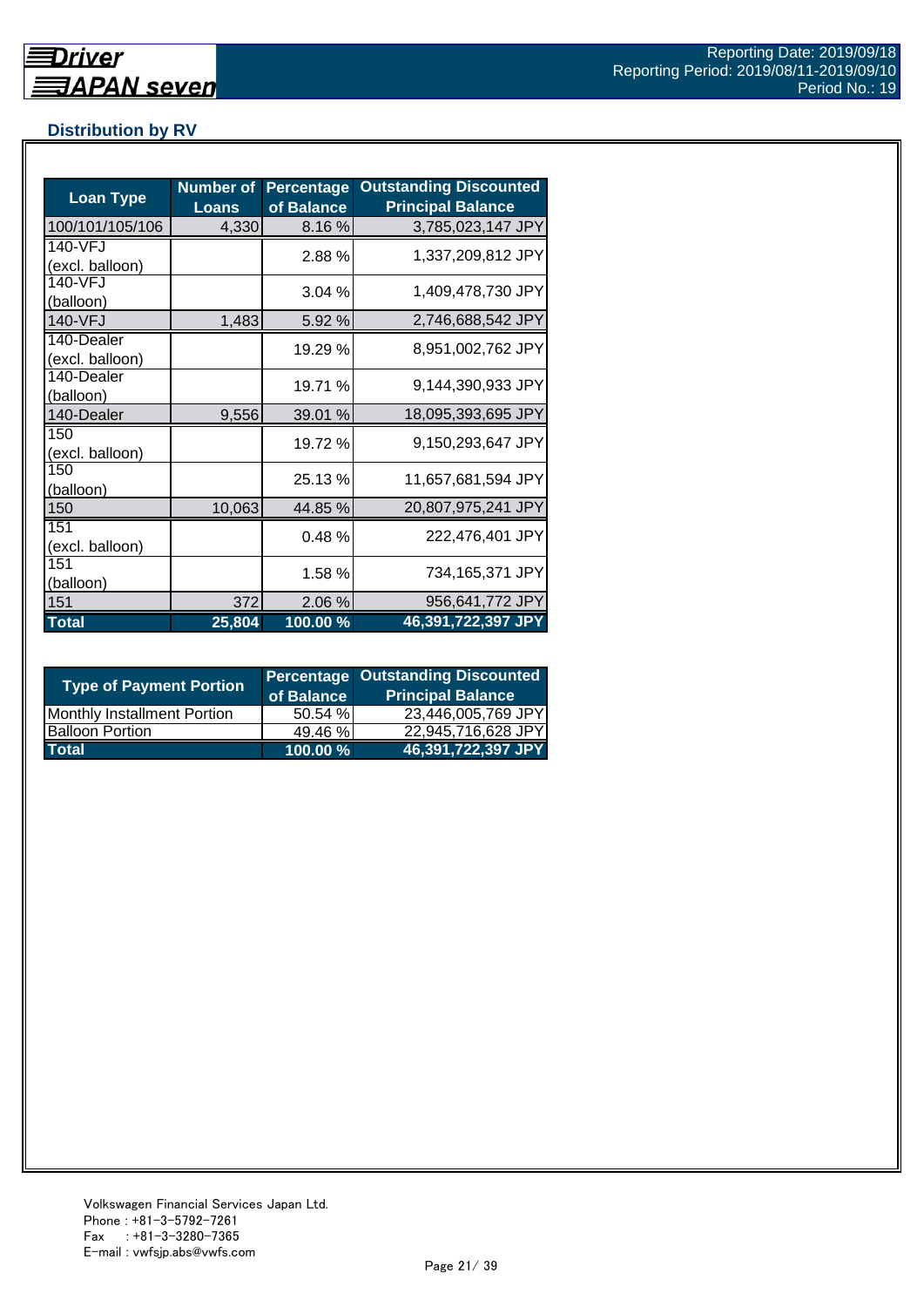## Distribution by RV

| Loan Type | Number of Loans | Percentage of Balance | Outstanding Discounted Principal Balance |
|---|---|---|---|
| 100/101/105/106 | 4,330 | 8.16 % | 3,785,023,147 JPY |
| 140-VFJ (excl. balloon) | | 2.88 % | 1,337,209,812 JPY |
| 140-VFJ (balloon) | | 3.04 % | 1,409,478,730 JPY |
| 140-VFJ | 1,483 | 5.92 % | 2,746,688,542 JPY |
| 140-Dealer (excl. balloon) | | 19.29 % | 8,951,002,762 JPY |
| 140-Dealer (balloon) | | 19.71 % | 9,144,390,933 JPY |
| 140-Dealer | 9,556 | 39.01 % | 18,095,393,695 JPY |
| 150 (excl. balloon) | | 19.72 % | 9,150,293,647 JPY |
| 150 (balloon) | | 25.13 % | 11,657,681,594 JPY |
| 150 | 10,063 | 44.85 % | 20,807,975,241 JPY |
| 151 (excl. balloon) | | 0.48 % | 222,476,401 JPY |
| 151 (balloon) | | 1.58 % | 734,165,371 JPY |
| 151 | 372 | 2.06 % | 956,641,772 JPY |
| **Total** | **25,804** | **100.00 %** | **46,391,722,397 JPY** |

| Type of Payment Portion | Percentage of Balance | Outstanding Discounted Principal Balance |
|---|---|---|
| Monthly Installment Portion | 50.54 % | 23,446,005,769 JPY |
| Balloon Portion | 49.46 % | 22,945,716,628 JPY |
| **Total** | **100.00 %** | **46,391,722,397 JPY** |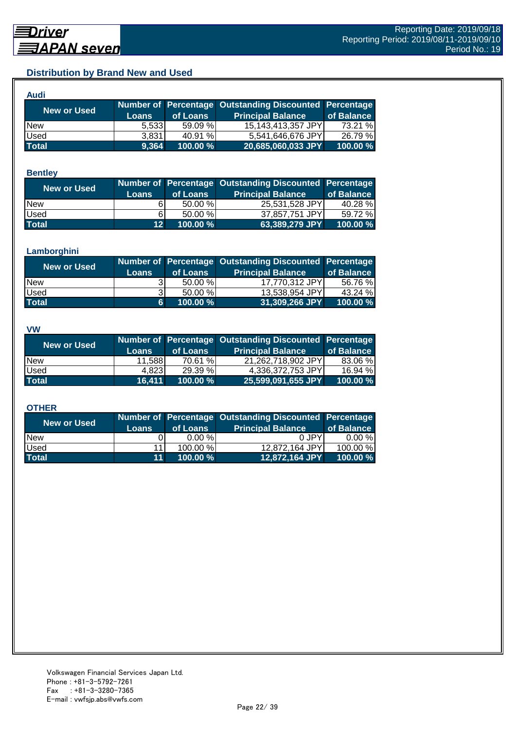## Distribution by Brand New and Used

### Audi

| New or Used | Number of Loans | Percentage of Loans | Outstanding Discounted Principal Balance | Percentage of Balance |
|---|---|---|---|---|
| New | 5,533 | 59.09 % | 15,143,413,357 JPY | 73.21 % |
| Used | 3,831 | 40.91 % | 5,541,646,676 JPY | 26.79 % |
| **Total** | **9,364** | **100.00 %** | **20,685,060,033 JPY** | **100.00 %** |

### Bentley

| New or Used | Number of Loans | Percentage of Loans | Outstanding Discounted Principal Balance | Percentage of Balance |
|---|---|---|---|---|
| New | 6 | 50.00 % | 25,531,528 JPY | 40.28 % |
| Used | 6 | 50.00 % | 37,857,751 JPY | 59.72 % |
| **Total** | **12** | **100.00 %** | **63,389,279 JPY** | **100.00 %** |

### Lamborghini

| New or Used | Number of Loans | Percentage of Loans | Outstanding Discounted Principal Balance | Percentage of Balance |
|---|---|---|---|---|
| New | 3 | 50.00 % | 17,770,312 JPY | 56.76 % |
| Used | 3 | 50.00 % | 13,538,954 JPY | 43.24 % |
| **Total** | **6** | **100.00 %** | **31,309,266 JPY** | **100.00 %** |

### VW

| New or Used | Number of Loans | Percentage of Loans | Outstanding Discounted Principal Balance | Percentage of Balance |
|---|---|---|---|---|
| New | 11,588 | 70.61 % | 21,262,718,902 JPY | 83.06 % |
| Used | 4,823 | 29.39 % | 4,336,372,753 JPY | 16.94 % |
| **Total** | **16,411** | **100.00 %** | **25,599,091,655 JPY** | **100.00 %** |

### OTHER

| New or Used | Number of Loans | Percentage of Loans | Outstanding Discounted Principal Balance | Percentage of Balance |
|---|---|---|---|---|
| New | 0 | 0.00 % | 0 JPY | 0.00 % |
| Used | 11 | 100.00 % | 12,872,164 JPY | 100.00 % |
| **Total** | **11** | **100.00 %** | **12,872,164 JPY** | **100.00 %** |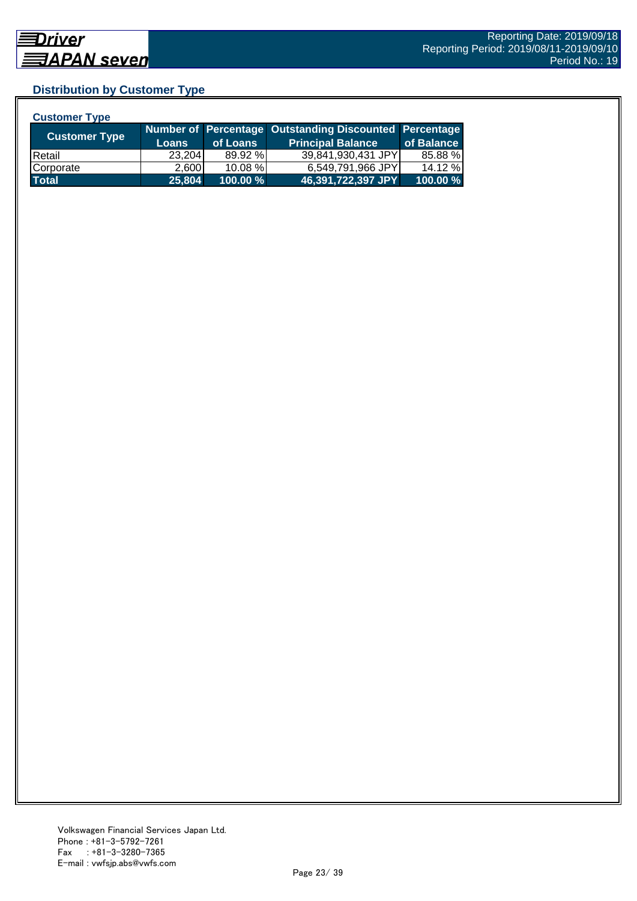## Distribution by Customer Type

### Customer Type

| Customer Type | Number of Loans | Percentage of Loans | Outstanding Discounted Principal Balance | Percentage of Balance |
|---|---|---|---|---|
| Retail | 23,204 | 89.92 % | 39,841,930,431 JPY | 85.88 % |
| Corporate | 2,600 | 10.08 % | 6,549,791,966 JPY | 14.12 % |
| **Total** | **25,804** | **100.00 %** | **46,391,722,397 JPY** | **100.00 %** |

Volkswagen Financial Services Japan Ltd.
Phone : +81-3-5792-7261
Fax : +81-3-3280-7365
E-mail : vwfsjp.abs@vwfs.com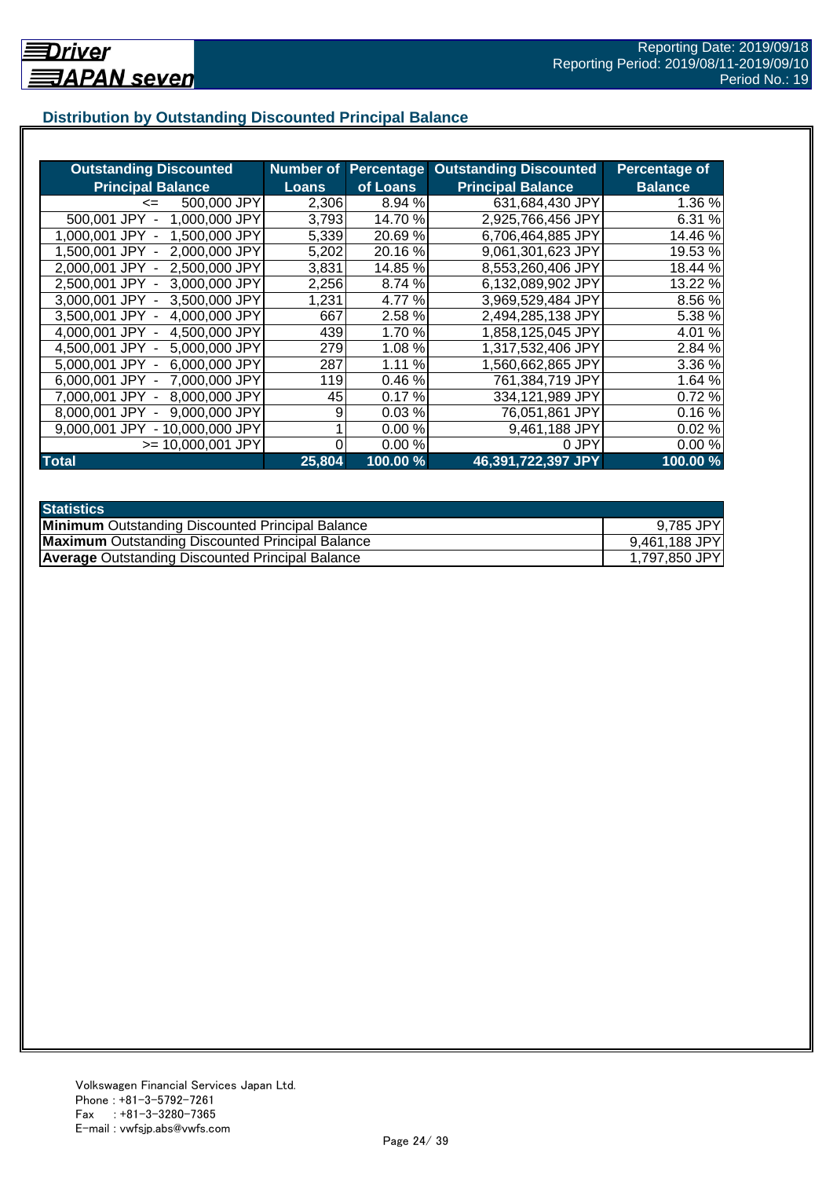## Distribution by Outstanding Discounted Principal Balance

| Outstanding Discounted Principal Balance | Number of Loans | Percentage of Loans | Outstanding Discounted Principal Balance | Percentage of Balance |
|---|---|---|---|---|
| <= 500,000 JPY | 2,306 | 8.94 % | 631,684,430 JPY | 1.36 % |
| 500,001 JPY - 1,000,000 JPY | 3,793 | 14.70 % | 2,925,766,456 JPY | 6.31 % |
| 1,000,001 JPY - 1,500,000 JPY | 5,339 | 20.69 % | 6,706,464,885 JPY | 14.46 % |
| 1,500,001 JPY - 2,000,000 JPY | 5,202 | 20.16 % | 9,061,301,623 JPY | 19.53 % |
| 2,000,001 JPY - 2,500,000 JPY | 3,831 | 14.85 % | 8,553,260,406 JPY | 18.44 % |
| 2,500,001 JPY - 3,000,000 JPY | 2,256 | 8.74 % | 6,132,089,902 JPY | 13.22 % |
| 3,000,001 JPY - 3,500,000 JPY | 1,231 | 4.77 % | 3,969,529,484 JPY | 8.56 % |
| 3,500,001 JPY - 4,000,000 JPY | 667 | 2.58 % | 2,494,285,138 JPY | 5.38 % |
| 4,000,001 JPY - 4,500,000 JPY | 439 | 1.70 % | 1,858,125,045 JPY | 4.01 % |
| 4,500,001 JPY - 5,000,000 JPY | 279 | 1.08 % | 1,317,532,406 JPY | 2.84 % |
| 5,000,001 JPY - 6,000,000 JPY | 287 | 1.11 % | 1,560,662,865 JPY | 3.36 % |
| 6,000,001 JPY - 7,000,000 JPY | 119 | 0.46 % | 761,384,719 JPY | 1.64 % |
| 7,000,001 JPY - 8,000,000 JPY | 45 | 0.17 % | 334,121,989 JPY | 0.72 % |
| 8,000,001 JPY - 9,000,000 JPY | 9 | 0.03 % | 76,051,861 JPY | 0.16 % |
| 9,000,001 JPY - 10,000,000 JPY | 1 | 0.00 % | 9,461,188 JPY | 0.02 % |
| >= 10,000,001 JPY | 0 | 0.00 % | 0 JPY | 0.00 % |
| **Total** | **25,804** | **100.00 %** | **46,391,722,397 JPY** | **100.00 %** |

| Statistics | |
|---|---|
| **Minimum** Outstanding Discounted Principal Balance | 9,785 JPY |
| **Maximum** Outstanding Discounted Principal Balance | 9,461,188 JPY |
| **Average** Outstanding Discounted Principal Balance | 1,797,850 JPY |

Volkswagen Financial Services Japan Ltd.
Phone : +81-3-5792-7261
Fax : +81-3-3280-7365
E-mail : vwfsjp.abs@vwfs.com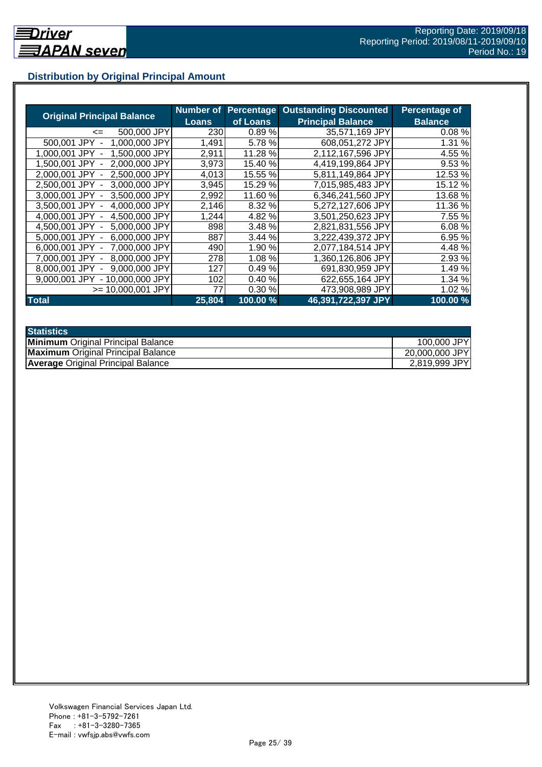## Distribution by Original Principal Amount

| Original Principal Balance | Number of Loans | Percentage of Loans | Outstanding Discounted Principal Balance | Percentage of Balance |
|---|---|---|---|---|
| <= 500,000 JPY | 230 | 0.89 % | 35,571,169 JPY | 0.08 % |
| 500,001 JPY - 1,000,000 JPY | 1,491 | 5.78 % | 608,051,272 JPY | 1.31 % |
| 1,000,001 JPY - 1,500,000 JPY | 2,911 | 11.28 % | 2,112,167,596 JPY | 4.55 % |
| 1,500,001 JPY - 2,000,000 JPY | 3,973 | 15.40 % | 4,419,199,864 JPY | 9.53 % |
| 2,000,001 JPY - 2,500,000 JPY | 4,013 | 15.55 % | 5,811,149,864 JPY | 12.53 % |
| 2,500,001 JPY - 3,000,000 JPY | 3,945 | 15.29 % | 7,015,985,483 JPY | 15.12 % |
| 3,000,001 JPY - 3,500,000 JPY | 2,992 | 11.60 % | 6,346,241,560 JPY | 13.68 % |
| 3,500,001 JPY - 4,000,000 JPY | 2,146 | 8.32 % | 5,272,127,606 JPY | 11.36 % |
| 4,000,001 JPY - 4,500,000 JPY | 1,244 | 4.82 % | 3,501,250,623 JPY | 7.55 % |
| 4,500,001 JPY - 5,000,000 JPY | 898 | 3.48 % | 2,821,831,556 JPY | 6.08 % |
| 5,000,001 JPY - 6,000,000 JPY | 887 | 3.44 % | 3,222,439,372 JPY | 6.95 % |
| 6,000,001 JPY - 7,000,000 JPY | 490 | 1.90 % | 2,077,184,514 JPY | 4.48 % |
| 7,000,001 JPY - 8,000,000 JPY | 278 | 1.08 % | 1,360,126,806 JPY | 2.93 % |
| 8,000,001 JPY - 9,000,000 JPY | 127 | 0.49 % | 691,830,959 JPY | 1.49 % |
| 9,000,001 JPY - 10,000,000 JPY | 102 | 0.40 % | 622,655,164 JPY | 1.34 % |
| >= 10,000,001 JPY | 77 | 0.30 % | 473,908,989 JPY | 1.02 % |
| **Total** | **25,804** | **100.00 %** | **46,391,722,397 JPY** | **100.00 %** |

| Statistics | |
|---|---|
| **Minimum** Original Principal Balance | 100,000 JPY |
| **Maximum** Original Principal Balance | 20,000,000 JPY |
| **Average** Original Principal Balance | 2,819,999 JPY |

Volkswagen Financial Services Japan Ltd.
Phone : +81-3-5792-7261
Fax : +81-3-3280-7365
E-mail : vwfsjp.abs@vwfs.com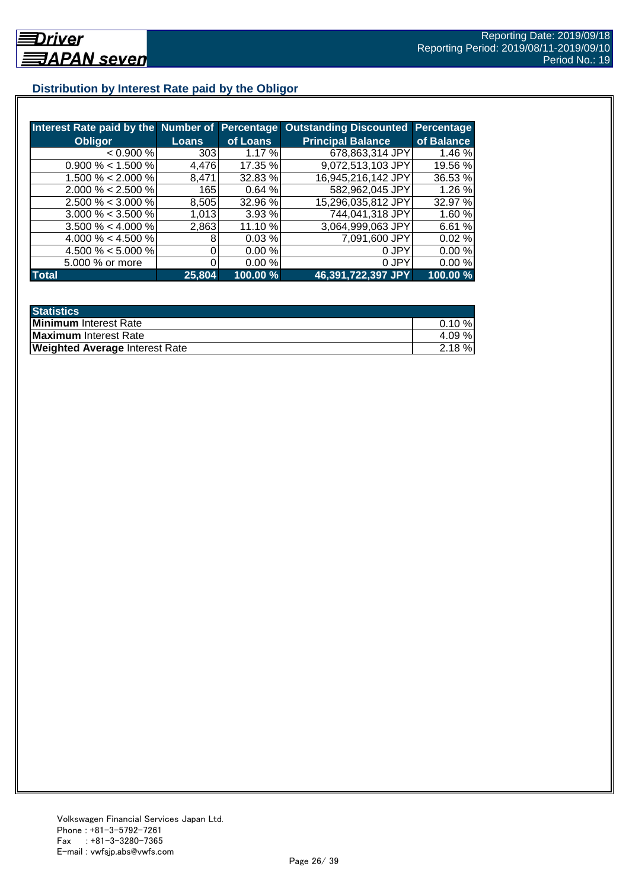## Distribution by Interest Rate paid by the Obligor

| Interest Rate paid by the Obligor | Number of Loans | Percentage of Loans | Outstanding Discounted Principal Balance | Percentage of Balance |
|---|---|---|---|---|
| < 0.900 % | 303 | 1.17 % | 678,863,314 JPY | 1.46 % |
| 0.900 % < 1.500 % | 4,476 | 17.35 % | 9,072,513,103 JPY | 19.56 % |
| 1.500 % < 2.000 % | 8,471 | 32.83 % | 16,945,216,142 JPY | 36.53 % |
| 2.000 % < 2.500 % | 165 | 0.64 % | 582,962,045 JPY | 1.26 % |
| 2.500 % < 3.000 % | 8,505 | 32.96 % | 15,296,035,812 JPY | 32.97 % |
| 3.000 % < 3.500 % | 1,013 | 3.93 % | 744,041,318 JPY | 1.60 % |
| 3.500 % < 4.000 % | 2,863 | 11.10 % | 3,064,999,063 JPY | 6.61 % |
| 4.000 % < 4.500 % | 8 | 0.03 % | 7,091,600 JPY | 0.02 % |
| 4.500 % < 5.000 % | 0 | 0.00 % | 0 JPY | 0.00 % |
| 5.000 % or more | 0 | 0.00 % | 0 JPY | 0.00 % |
| **Total** | **25,804** | **100.00 %** | **46,391,722,397 JPY** | **100.00 %** |

| Statistics | |
|---|---|
| **Minimum** Interest Rate | 0.10 % |
| **Maximum** Interest Rate | 4.09 % |
| **Weighted Average** Interest Rate | 2.18 % |

Volkswagen Financial Services Japan Ltd.
Phone : +81-3-5792-7261
Fax : +81-3-3280-7365
E-mail : vwfsjp.abs@vwfs.com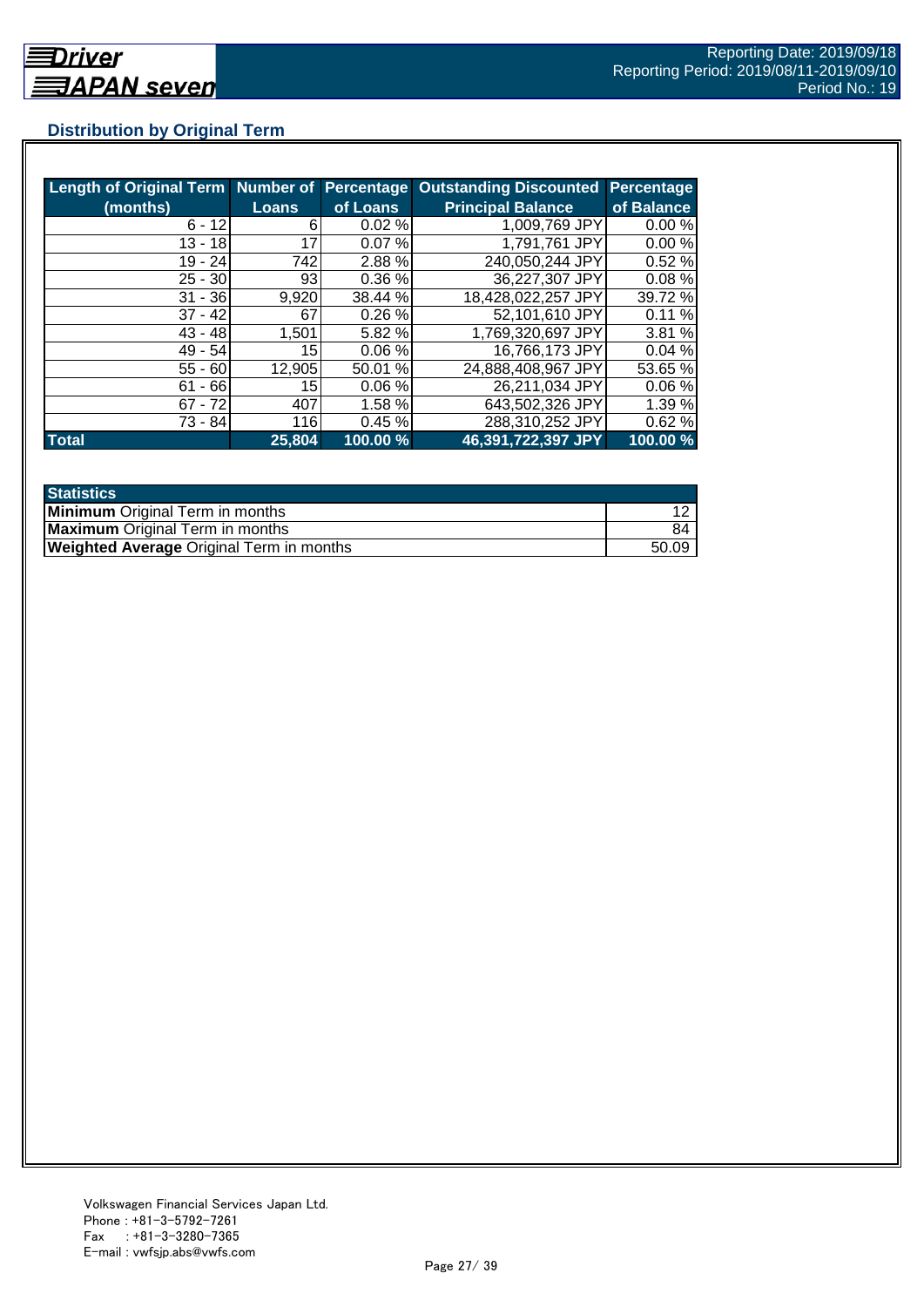## Distribution by Original Term

| Length of Original Term (months) | Number of Loans | Percentage of Loans | Outstanding Discounted Principal Balance | Percentage of Balance |
|---|---|---|---|---|
| 6 - 12 | 6 | 0.02 % | 1,009,769 JPY | 0.00 % |
| 13 - 18 | 17 | 0.07 % | 1,791,761 JPY | 0.00 % |
| 19 - 24 | 742 | 2.88 % | 240,050,244 JPY | 0.52 % |
| 25 - 30 | 93 | 0.36 % | 36,227,307 JPY | 0.08 % |
| 31 - 36 | 9,920 | 38.44 % | 18,428,022,257 JPY | 39.72 % |
| 37 - 42 | 67 | 0.26 % | 52,101,610 JPY | 0.11 % |
| 43 - 48 | 1,501 | 5.82 % | 1,769,320,697 JPY | 3.81 % |
| 49 - 54 | 15 | 0.06 % | 16,766,173 JPY | 0.04 % |
| 55 - 60 | 12,905 | 50.01 % | 24,888,408,967 JPY | 53.65 % |
| 61 - 66 | 15 | 0.06 % | 26,211,034 JPY | 0.06 % |
| 67 - 72 | 407 | 1.58 % | 643,502,326 JPY | 1.39 % |
| 73 - 84 | 116 | 0.45 % | 288,310,252 JPY | 0.62 % |
| **Total** | **25,804** | **100.00 %** | **46,391,722,397 JPY** | **100.00 %** |

| Statistics | |
|---|---|
| **Minimum** Original Term in months | 12 |
| **Maximum** Original Term in months | 84 |
| **Weighted Average** Original Term in months | 50.09 |

Volkswagen Financial Services Japan Ltd.
Phone : +81-3-5792-7261
Fax : +81-3-3280-7365
E-mail : vwfsjp.abs@vwfs.com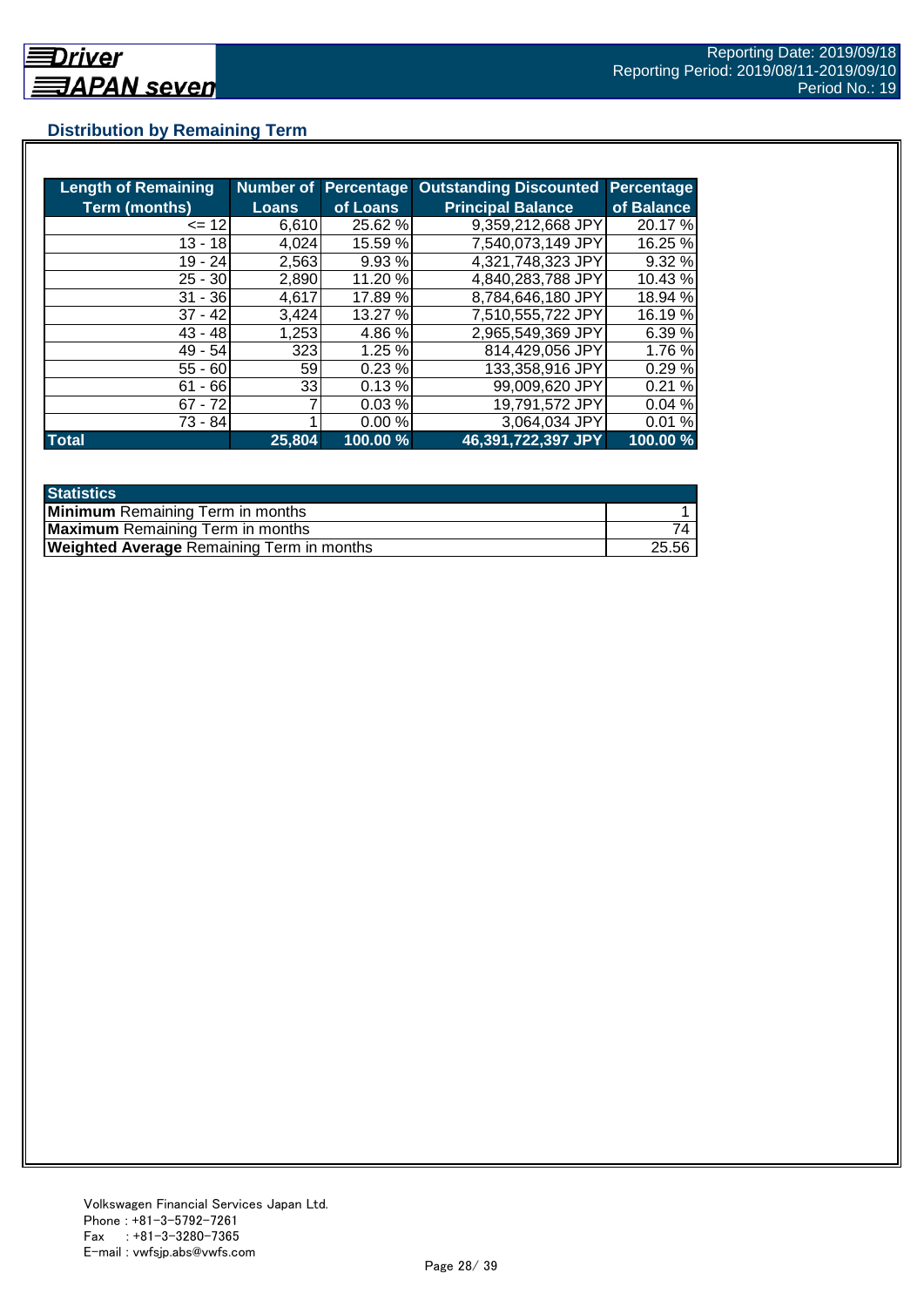## Distribution by Remaining Term

| Length of Remaining Term (months) | Number of Loans | Percentage of Loans | Outstanding Discounted Principal Balance | Percentage of Balance |
|---|---|---|---|---|
| <= 12 | 6,610 | 25.62 % | 9,359,212,668 JPY | 20.17 % |
| 13 - 18 | 4,024 | 15.59 % | 7,540,073,149 JPY | 16.25 % |
| 19 - 24 | 2,563 | 9.93 % | 4,321,748,323 JPY | 9.32 % |
| 25 - 30 | 2,890 | 11.20 % | 4,840,283,788 JPY | 10.43 % |
| 31 - 36 | 4,617 | 17.89 % | 8,784,646,180 JPY | 18.94 % |
| 37 - 42 | 3,424 | 13.27 % | 7,510,555,722 JPY | 16.19 % |
| 43 - 48 | 1,253 | 4.86 % | 2,965,549,369 JPY | 6.39 % |
| 49 - 54 | 323 | 1.25 % | 814,429,056 JPY | 1.76 % |
| 55 - 60 | 59 | 0.23 % | 133,358,916 JPY | 0.29 % |
| 61 - 66 | 33 | 0.13 % | 99,009,620 JPY | 0.21 % |
| 67 - 72 | 7 | 0.03 % | 19,791,572 JPY | 0.04 % |
| 73 - 84 | 1 | 0.00 % | 3,064,034 JPY | 0.01 % |
| **Total** | **25,804** | **100.00 %** | **46,391,722,397 JPY** | **100.00 %** |

| Statistics | |
|---|---|
| **Minimum** Remaining Term in months | 1 |
| **Maximum** Remaining Term in months | 74 |
| **Weighted Average** Remaining Term in months | 25.56 |

Volkswagen Financial Services Japan Ltd.
Phone : +81-3-5792-7261
Fax : +81-3-3280-7365
E-mail : vwfsjp.abs@vwfs.com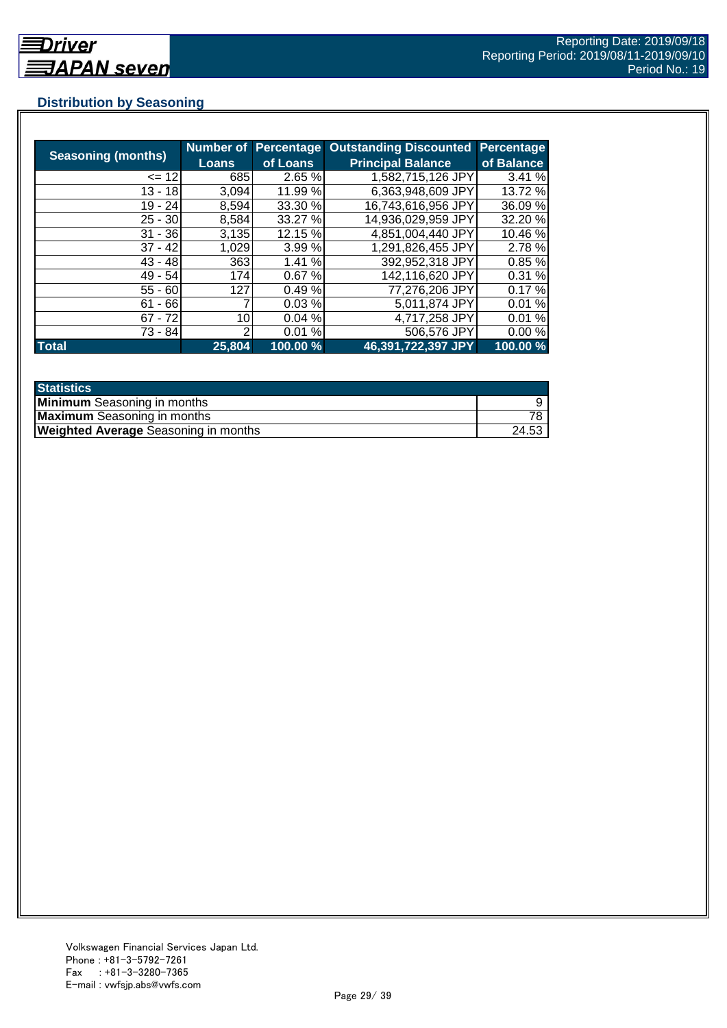## Distribution by Seasoning

| Seasoning (months) | Number of Loans | Percentage of Loans | Outstanding Discounted Principal Balance | Percentage of Balance |
|---|---|---|---|---|
| <= 12 | 685 | 2.65 % | 1,582,715,126 JPY | 3.41 % |
| 13 - 18 | 3,094 | 11.99 % | 6,363,948,609 JPY | 13.72 % |
| 19 - 24 | 8,594 | 33.30 % | 16,743,616,956 JPY | 36.09 % |
| 25 - 30 | 8,584 | 33.27 % | 14,936,029,959 JPY | 32.20 % |
| 31 - 36 | 3,135 | 12.15 % | 4,851,004,440 JPY | 10.46 % |
| 37 - 42 | 1,029 | 3.99 % | 1,291,826,455 JPY | 2.78 % |
| 43 - 48 | 363 | 1.41 % | 392,952,318 JPY | 0.85 % |
| 49 - 54 | 174 | 0.67 % | 142,116,620 JPY | 0.31 % |
| 55 - 60 | 127 | 0.49 % | 77,276,206 JPY | 0.17 % |
| 61 - 66 | 7 | 0.03 % | 5,011,874 JPY | 0.01 % |
| 67 - 72 | 10 | 0.04 % | 4,717,258 JPY | 0.01 % |
| 73 - 84 | 2 | 0.01 % | 506,576 JPY | 0.00 % |
| **Total** | **25,804** | **100.00 %** | **46,391,722,397 JPY** | **100.00 %** |

| Statistics | |
|---|---|
| **Minimum** Seasoning in months | 9 |
| **Maximum** Seasoning in months | 78 |
| **Weighted Average** Seasoning in months | 24.53 |

Volkswagen Financial Services Japan Ltd.
Phone : +81-3-5792-7261
Fax : +81-3-3280-7365
E-mail : vwfsjp.abs@vwfs.com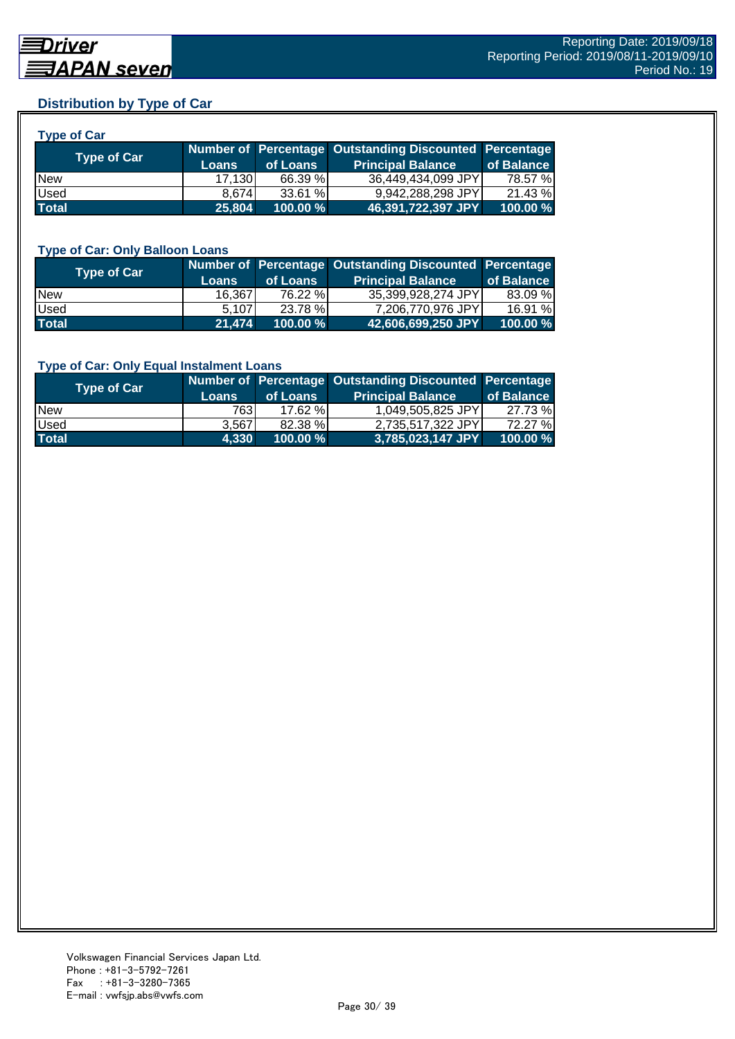## Distribution by Type of Car

### Type of Car

| Type of Car | Number of Loans | Percentage of Loans | Outstanding Discounted Principal Balance | Percentage of Balance |
|---|---|---|---|---|
| New | 17,130 | 66.39 % | 36,449,434,099 JPY | 78.57 % |
| Used | 8,674 | 33.61 % | 9,942,288,298 JPY | 21.43 % |
| **Total** | **25,804** | **100.00 %** | **46,391,722,397 JPY** | **100.00 %** |

### Type of Car: Only Balloon Loans

| Type of Car | Number of Loans | Percentage of Loans | Outstanding Discounted Principal Balance | Percentage of Balance |
|---|---|---|---|---|
| New | 16,367 | 76.22 % | 35,399,928,274 JPY | 83.09 % |
| Used | 5,107 | 23.78 % | 7,206,770,976 JPY | 16.91 % |
| **Total** | **21,474** | **100.00 %** | **42,606,699,250 JPY** | **100.00 %** |

### Type of Car: Only Equal Instalment Loans

| Type of Car | Number of Loans | Percentage of Loans | Outstanding Discounted Principal Balance | Percentage of Balance |
|---|---|---|---|---|
| New | 763 | 17.62 % | 1,049,505,825 JPY | 27.73 % |
| Used | 3,567 | 82.38 % | 2,735,517,322 JPY | 72.27 % |
| **Total** | **4,330** | **100.00 %** | **3,785,023,147 JPY** | **100.00 %** |

Volkswagen Financial Services Japan Ltd.
Phone : +81-3-5792-7261
Fax : +81-3-3280-7365
E-mail : vwfsjp.abs@vwfs.com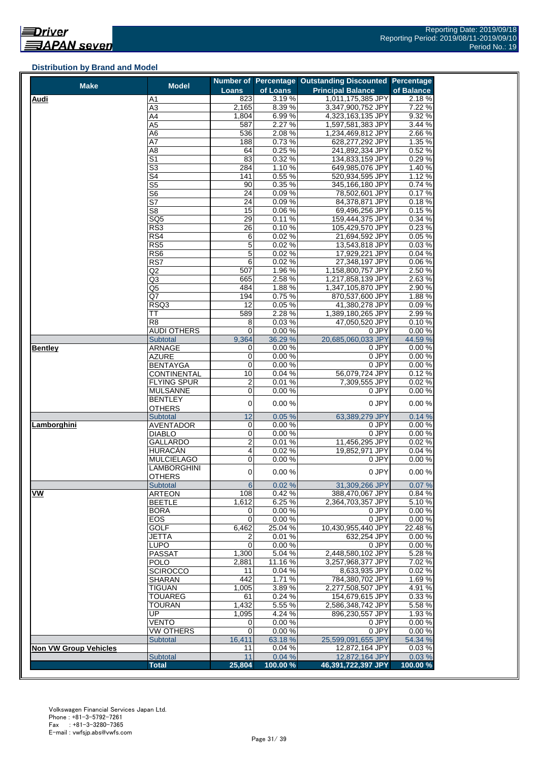## Distribution by Brand and Model

| Make | Model | Number of Loans | Percentage of Loans | Outstanding Discounted Principal Balance | Percentage of Balance |
|---|---|---|---|---|---|
| **Audi** | A1 | 823 | 3.19 % | 1,011,175,385 JPY | 2.18 % |
| | A3 | 2,165 | 8.39 % | 3,347,900,752 JPY | 7.22 % |
| | A4 | 1,804 | 6.99 % | 4,323,163,135 JPY | 9.32 % |
| | A5 | 587 | 2.27 % | 1,597,581,383 JPY | 3.44 % |
| | A6 | 536 | 2.08 % | 1,234,469,812 JPY | 2.66 % |
| | A7 | 188 | 0.73 % | 628,277,292 JPY | 1.35 % |
| | A8 | 64 | 0.25 % | 241,892,334 JPY | 0.52 % |
| | S1 | 83 | 0.32 % | 134,833,159 JPY | 0.29 % |
| | S3 | 284 | 1.10 % | 649,985,076 JPY | 1.40 % |
| | S4 | 141 | 0.55 % | 520,934,595 JPY | 1.12 % |
| | S5 | 90 | 0.35 % | 345,166,180 JPY | 0.74 % |
| | S6 | 24 | 0.09 % | 78,502,601 JPY | 0.17 % |
| | S7 | 24 | 0.09 % | 84,378,871 JPY | 0.18 % |
| | S8 | 15 | 0.06 % | 69,496,256 JPY | 0.15 % |
| | SQ5 | 29 | 0.11 % | 159,444,375 JPY | 0.34 % |
| | RS3 | 26 | 0.10 % | 105,429,570 JPY | 0.23 % |
| | RS4 | 6 | 0.02 % | 21,694,592 JPY | 0.05 % |
| | RS5 | 5 | 0.02 % | 13,543,818 JPY | 0.03 % |
| | RS6 | 5 | 0.02 % | 17,929,221 JPY | 0.04 % |
| | RS7 | 6 | 0.02 % | 27,348,197 JPY | 0.06 % |
| | Q2 | 507 | 1.96 % | 1,158,800,757 JPY | 2.50 % |
| | Q3 | 665 | 2.58 % | 1,217,858,139 JPY | 2.63 % |
| | Q5 | 484 | 1.88 % | 1,347,105,870 JPY | 2.90 % |
| | Q7 | 194 | 0.75 % | 870,537,600 JPY | 1.88 % |
| | RSQ3 | 12 | 0.05 % | 41,380,278 JPY | 0.09 % |
| | TT | 589 | 2.28 % | 1,389,180,265 JPY | 2.99 % |
| | R8 | 8 | 0.03 % | 47,050,520 JPY | 0.10 % |
| | AUDI OTHERS | 0 | 0.00 % | 0 JPY | 0.00 % |
| | Subtotal | 9,364 | 36.29 % | 20,685,060,033 JPY | 44.59 % |
| **Bentley** | ARNAGE | 0 | 0.00 % | 0 JPY | 0.00 % |
| | AZURE | 0 | 0.00 % | 0 JPY | 0.00 % |
| | BENTAYGA | 0 | 0.00 % | 0 JPY | 0.00 % |
| | CONTINENTAL | 10 | 0.04 % | 56,079,724 JPY | 0.12 % |
| | FLYING SPUR | 2 | 0.01 % | 7,309,555 JPY | 0.02 % |
| | MULSANNE | 0 | 0.00 % | 0 JPY | 0.00 % |
| | BENTLEY OTHERS | 0 | 0.00 % | 0 JPY | 0.00 % |
| | Subtotal | 12 | 0.05 % | 63,389,279 JPY | 0.14 % |
| **Lamborghini** | AVENTADOR | 0 | 0.00 % | 0 JPY | 0.00 % |
| | DIABLO | 0 | 0.00 % | 0 JPY | 0.00 % |
| | GALLARDO | 2 | 0.01 % | 11,456,295 JPY | 0.02 % |
| | HURACAN | 4 | 0.02 % | 19,852,971 JPY | 0.04 % |
| | MULCIELAGO | 0 | 0.00 % | 0 JPY | 0.00 % |
| | LAMBORGHINI OTHERS | 0 | 0.00 % | 0 JPY | 0.00 % |
| | Subtotal | 6 | 0.02 % | 31,309,266 JPY | 0.07 % |
| **VW** | ARTEON | 108 | 0.42 % | 388,470,067 JPY | 0.84 % |
| | BEETLE | 1,612 | 6.25 % | 2,364,703,357 JPY | 5.10 % |
| | BORA | 0 | 0.00 % | 0 JPY | 0.00 % |
| | EOS | 0 | 0.00 % | 0 JPY | 0.00 % |
| | GOLF | 6,462 | 25.04 % | 10,430,955,440 JPY | 22.48 % |
| | JETTA | 2 | 0.01 % | 632,254 JPY | 0.00 % |
| | LUPO | 0 | 0.00 % | 0 JPY | 0.00 % |
| | PASSAT | 1,300 | 5.04 % | 2,448,580,102 JPY | 5.28 % |
| | POLO | 2,881 | 11.16 % | 3,257,968,377 JPY | 7.02 % |
| | SCIROCCO | 11 | 0.04 % | 8,633,935 JPY | 0.02 % |
| | SHARAN | 442 | 1.71 % | 784,380,702 JPY | 1.69 % |
| | TIGUAN | 1,005 | 3.89 % | 2,277,508,507 JPY | 4.91 % |
| | TOUAREG | 61 | 0.24 % | 154,679,615 JPY | 0.33 % |
| | TOURAN | 1,432 | 5.55 % | 2,586,348,742 JPY | 5.58 % |
| | UP | 1,095 | 4.24 % | 896,230,557 JPY | 1.93 % |
| | VENTO | 0 | 0.00 % | 0 JPY | 0.00 % |
| | VW OTHERS | 0 | 0.00 % | 0 JPY | 0.00 % |
| | Subtotal | 16,411 | 63.18 % | 25,599,091,655 JPY | 54.34 % |
| **Non VW Group Vehicles** | | 11 | 0.04 % | 12,872,164 JPY | 0.03 % |
| | Subtotal | 11 | 0.04 % | 12,872,164 JPY | 0.03 % |
| | **Total** | **25,804** | **100.00 %** | **46,391,722,397 JPY** | **100.00 %** |

Volkswagen Financial Services Japan Ltd.
Phone : +81-3-5792-7261
Fax : +81-3-3280-7365
E-mail : vwfsjp.abs@vwfs.com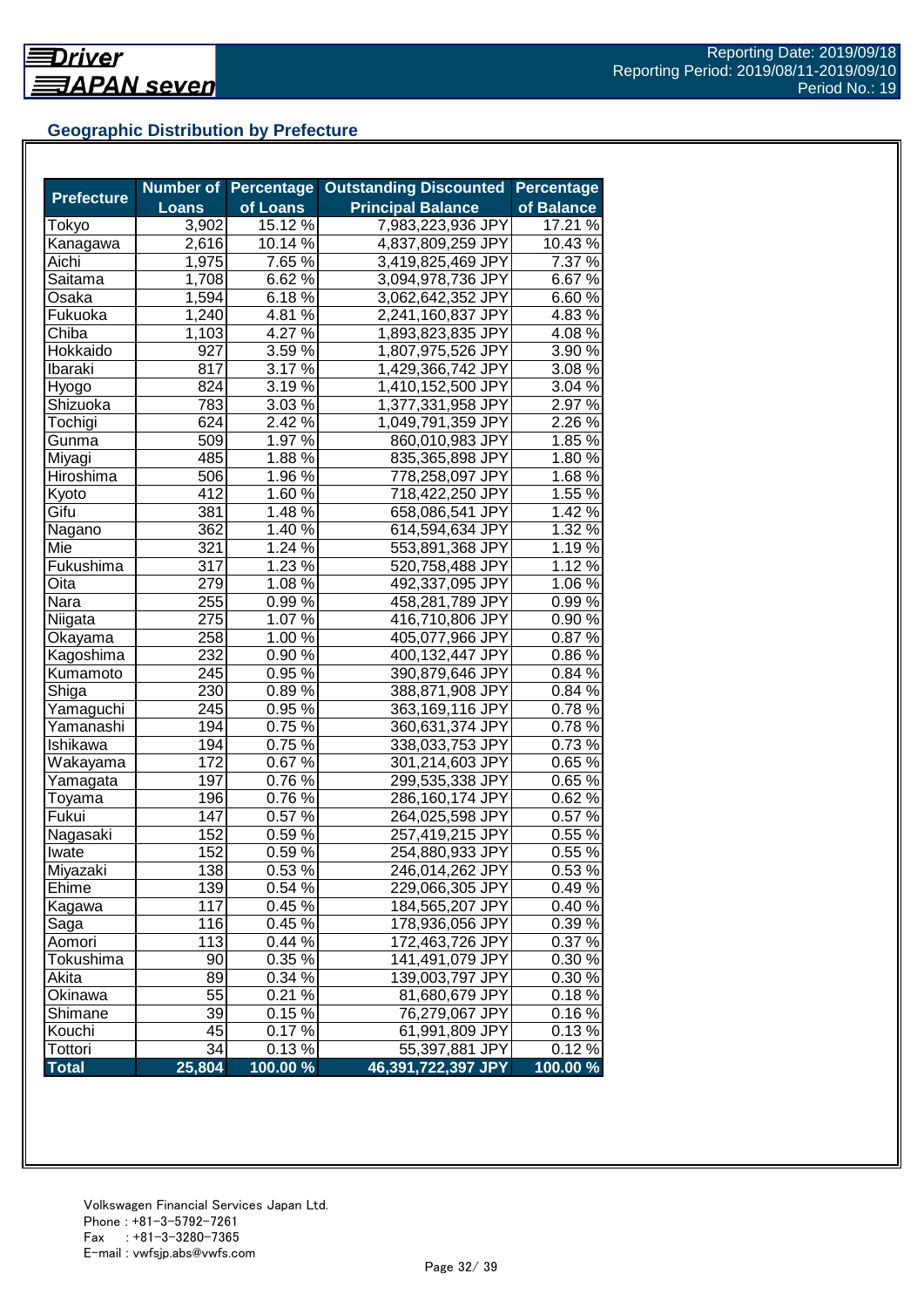Driver JAPAN seven

Reporting Date: 2019/09/18
Reporting Period: 2019/08/11-2019/09/10
Period No.: 19

## Geographic Distribution by Prefecture

| Prefecture | Number of Loans | Percentage of Loans | Outstanding Discounted Principal Balance | Percentage of Balance |
|---|---|---|---|---|
| Tokyo | 3,902 | 15.12 % | 7,983,223,936 JPY | 17.21 % |
| Kanagawa | 2,616 | 10.14 % | 4,837,809,259 JPY | 10.43 % |
| Aichi | 1,975 | 7.65 % | 3,419,825,469 JPY | 7.37 % |
| Saitama | 1,708 | 6.62 % | 3,094,978,736 JPY | 6.67 % |
| Osaka | 1,594 | 6.18 % | 3,062,642,352 JPY | 6.60 % |
| Fukuoka | 1,240 | 4.81 % | 2,241,160,837 JPY | 4.83 % |
| Chiba | 1,103 | 4.27 % | 1,893,823,835 JPY | 4.08 % |
| Hokkaido | 927 | 3.59 % | 1,807,975,526 JPY | 3.90 % |
| Ibaraki | 817 | 3.17 % | 1,429,366,742 JPY | 3.08 % |
| Hyogo | 824 | 3.19 % | 1,410,152,500 JPY | 3.04 % |
| Shizuoka | 783 | 3.03 % | 1,377,331,958 JPY | 2.97 % |
| Tochigi | 624 | 2.42 % | 1,049,791,359 JPY | 2.26 % |
| Gunma | 509 | 1.97 % | 860,010,983 JPY | 1.85 % |
| Miyagi | 485 | 1.88 % | 835,365,898 JPY | 1.80 % |
| Hiroshima | 506 | 1.96 % | 778,258,097 JPY | 1.68 % |
| Kyoto | 412 | 1.60 % | 718,422,250 JPY | 1.55 % |
| Gifu | 381 | 1.48 % | 658,086,541 JPY | 1.42 % |
| Nagano | 362 | 1.40 % | 614,594,634 JPY | 1.32 % |
| Mie | 321 | 1.24 % | 553,891,368 JPY | 1.19 % |
| Fukushima | 317 | 1.23 % | 520,758,488 JPY | 1.12 % |
| Oita | 279 | 1.08 % | 492,337,095 JPY | 1.06 % |
| Nara | 255 | 0.99 % | 458,281,789 JPY | 0.99 % |
| Niigata | 275 | 1.07 % | 416,710,806 JPY | 0.90 % |
| Okayama | 258 | 1.00 % | 405,077,966 JPY | 0.87 % |
| Kagoshima | 232 | 0.90 % | 400,132,447 JPY | 0.86 % |
| Kumamoto | 245 | 0.95 % | 390,879,646 JPY | 0.84 % |
| Shiga | 230 | 0.89 % | 388,871,908 JPY | 0.84 % |
| Yamaguchi | 245 | 0.95 % | 363,169,116 JPY | 0.78 % |
| Yamanashi | 194 | 0.75 % | 360,631,374 JPY | 0.78 % |
| Ishikawa | 194 | 0.75 % | 338,033,753 JPY | 0.73 % |
| Wakayama | 172 | 0.67 % | 301,214,603 JPY | 0.65 % |
| Yamagata | 197 | 0.76 % | 299,535,338 JPY | 0.65 % |
| Toyama | 196 | 0.76 % | 286,160,174 JPY | 0.62 % |
| Fukui | 147 | 0.57 % | 264,025,598 JPY | 0.57 % |
| Nagasaki | 152 | 0.59 % | 257,419,215 JPY | 0.55 % |
| Iwate | 152 | 0.59 % | 254,880,933 JPY | 0.55 % |
| Miyazaki | 138 | 0.53 % | 246,014,262 JPY | 0.53 % |
| Ehime | 139 | 0.54 % | 229,066,305 JPY | 0.49 % |
| Kagawa | 117 | 0.45 % | 184,565,207 JPY | 0.40 % |
| Saga | 116 | 0.45 % | 178,936,056 JPY | 0.39 % |
| Aomori | 113 | 0.44 % | 172,463,726 JPY | 0.37 % |
| Tokushima | 90 | 0.35 % | 141,491,079 JPY | 0.30 % |
| Akita | 89 | 0.34 % | 139,003,797 JPY | 0.30 % |
| Okinawa | 55 | 0.21 % | 81,680,679 JPY | 0.18 % |
| Shimane | 39 | 0.15 % | 76,279,067 JPY | 0.16 % |
| Kouchi | 45 | 0.17 % | 61,991,809 JPY | 0.13 % |
| Tottori | 34 | 0.13 % | 55,397,881 JPY | 0.12 % |
| **Total** | **25,804** | **100.00 %** | **46,391,722,397 JPY** | **100.00 %** |

Volkswagen Financial Services Japan Ltd.
Phone : +81-3-5792-7261
Fax : +81-3-3280-7365
E-mail : vwfsjp.abs@vwfs.com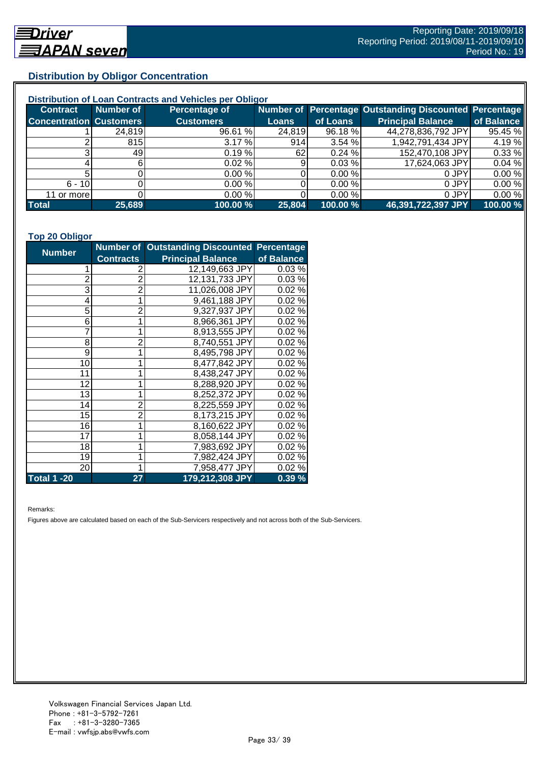## Distribution by Obligor Concentration

### Distribution of Loan Contracts and Vehicles per Obligor

| Contract Concentration | Number of Customers | Percentage of Customers | Number of Loans | Percentage of Loans | Outstanding Discounted Principal Balance | Percentage of Balance |
|---|---|---|---|---|---|---|
| 1 | 24,819 | 96.61 % | 24,819 | 96.18 % | 44,278,836,792 JPY | 95.45 % |
| 2 | 815 | 3.17 % | 914 | 3.54 % | 1,942,791,434 JPY | 4.19 % |
| 3 | 49 | 0.19 % | 62 | 0.24 % | 152,470,108 JPY | 0.33 % |
| 4 | 6 | 0.02 % | 9 | 0.03 % | 17,624,063 JPY | 0.04 % |
| 5 | 0 | 0.00 % | 0 | 0.00 % | 0 JPY | 0.00 % |
| 6 - 10 | 0 | 0.00 % | 0 | 0.00 % | 0 JPY | 0.00 % |
| 11 or more | 0 | 0.00 % | 0 | 0.00 % | 0 JPY | 0.00 % |
| **Total** | **25,689** | **100.00 %** | **25,804** | **100.00 %** | **46,391,722,397 JPY** | **100.00 %** |

### Top 20 Obligor

| Number | Number of Contracts | Outstanding Discounted Principal Balance | Percentage of Balance |
|---|---|---|---|
| 1 | 2 | 12,149,663 JPY | 0.03 % |
| 2 | 2 | 12,131,733 JPY | 0.03 % |
| 3 | 2 | 11,026,008 JPY | 0.02 % |
| 4 | 1 | 9,461,188 JPY | 0.02 % |
| 5 | 2 | 9,327,937 JPY | 0.02 % |
| 6 | 1 | 8,966,361 JPY | 0.02 % |
| 7 | 1 | 8,913,555 JPY | 0.02 % |
| 8 | 2 | 8,740,551 JPY | 0.02 % |
| 9 | 1 | 8,495,798 JPY | 0.02 % |
| 10 | 1 | 8,477,842 JPY | 0.02 % |
| 11 | 1 | 8,438,247 JPY | 0.02 % |
| 12 | 1 | 8,288,920 JPY | 0.02 % |
| 13 | 1 | 8,252,372 JPY | 0.02 % |
| 14 | 2 | 8,225,559 JPY | 0.02 % |
| 15 | 2 | 8,173,215 JPY | 0.02 % |
| 16 | 1 | 8,160,622 JPY | 0.02 % |
| 17 | 1 | 8,058,144 JPY | 0.02 % |
| 18 | 1 | 7,983,692 JPY | 0.02 % |
| 19 | 1 | 7,982,424 JPY | 0.02 % |
| 20 | 1 | 7,958,477 JPY | 0.02 % |
| **Total 1 -20** | **27** | **179,212,308 JPY** | **0.39 %** |

Remarks:

Figures above are calculated based on each of the Sub-Servicers respectively and not across both of the Sub-Servicers.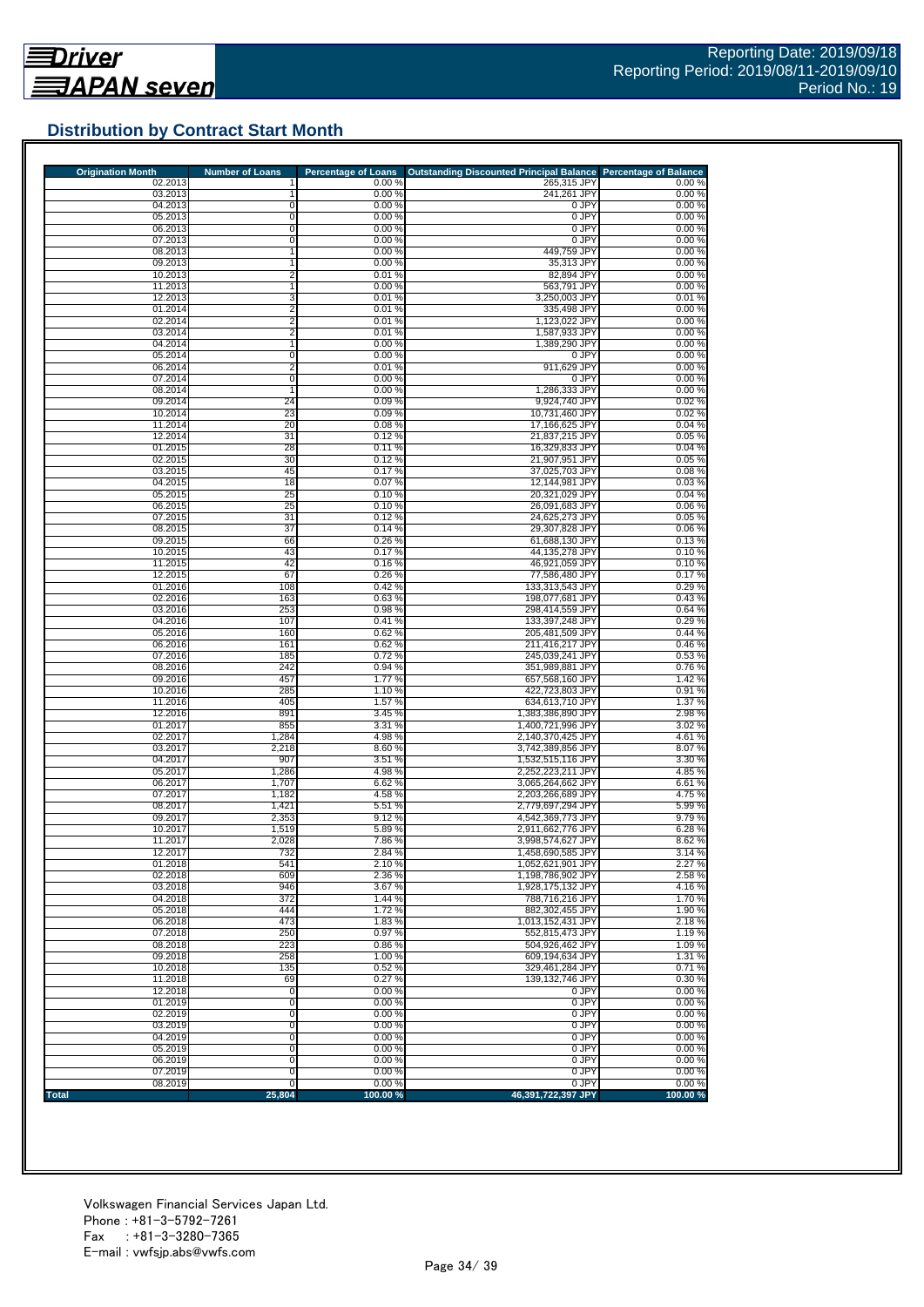## Distribution by Contract Start Month

| Origination Month | Number of Loans | Percentage of Loans | Outstanding Discounted Principal Balance | Percentage of Balance |
|---|---|---|---|---|
| 02.2013 | 1 | 0.00 % | 265,315 JPY | 0.00 % |
| 03.2013 | 1 | 0.00 % | 241,261 JPY | 0.00 % |
| 04.2013 | 0 | 0.00 % | 0 JPY | 0.00 % |
| 05.2013 | 0 | 0.00 % | 0 JPY | 0.00 % |
| 06.2013 | 0 | 0.00 % | 0 JPY | 0.00 % |
| 07.2013 | 0 | 0.00 % | 0 JPY | 0.00 % |
| 08.2013 | 1 | 0.00 % | 449,759 JPY | 0.00 % |
| 09.2013 | 1 | 0.00 % | 35,313 JPY | 0.00 % |
| 10.2013 | 2 | 0.01 % | 82,894 JPY | 0.00 % |
| 11.2013 | 1 | 0.00 % | 563,791 JPY | 0.00 % |
| 12.2013 | 3 | 0.01 % | 3,250,003 JPY | 0.01 % |
| 01.2014 | 2 | 0.01 % | 335,498 JPY | 0.00 % |
| 02.2014 | 2 | 0.01 % | 1,123,022 JPY | 0.00 % |
| 03.2014 | 2 | 0.01 % | 1,587,933 JPY | 0.00 % |
| 04.2014 | 1 | 0.00 % | 1,389,290 JPY | 0.00 % |
| 05.2014 | 0 | 0.00 % | 0 JPY | 0.00 % |
| 06.2014 | 2 | 0.01 % | 911,629 JPY | 0.00 % |
| 07.2014 | 0 | 0.00 % | 0 JPY | 0.00 % |
| 08.2014 | 1 | 0.00 % | 1,286,333 JPY | 0.00 % |
| 09.2014 | 24 | 0.09 % | 9,924,740 JPY | 0.02 % |
| 10.2014 | 23 | 0.09 % | 10,731,460 JPY | 0.02 % |
| 11.2014 | 20 | 0.08 % | 17,166,625 JPY | 0.04 % |
| 12.2014 | 31 | 0.12 % | 21,837,215 JPY | 0.05 % |
| 01.2015 | 28 | 0.11 % | 16,329,833 JPY | 0.04 % |
| 02.2015 | 30 | 0.12 % | 21,907,951 JPY | 0.05 % |
| 03.2015 | 45 | 0.17 % | 37,025,703 JPY | 0.08 % |
| 04.2015 | 18 | 0.07 % | 12,144,981 JPY | 0.03 % |
| 05.2015 | 25 | 0.10 % | 20,321,029 JPY | 0.04 % |
| 06.2015 | 25 | 0.10 % | 26,091,683 JPY | 0.06 % |
| 07.2015 | 31 | 0.12 % | 24,625,273 JPY | 0.05 % |
| 08.2015 | 37 | 0.14 % | 29,307,828 JPY | 0.06 % |
| 09.2015 | 66 | 0.26 % | 61,688,130 JPY | 0.13 % |
| 10.2015 | 43 | 0.17 % | 44,135,278 JPY | 0.10 % |
| 11.2015 | 42 | 0.16 % | 46,921,059 JPY | 0.10 % |
| 12.2015 | 67 | 0.26 % | 77,586,480 JPY | 0.17 % |
| 01.2016 | 108 | 0.42 % | 133,313,543 JPY | 0.29 % |
| 02.2016 | 163 | 0.63 % | 198,077,681 JPY | 0.43 % |
| 03.2016 | 253 | 0.98 % | 298,414,559 JPY | 0.64 % |
| 04.2016 | 107 | 0.41 % | 133,397,248 JPY | 0.29 % |
| 05.2016 | 160 | 0.62 % | 205,481,509 JPY | 0.44 % |
| 06.2016 | 161 | 0.62 % | 211,416,217 JPY | 0.46 % |
| 07.2016 | 185 | 0.72 % | 245,039,241 JPY | 0.53 % |
| 08.2016 | 242 | 0.94 % | 351,989,881 JPY | 0.76 % |
| 09.2016 | 457 | 1.77 % | 657,568,160 JPY | 1.42 % |
| 10.2016 | 285 | 1.10 % | 422,723,803 JPY | 0.91 % |
| 11.2016 | 405 | 1.57 % | 634,613,710 JPY | 1.37 % |
| 12.2016 | 891 | 3.45 % | 1,383,386,890 JPY | 2.98 % |
| 01.2017 | 855 | 3.31 % | 1,400,721,996 JPY | 3.02 % |
| 02.2017 | 1,284 | 4.98 % | 2,140,370,425 JPY | 4.61 % |
| 03.2017 | 2,218 | 8.60 % | 3,742,389,856 JPY | 8.07 % |
| 04.2017 | 907 | 3.51 % | 1,532,515,116 JPY | 3.30 % |
| 05.2017 | 1,286 | 4.98 % | 2,252,223,211 JPY | 4.85 % |
| 06.2017 | 1,707 | 6.62 % | 3,065,264,662 JPY | 6.61 % |
| 07.2017 | 1,182 | 4.58 % | 2,203,266,689 JPY | 4.75 % |
| 08.2017 | 1,421 | 5.51 % | 2,779,697,294 JPY | 5.99 % |
| 09.2017 | 2,353 | 9.12 % | 4,542,369,773 JPY | 9.79 % |
| 10.2017 | 1,519 | 5.89 % | 2,911,662,776 JPY | 6.28 % |
| 11.2017 | 2,028 | 7.86 % | 3,998,574,627 JPY | 8.62 % |
| 12.2017 | 732 | 2.84 % | 1,458,690,585 JPY | 3.14 % |
| 01.2018 | 541 | 2.10 % | 1,052,621,901 JPY | 2.27 % |
| 02.2018 | 609 | 2.36 % | 1,198,786,902 JPY | 2.58 % |
| 03.2018 | 946 | 3.67 % | 1,928,175,132 JPY | 4.16 % |
| 04.2018 | 372 | 1.44 % | 788,716,216 JPY | 1.70 % |
| 05.2018 | 444 | 1.72 % | 882,302,455 JPY | 1.90 % |
| 06.2018 | 473 | 1.83 % | 1,013,152,431 JPY | 2.18 % |
| 07.2018 | 250 | 0.97 % | 552,815,473 JPY | 1.19 % |
| 08.2018 | 223 | 0.86 % | 504,926,462 JPY | 1.09 % |
| 09.2018 | 258 | 1.00 % | 609,194,634 JPY | 1.31 % |
| 10.2018 | 135 | 0.52 % | 329,461,284 JPY | 0.71 % |
| 11.2018 | 69 | 0.27 % | 139,132,746 JPY | 0.30 % |
| 12.2018 | 0 | 0.00 % | 0 JPY | 0.00 % |
| 01.2019 | 0 | 0.00 % | 0 JPY | 0.00 % |
| 02.2019 | 0 | 0.00 % | 0 JPY | 0.00 % |
| 03.2019 | 0 | 0.00 % | 0 JPY | 0.00 % |
| 04.2019 | 0 | 0.00 % | 0 JPY | 0.00 % |
| 05.2019 | 0 | 0.00 % | 0 JPY | 0.00 % |
| 06.2019 | 0 | 0.00 % | 0 JPY | 0.00 % |
| 07.2019 | 0 | 0.00 % | 0 JPY | 0.00 % |
| 08.2019 | 0 | 0.00 % | 0 JPY | 0.00 % |
| **Total** | **25,804** | **100.00 %** | **46,391,722,397 JPY** | **100.00 %** |

Volkswagen Financial Services Japan Ltd.
Phone : +81-3-5792-7261
Fax : +81-3-3280-7365
E-mail : vwfsjp.abs@vwfs.com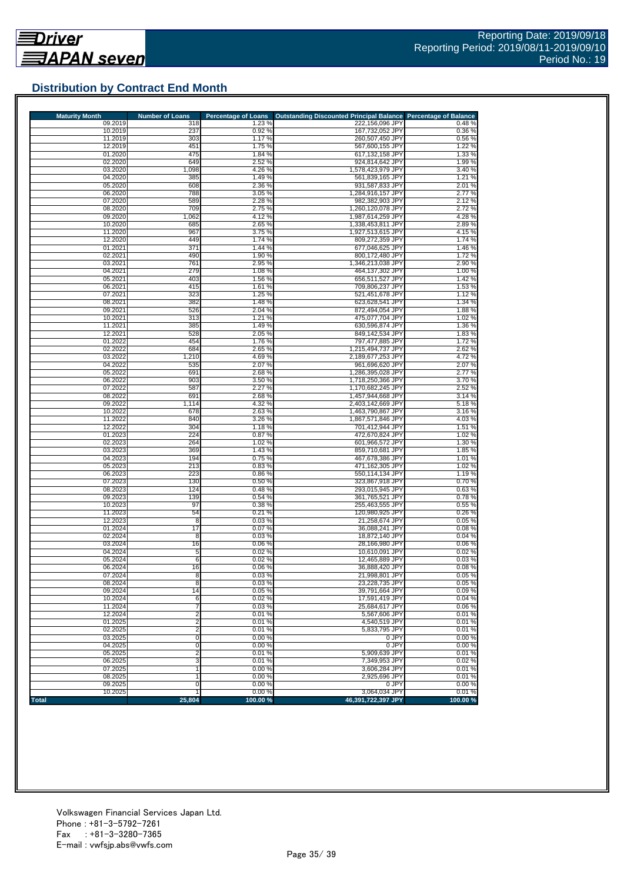## Distribution by Contract End Month

| Maturity Month | Number of Loans | Percentage of Loans | Outstanding Discounted Principal Balance | Percentage of Balance |
|---|---|---|---|---|
| 09.2019 | 318 | 1.23 % | 222,156,096 JPY | 0.48 % |
| 10.2019 | 237 | 0.92 % | 167,732,052 JPY | 0.36 % |
| 11.2019 | 303 | 1.17 % | 260,507,450 JPY | 0.56 % |
| 12.2019 | 451 | 1.75 % | 567,600,155 JPY | 1.22 % |
| 01.2020 | 475 | 1.84 % | 617,132,158 JPY | 1.33 % |
| 02.2020 | 649 | 2.52 % | 924,814,642 JPY | 1.99 % |
| 03.2020 | 1,098 | 4.26 % | 1,578,423,979 JPY | 3.40 % |
| 04.2020 | 385 | 1.49 % | 561,839,165 JPY | 1.21 % |
| 05.2020 | 608 | 2.36 % | 931,587,833 JPY | 2.01 % |
| 06.2020 | 788 | 3.05 % | 1,284,916,157 JPY | 2.77 % |
| 07.2020 | 589 | 2.28 % | 982,382,903 JPY | 2.12 % |
| 08.2020 | 709 | 2.75 % | 1,260,120,078 JPY | 2.72 % |
| 09.2020 | 1,062 | 4.12 % | 1,987,614,259 JPY | 4.28 % |
| 10.2020 | 685 | 2.65 % | 1,338,453,811 JPY | 2.89 % |
| 11.2020 | 967 | 3.75 % | 1,927,513,615 JPY | 4.15 % |
| 12.2020 | 449 | 1.74 % | 809,272,359 JPY | 1.74 % |
| 01.2021 | 371 | 1.44 % | 677,046,625 JPY | 1.46 % |
| 02.2021 | 490 | 1.90 % | 800,172,480 JPY | 1.72 % |
| 03.2021 | 761 | 2.95 % | 1,346,213,038 JPY | 2.90 % |
| 04.2021 | 279 | 1.08 % | 464,137,302 JPY | 1.00 % |
| 05.2021 | 403 | 1.56 % | 656,511,527 JPY | 1.42 % |
| 06.2021 | 415 | 1.61 % | 709,806,237 JPY | 1.53 % |
| 07.2021 | 323 | 1.25 % | 521,451,678 JPY | 1.12 % |
| 08.2021 | 382 | 1.48 % | 623,628,541 JPY | 1.34 % |
| 09.2021 | 526 | 2.04 % | 872,494,054 JPY | 1.88 % |
| 10.2021 | 313 | 1.21 % | 475,077,704 JPY | 1.02 % |
| 11.2021 | 385 | 1.49 % | 630,596,874 JPY | 1.36 % |
| 12.2021 | 528 | 2.05 % | 849,142,534 JPY | 1.83 % |
| 01.2022 | 454 | 1.76 % | 797,477,885 JPY | 1.72 % |
| 02.2022 | 684 | 2.65 % | 1,215,494,737 JPY | 2.62 % |
| 03.2022 | 1,210 | 4.69 % | 2,189,677,253 JPY | 4.72 % |
| 04.2022 | 535 | 2.07 % | 961,696,620 JPY | 2.07 % |
| 05.2022 | 691 | 2.68 % | 1,286,395,028 JPY | 2.77 % |
| 06.2022 | 903 | 3.50 % | 1,718,250,366 JPY | 3.70 % |
| 07.2022 | 587 | 2.27 % | 1,170,682,245 JPY | 2.52 % |
| 08.2022 | 691 | 2.68 % | 1,457,944,668 JPY | 3.14 % |
| 09.2022 | 1,114 | 4.32 % | 2,403,142,669 JPY | 5.18 % |
| 10.2022 | 678 | 2.63 % | 1,463,790,867 JPY | 3.16 % |
| 11.2022 | 840 | 3.26 % | 1,867,571,846 JPY | 4.03 % |
| 12.2022 | 304 | 1.18 % | 701,412,944 JPY | 1.51 % |
| 01.2023 | 224 | 0.87 % | 472,670,824 JPY | 1.02 % |
| 02.2023 | 264 | 1.02 % | 601,966,572 JPY | 1.30 % |
| 03.2023 | 369 | 1.43 % | 859,710,681 JPY | 1.85 % |
| 04.2023 | 194 | 0.75 % | 467,678,386 JPY | 1.01 % |
| 05.2023 | 213 | 0.83 % | 471,162,305 JPY | 1.02 % |
| 06.2023 | 223 | 0.86 % | 550,114,134 JPY | 1.19 % |
| 07.2023 | 130 | 0.50 % | 323,867,918 JPY | 0.70 % |
| 08.2023 | 124 | 0.48 % | 293,015,945 JPY | 0.63 % |
| 09.2023 | 139 | 0.54 % | 361,765,521 JPY | 0.78 % |
| 10.2023 | 97 | 0.38 % | 255,463,555 JPY | 0.55 % |
| 11.2023 | 54 | 0.21 % | 120,980,925 JPY | 0.26 % |
| 12.2023 | 8 | 0.03 % | 21,258,674 JPY | 0.05 % |
| 01.2024 | 17 | 0.07 % | 36,088,241 JPY | 0.08 % |
| 02.2024 | 8 | 0.03 % | 18,872,140 JPY | 0.04 % |
| 03.2024 | 16 | 0.06 % | 28,166,980 JPY | 0.06 % |
| 04.2024 | 5 | 0.02 % | 10,610,091 JPY | 0.02 % |
| 05.2024 | 6 | 0.02 % | 12,465,889 JPY | 0.03 % |
| 06.2024 | 16 | 0.06 % | 36,888,420 JPY | 0.08 % |
| 07.2024 | 8 | 0.03 % | 21,998,801 JPY | 0.05 % |
| 08.2024 | 8 | 0.03 % | 23,228,735 JPY | 0.05 % |
| 09.2024 | 14 | 0.05 % | 39,791,664 JPY | 0.09 % |
| 10.2024 | 6 | 0.02 % | 17,591,419 JPY | 0.04 % |
| 11.2024 | 7 | 0.03 % | 25,684,617 JPY | 0.06 % |
| 12.2024 | 2 | 0.01 % | 5,567,606 JPY | 0.01 % |
| 01.2025 | 2 | 0.01 % | 4,540,519 JPY | 0.01 % |
| 02.2025 | 2 | 0.01 % | 5,833,795 JPY | 0.01 % |
| 03.2025 | 0 | 0.00 % | 0 JPY | 0.00 % |
| 04.2025 | 0 | 0.00 % | 0 JPY | 0.00 % |
| 05.2025 | 2 | 0.01 % | 5,909,639 JPY | 0.01 % |
| 06.2025 | 3 | 0.01 % | 7,349,953 JPY | 0.02 % |
| 07.2025 | 1 | 0.00 % | 3,606,284 JPY | 0.01 % |
| 08.2025 | 1 | 0.00 % | 2,925,696 JPY | 0.01 % |
| 09.2025 | 0 | 0.00 % | 0 JPY | 0.00 % |
| 10.2025 | 1 | 0.00 % | 3,064,034 JPY | 0.01 % |
| **Total** | **25,804** | **100.00 %** | **46,391,722,397 JPY** | **100.00 %** |

Volkswagen Financial Services Japan Ltd.
Phone : +81-3-5792-7261
Fax : +81-3-3280-7365
E-mail : vwfsjp.abs@vwfs.com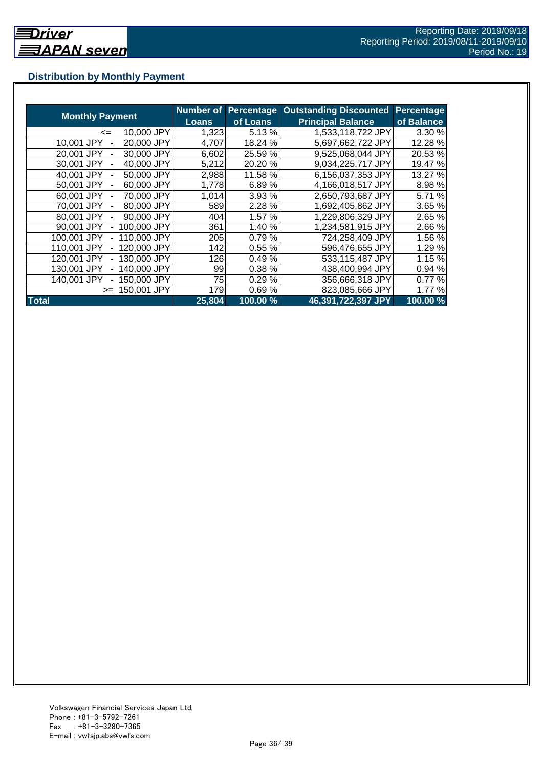## Distribution by Monthly Payment

| Monthly Payment | Number of Loans | Percentage of Loans | Outstanding Discounted Principal Balance | Percentage of Balance |
|---|---|---|---|---|
| <= 10,000 JPY | 1,323 | 5.13 % | 1,533,118,722 JPY | 3.30 % |
| 10,001 JPY - 20,000 JPY | 4,707 | 18.24 % | 5,697,662,722 JPY | 12.28 % |
| 20,001 JPY - 30,000 JPY | 6,602 | 25.59 % | 9,525,068,044 JPY | 20.53 % |
| 30,001 JPY - 40,000 JPY | 5,212 | 20.20 % | 9,034,225,717 JPY | 19.47 % |
| 40,001 JPY - 50,000 JPY | 2,988 | 11.58 % | 6,156,037,353 JPY | 13.27 % |
| 50,001 JPY - 60,000 JPY | 1,778 | 6.89 % | 4,166,018,517 JPY | 8.98 % |
| 60,001 JPY - 70,000 JPY | 1,014 | 3.93 % | 2,650,793,687 JPY | 5.71 % |
| 70,001 JPY - 80,000 JPY | 589 | 2.28 % | 1,692,405,862 JPY | 3.65 % |
| 80,001 JPY - 90,000 JPY | 404 | 1.57 % | 1,229,806,329 JPY | 2.65 % |
| 90,001 JPY - 100,000 JPY | 361 | 1.40 % | 1,234,581,915 JPY | 2.66 % |
| 100,001 JPY - 110,000 JPY | 205 | 0.79 % | 724,258,409 JPY | 1.56 % |
| 110,001 JPY - 120,000 JPY | 142 | 0.55 % | 596,476,655 JPY | 1.29 % |
| 120,001 JPY - 130,000 JPY | 126 | 0.49 % | 533,115,487 JPY | 1.15 % |
| 130,001 JPY - 140,000 JPY | 99 | 0.38 % | 438,400,994 JPY | 0.94 % |
| 140,001 JPY - 150,000 JPY | 75 | 0.29 % | 356,666,318 JPY | 0.77 % |
| >= 150,001 JPY | 179 | 0.69 % | 823,085,666 JPY | 1.77 % |
| **Total** | **25,804** | **100.00 %** | **46,391,722,397 JPY** | **100.00 %** |

Volkswagen Financial Services Japan Ltd.
Phone : +81-3-5792-7261
Fax : +81-3-3280-7365
E-mail : vwfsjp.abs@vwfs.com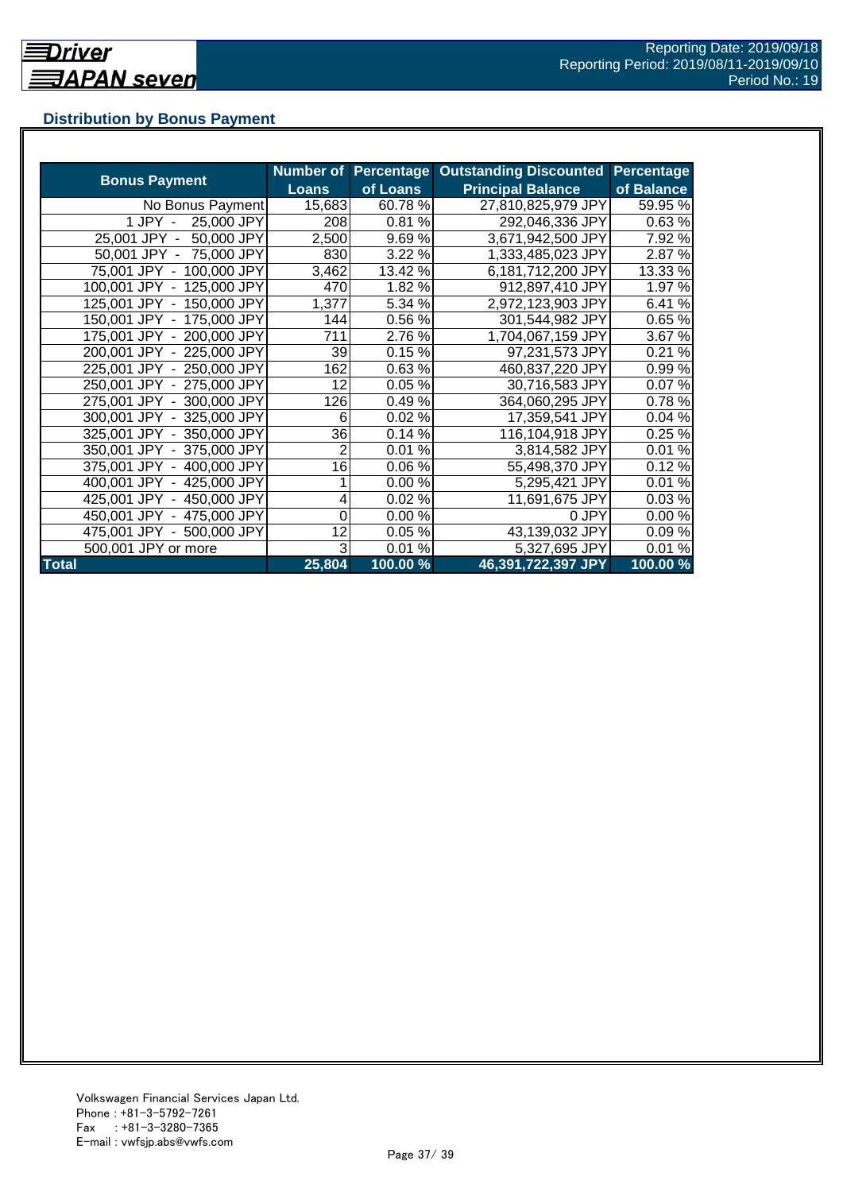## Distribution by Bonus Payment

| Bonus Payment | Number of Loans | Percentage of Loans | Outstanding Discounted Principal Balance | Percentage of Balance |
|---|---|---|---|---|
| No Bonus Payment | 15,683 | 60.78 % | 27,810,825,979 JPY | 59.95 % |
| 1 JPY - 25,000 JPY | 208 | 0.81 % | 292,046,336 JPY | 0.63 % |
| 25,001 JPY - 50,000 JPY | 2,500 | 9.69 % | 3,671,942,500 JPY | 7.92 % |
| 50,001 JPY - 75,000 JPY | 830 | 3.22 % | 1,333,485,023 JPY | 2.87 % |
| 75,001 JPY - 100,000 JPY | 3,462 | 13.42 % | 6,181,712,200 JPY | 13.33 % |
| 100,001 JPY - 125,000 JPY | 470 | 1.82 % | 912,897,410 JPY | 1.97 % |
| 125,001 JPY - 150,000 JPY | 1,377 | 5.34 % | 2,972,123,903 JPY | 6.41 % |
| 150,001 JPY - 175,000 JPY | 144 | 0.56 % | 301,544,982 JPY | 0.65 % |
| 175,001 JPY - 200,000 JPY | 711 | 2.76 % | 1,704,067,159 JPY | 3.67 % |
| 200,001 JPY - 225,000 JPY | 39 | 0.15 % | 97,231,573 JPY | 0.21 % |
| 225,001 JPY - 250,000 JPY | 162 | 0.63 % | 460,837,220 JPY | 0.99 % |
| 250,001 JPY - 275,000 JPY | 12 | 0.05 % | 30,716,583 JPY | 0.07 % |
| 275,001 JPY - 300,000 JPY | 126 | 0.49 % | 364,060,295 JPY | 0.78 % |
| 300,001 JPY - 325,000 JPY | 6 | 0.02 % | 17,359,541 JPY | 0.04 % |
| 325,001 JPY - 350,000 JPY | 36 | 0.14 % | 116,104,918 JPY | 0.25 % |
| 350,001 JPY - 375,000 JPY | 2 | 0.01 % | 3,814,582 JPY | 0.01 % |
| 375,001 JPY - 400,000 JPY | 16 | 0.06 % | 55,498,370 JPY | 0.12 % |
| 400,001 JPY - 425,000 JPY | 1 | 0.00 % | 5,295,421 JPY | 0.01 % |
| 425,001 JPY - 450,000 JPY | 4 | 0.02 % | 11,691,675 JPY | 0.03 % |
| 450,001 JPY - 475,000 JPY | 0 | 0.00 % | 0 JPY | 0.00 % |
| 475,001 JPY - 500,000 JPY | 12 | 0.05 % | 43,139,032 JPY | 0.09 % |
| 500,001 JPY or more | 3 | 0.01 % | 5,327,695 JPY | 0.01 % |
| **Total** | **25,804** | **100.00 %** | **46,391,722,397 JPY** | **100.00 %** |

Volkswagen Financial Services Japan Ltd.
Phone : +81-3-5792-7261
Fax : +81-3-3280-7365
E-mail : vwfsjp.abs@vwfs.com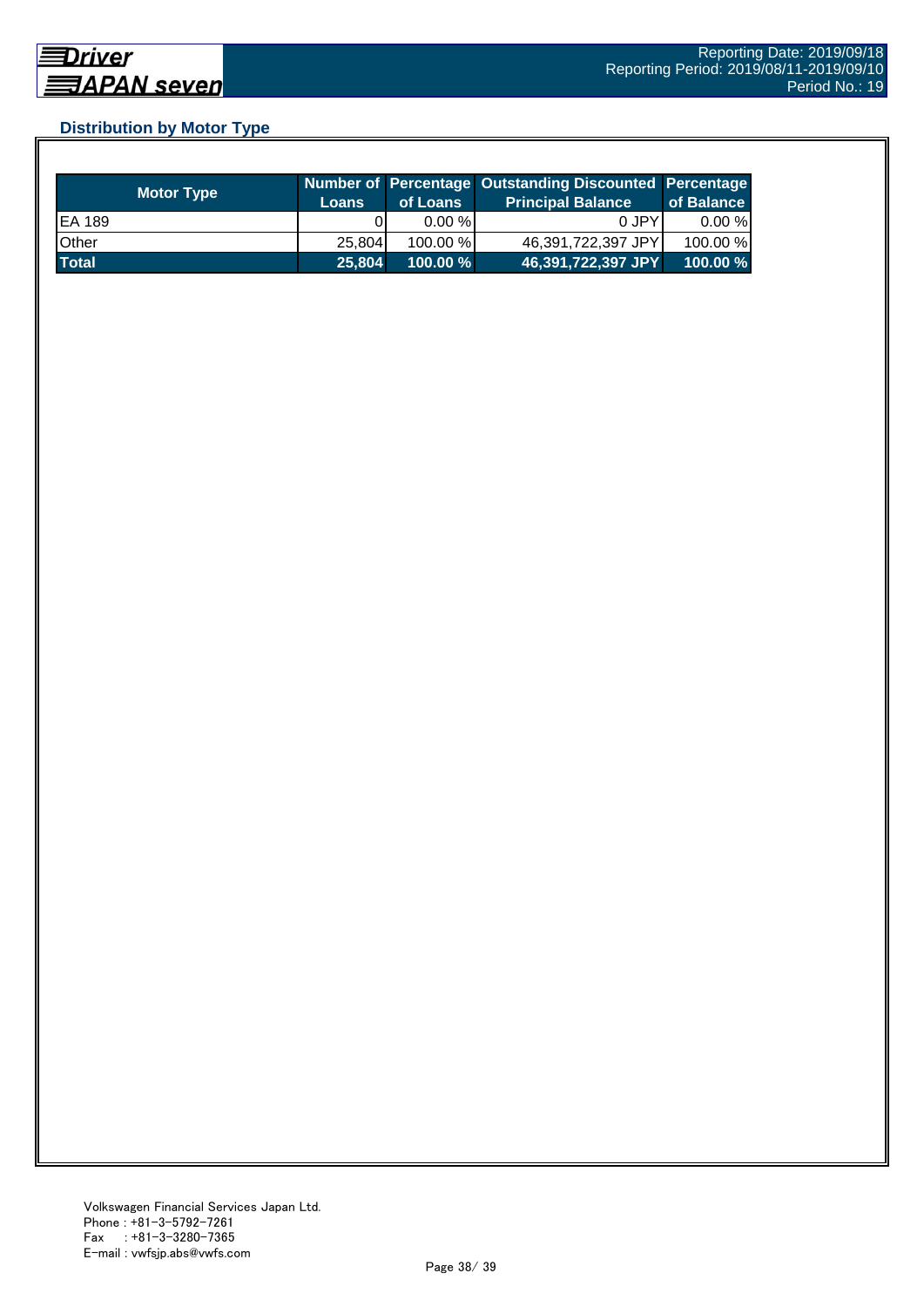## Distribution by Motor Type

| Motor Type | Number of Loans | Percentage of Loans | Outstanding Discounted Principal Balance | Percentage of Balance |
|---|---|---|---|---|
| EA 189 | 0 | 0.00 % | 0 JPY | 0.00 % |
| Other | 25,804 | 100.00 % | 46,391,722,397 JPY | 100.00 % |
| **Total** | **25,804** | **100.00 %** | **46,391,722,397 JPY** | **100.00 %** |

Volkswagen Financial Services Japan Ltd.
Phone : +81-3-5792-7261
Fax : +81-3-3280-7365
E-mail : vwfsjp.abs@vwfs.com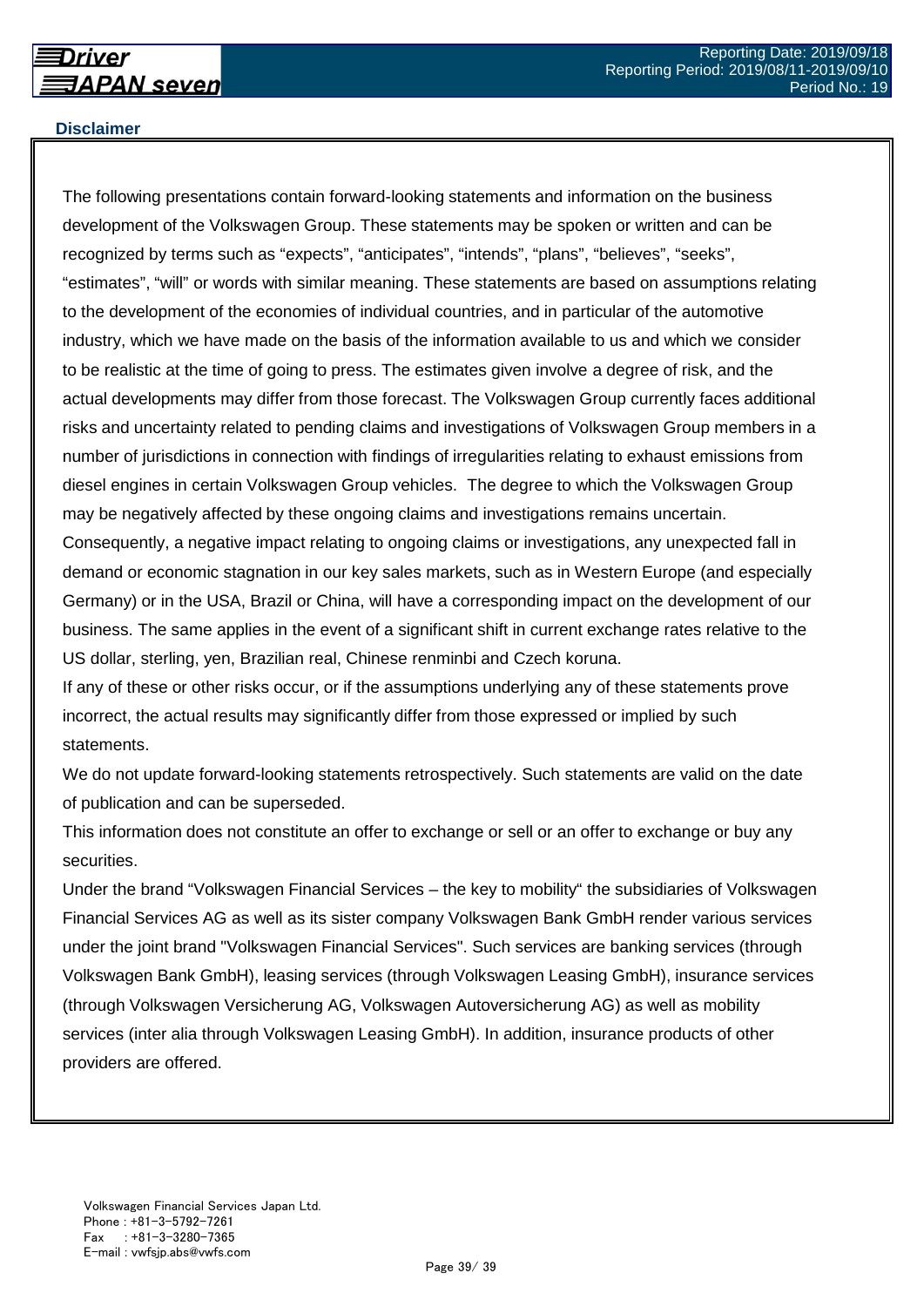## Disclaimer

The following presentations contain forward-looking statements and information on the business development of the Volkswagen Group. These statements may be spoken or written and can be recognized by terms such as “expects”, “anticipates”, “intends”, “plans”, “believes”, “seeks”, “estimates”, “will” or words with similar meaning. These statements are based on assumptions relating to the development of the economies of individual countries, and in particular of the automotive industry, which we have made on the basis of the information available to us and which we consider to be realistic at the time of going to press. The estimates given involve a degree of risk, and the actual developments may differ from those forecast. The Volkswagen Group currently faces additional risks and uncertainty related to pending claims and investigations of Volkswagen Group members in a number of jurisdictions in connection with findings of irregularities relating to exhaust emissions from diesel engines in certain Volkswagen Group vehicles. The degree to which the Volkswagen Group may be negatively affected by these ongoing claims and investigations remains uncertain.
Consequently, a negative impact relating to ongoing claims or investigations, any unexpected fall in demand or economic stagnation in our key sales markets, such as in Western Europe (and especially Germany) or in the USA, Brazil or China, will have a corresponding impact on the development of our business. The same applies in the event of a significant shift in current exchange rates relative to the US dollar, sterling, yen, Brazilian real, Chinese renminbi and Czech koruna.
If any of these or other risks occur, or if the assumptions underlying any of these statements prove incorrect, the actual results may significantly differ from those expressed or implied by such statements.
We do not update forward-looking statements retrospectively. Such statements are valid on the date of publication and can be superseded.
This information does not constitute an offer to exchange or sell or an offer to exchange or buy any securities.
Under the brand “Volkswagen Financial Services – the key to mobility“ the subsidiaries of Volkswagen Financial Services AG as well as its sister company Volkswagen Bank GmbH render various services under the joint brand "Volkswagen Financial Services". Such services are banking services (through Volkswagen Bank GmbH), leasing services (through Volkswagen Leasing GmbH), insurance services (through Volkswagen Versicherung AG, Volkswagen Autoversicherung AG) as well as mobility services (inter alia through Volkswagen Leasing GmbH). In addition, insurance products of other providers are offered.